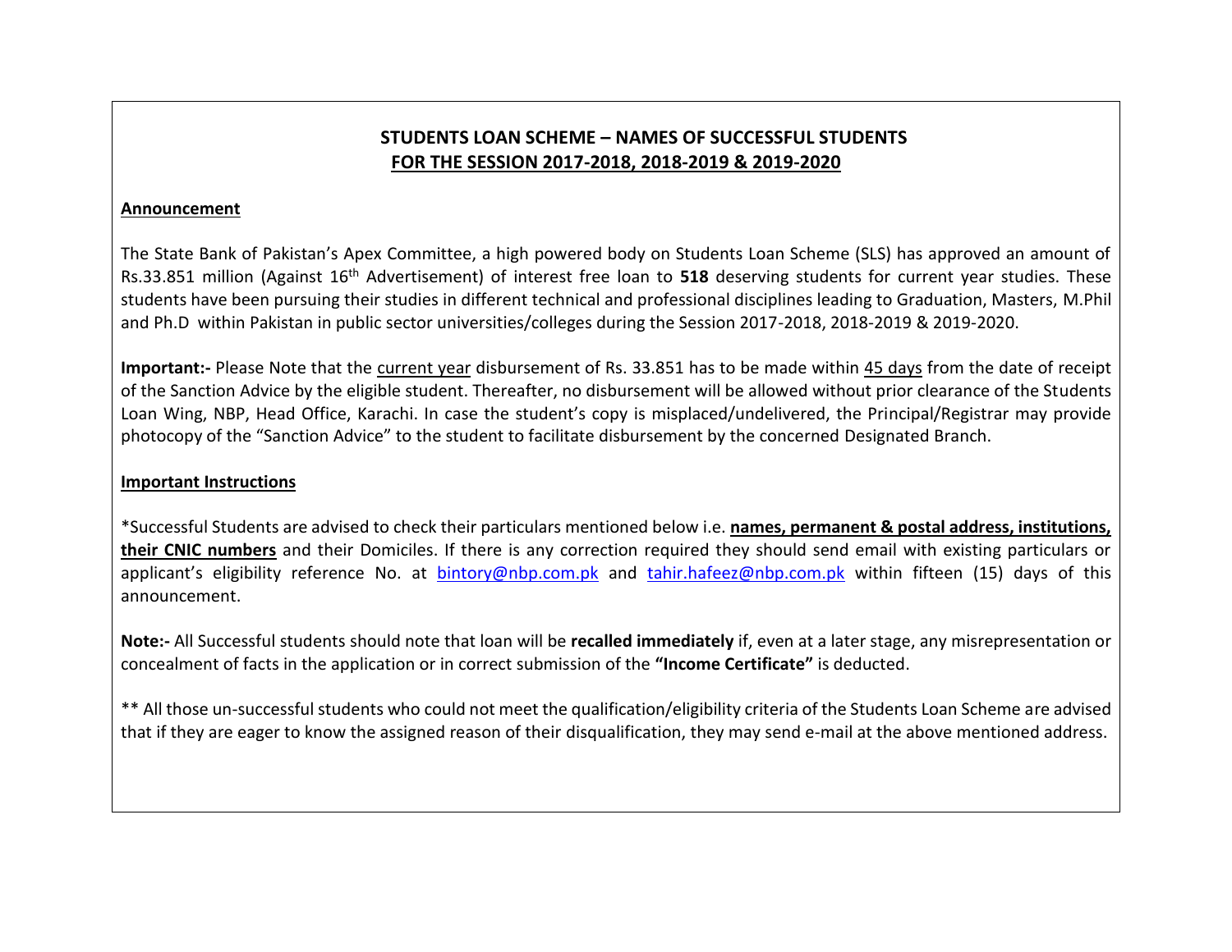## STUDENTS LOAN SCHEME – NAMES OF SUCCESSFUL STUDENTS FOR THE SESSION 2017-2018, 2018-2019 & 2019-2020

**Announcement**

The State Bank of Pakistan's Apex Committee, a high powered body on Students Loan Scheme (SLS) has approved an amount of Rs.33.851 million (Against 16th Advertisement) of interest free loan to **518** deserving students for current year studies. These students have been pursuing their studies in different technical and professional disciplines leading to Graduation, Masters, M.Phil and Ph.D within Pakistan in public sector universities/colleges during the Session 2017-2018, 2018-2019 & 2019-2020.

**Important:-** Please Note that the current year disbursement of Rs. 33.851 has to be made within 45 days from the date of receipt of the Sanction Advice by the eligible student. Thereafter, no disbursement will be allowed without prior clearance of the Students Loan Wing, NBP, Head Office, Karachi. In case the student's copy is misplaced/undelivered, the Principal/Registrar may provide photocopy of the "Sanction Advice" to the student to facilitate disbursement by the concerned Designated Branch.

**Important Instructions**

*Successful Students are advised to check their particulars mentioned below i.e. **names, permanent & postal address, institutions, their CNIC numbers** and their Domiciles. If there is any correction required they should send email with existing particulars or applicant's eligibility reference No. at bintory@nbp.com.pk and tahir.hafeez@nbp.com.pk within fifteen (15) days of this announcement.

**Note:-** All Successful students should note that loan will be **recalled immediately** if, even at a later stage, any misrepresentation or concealment of facts in the application or in correct submission of the **"Income Certificate"** is deducted.

** All those un-successful students who could not meet the qualification/eligibility criteria of the Students Loan Scheme are advised that if they are eager to know the assigned reason of their disqualification, they may send e-mail at the above mentioned address.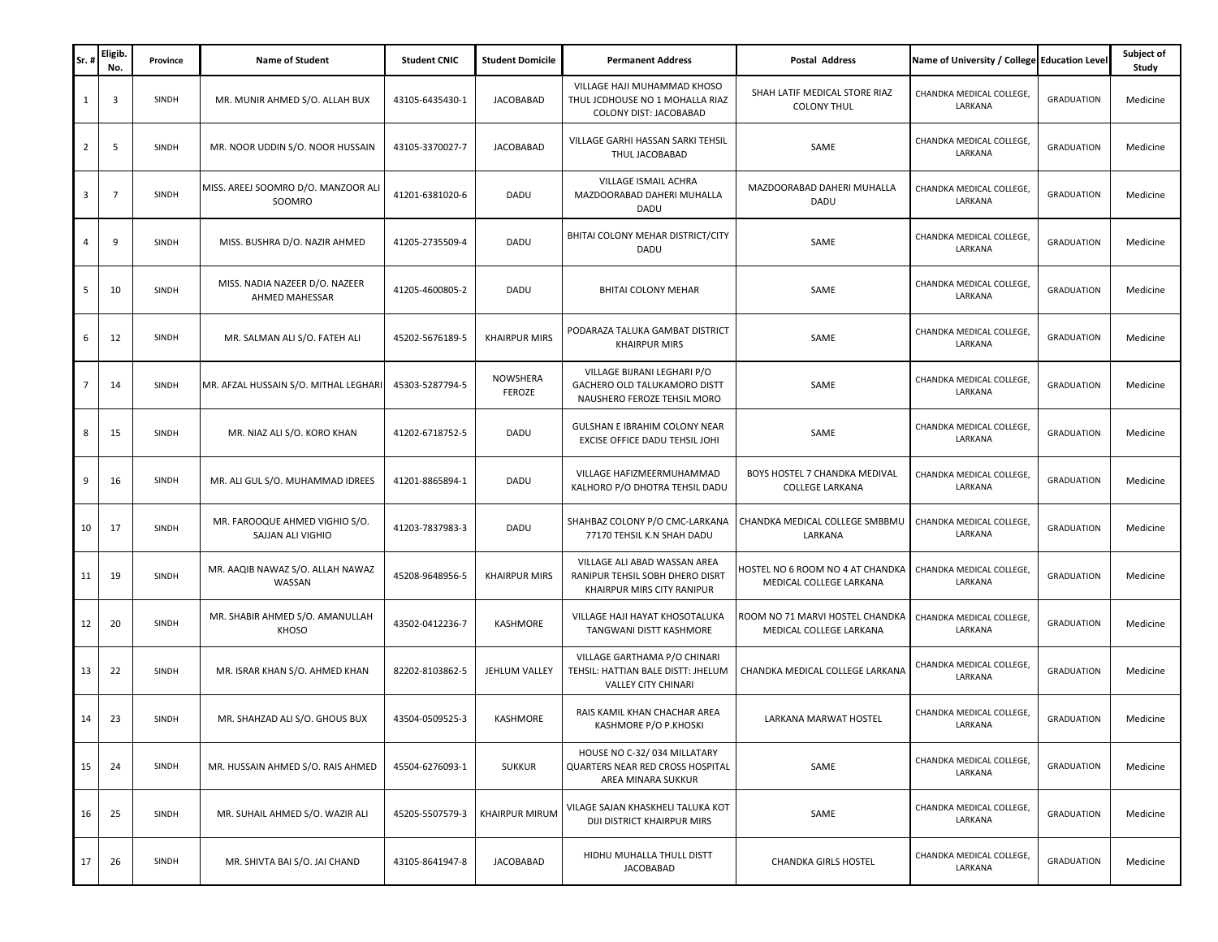| Sr. # | Eligib. No. | Province | Name of Student | Student CNIC | Student Domicile | Permanent Address | Postal Address | Name of University / College | Education Level | Subject of Study |
|---|---|---|---|---|---|---|---|---|---|---|
| 1 | 3 | SINDH | MR. MUNIR AHMED S/O. ALLAH BUX | 43105-6435430-1 | JACOBABAD | VILLAGE HAJI MUHAMMAD KHOSO THUL JCDHOUSE NO 1 MOHALLA RIAZ COLONY DIST: JACOBABAD | SHAH LATIF MEDICAL STORE RIAZ COLONY THUL | CHANDKA MEDICAL COLLEGE, LARKANA | GRADUATION | Medicine |
| 2 | 5 | SINDH | MR. NOOR UDDIN S/O. NOOR HUSSAIN | 43105-3370027-7 | JACOBABAD | VILLAGE GARHI HASSAN SARKI TEHSIL THUL JACOBABAD | SAME | CHANDKA MEDICAL COLLEGE, LARKANA | GRADUATION | Medicine |
| 3 | 7 | SINDH | MISS. AREEJ SOOMRO D/O. MANZOOR ALI SOOMRO | 41201-6381020-6 | DADU | VILLAGE ISMAIL ACHRA MAZDOORABAD DAHERI MUHALLA DADU | MAZDOORABAD DAHERI MUHALLA DADU | CHANDKA MEDICAL COLLEGE, LARKANA | GRADUATION | Medicine |
| 4 | 9 | SINDH | MISS. BUSHRA D/O. NAZIR AHMED | 41205-2735509-4 | DADU | BHITAI COLONY MEHAR DISTRICT/CITY DADU | SAME | CHANDKA MEDICAL COLLEGE, LARKANA | GRADUATION | Medicine |
| 5 | 10 | SINDH | MISS. NADIA NAZEER D/O. NAZEER AHMED MAHESSAR | 41205-4600805-2 | DADU | BHITAI COLONY MEHAR | SAME | CHANDKA MEDICAL COLLEGE, LARKANA | GRADUATION | Medicine |
| 6 | 12 | SINDH | MR. SALMAN ALI S/O. FATEH ALI | 45202-5676189-5 | KHAIRPUR MIRS | PODARAZA TALUKA GAMBAT DISTRICT KHAIRPUR MIRS | SAME | CHANDKA MEDICAL COLLEGE, LARKANA | GRADUATION | Medicine |
| 7 | 14 | SINDH | MR. AFZAL HUSSAIN S/O. MITHAL LEGHARI | 45303-5287794-5 | NOWSHERA FEROZE | VILLAGE BIJRANI LEGHARI P/O GACHERO OLD TALUKAMORO DISTT NAUSHERO FEROZE TEHSIL MORO | SAME | CHANDKA MEDICAL COLLEGE, LARKANA | GRADUATION | Medicine |
| 8 | 15 | SINDH | MR. NIAZ ALI S/O. KORO KHAN | 41202-6718752-5 | DADU | GULSHAN E IBRAHIM COLONY NEAR EXCISE OFFICE DADU TEHSIL JOHI | SAME | CHANDKA MEDICAL COLLEGE, LARKANA | GRADUATION | Medicine |
| 9 | 16 | SINDH | MR. ALI GUL S/O. MUHAMMAD IDREES | 41201-8865894-1 | DADU | VILLAGE HAFIZMEERMUHAMMAD KALHORO P/O DHOTRA TEHSIL DADU | BOYS HOSTEL 7 CHANDKA MEDIVAL COLLEGE LARKANA | CHANDKA MEDICAL COLLEGE, LARKANA | GRADUATION | Medicine |
| 10 | 17 | SINDH | MR. FAROOQUE AHMED VIGHIO S/O. SAJJAN ALI VIGHIO | 41203-7837983-3 | DADU | SHAHBAZ COLONY P/O CMC-LARKANA 77170 TEHSIL K.N SHAH DADU | CHANDKA MEDICAL COLLEGE SMBBMU LARKANA | CHANDKA MEDICAL COLLEGE, LARKANA | GRADUATION | Medicine |
| 11 | 19 | SINDH | MR. AAQIB NAWAZ S/O. ALLAH NAWAZ WASSAN | 45208-9648956-5 | KHAIRPUR MIRS | VILLAGE ALI ABAD WASSAN AREA RANIPUR TEHSIL SOBH DHERO DISRT KHAIRPUR MIRS CITY RANIPUR | HOSTEL NO 6 ROOM NO 4 AT CHANDKA MEDICAL COLLEGE LARKANA | CHANDKA MEDICAL COLLEGE, LARKANA | GRADUATION | Medicine |
| 12 | 20 | SINDH | MR. SHABIR AHMED S/O. AMANULLAH KHOSO | 43502-0412236-7 | KASHMORE | VILLAGE HAJI HAYAT KHOSOTALUKA TANGWANI DISTT KASHMORE | ROOM NO 71 MARVI HOSTEL CHANDKA MEDICAL COLLEGE LARKANA | CHANDKA MEDICAL COLLEGE, LARKANA | GRADUATION | Medicine |
| 13 | 22 | SINDH | MR. ISRAR KHAN S/O. AHMED KHAN | 82202-8103862-5 | JEHLUM VALLEY | VILLAGE GARTHAMA P/O CHINARI TEHSIL: HATTIAN BALE DISTT: JHELUM VALLEY CITY CHINARI | CHANDKA MEDICAL COLLEGE LARKANA | CHANDKA MEDICAL COLLEGE, LARKANA | GRADUATION | Medicine |
| 14 | 23 | SINDH | MR. SHAHZAD ALI S/O. GHOUS BUX | 43504-0509525-3 | KASHMORE | RAIS KAMIL KHAN CHACHAR AREA KASHMORE P/O P.KHOSKI | LARKANA MARWAT HOSTEL | CHANDKA MEDICAL COLLEGE, LARKANA | GRADUATION | Medicine |
| 15 | 24 | SINDH | MR. HUSSAIN AHMED S/O. RAIS AHMED | 45504-6276093-1 | SUKKUR | HOUSE NO C-32/ 034 MILLATARY QUARTERS NEAR RED CROSS HOSPITAL AREA MINARA SUKKUR | SAME | CHANDKA MEDICAL COLLEGE, LARKANA | GRADUATION | Medicine |
| 16 | 25 | SINDH | MR. SUHAIL AHMED S/O. WAZIR ALI | 45205-5507579-3 | KHAIRPUR MIRUM | VILAGE SAJAN KHASKHELI TALUKA KOT DIJI DISTRICT KHAIRPUR MIRS | SAME | CHANDKA MEDICAL COLLEGE, LARKANA | GRADUATION | Medicine |
| 17 | 26 | SINDH | MR. SHIVTA BAI S/O. JAI CHAND | 43105-8641947-8 | JACOBABAD | HIDHU MUHALLA THULL DISTT JACOBABAD | CHANDKA GIRLS HOSTEL | CHANDKA MEDICAL COLLEGE, LARKANA | GRADUATION | Medicine |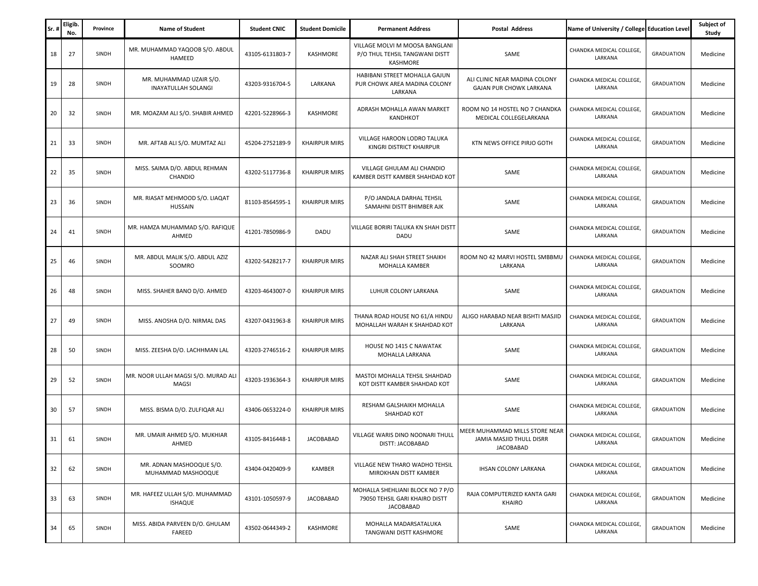| Sr. # | Eligib. No. | Province | Name of Student | Student CNIC | Student Domicile | Permanent Address | Postal Address | Name of University / College | Education Level | Subject of Study |
|---|---|---|---|---|---|---|---|---|---|---|
| 18 | 27 | SINDH | MR. MUHAMMAD YAQOOB S/O. ABDUL HAMEED | 43105-6131803-7 | KASHMORE | VILLAGE MOLVI M MOOSA BANGLANI P/O THUL TEHSIL TANGWANI DISTT KASHMORE | SAME | CHANDKA MEDICAL COLLEGE, LARKANA | GRADUATION | Medicine |
| 19 | 28 | SINDH | MR. MUHAMMAD UZAIR S/O. INAYATULLAH SOLANGI | 43203-9316704-5 | LARKANA | HABIBANI STREET MOHALLA GAJUN PUR CHOWK AREA MADINA COLONY LARKANA | ALI CLINIC NEAR MADINA COLONY GAJAN PUR CHOWK LARKANA | CHANDKA MEDICAL COLLEGE, LARKANA | GRADUATION | Medicine |
| 20 | 32 | SINDH | MR. MOAZAM ALI S/O. SHABIR AHMED | 42201-5228966-3 | KASHMORE | ADRASH MOHALLA AWAN MARKET KANDHKOT | ROOM NO 14 HOSTEL NO 7 CHANDKA MEDICAL COLLEGELARKANA | CHANDKA MEDICAL COLLEGE, LARKANA | GRADUATION | Medicine |
| 21 | 33 | SINDH | MR. AFTAB ALI S/O. MUMTAZ ALI | 45204-2752189-9 | KHAIRPUR MIRS | VILLAGE HAROON LODRO TALUKA KINGRI DISTRICT KHAIRPUR | KTN NEWS OFFICE PIRJO GOTH | CHANDKA MEDICAL COLLEGE, LARKANA | GRADUATION | Medicine |
| 22 | 35 | SINDH | MISS. SAIMA D/O. ABDUL REHMAN CHANDIO | 43202-5117736-8 | KHAIRPUR MIRS | VILLAGE GHULAM ALI CHANDIO KAMBER DISTT KAMBER SHAHDAD KOT | SAME | CHANDKA MEDICAL COLLEGE, LARKANA | GRADUATION | Medicine |
| 23 | 36 | SINDH | MR. RIASAT MEHMOOD S/O. LIAQAT HUSSAIN | 81103-8564595-1 | KHAIRPUR MIRS | P/O JANDALA DARHAL TEHSIL SAMAHNI DISTT BHIMBER AJK | SAME | CHANDKA MEDICAL COLLEGE, LARKANA | GRADUATION | Medicine |
| 24 | 41 | SINDH | MR. HAMZA MUHAMMAD S/O. RAFIQUE AHMED | 41201-7850986-9 | DADU | VILLAGE BORIRI TALUKA KN SHAH DISTT DADU | SAME | CHANDKA MEDICAL COLLEGE, LARKANA | GRADUATION | Medicine |
| 25 | 46 | SINDH | MR. ABDUL MALIK S/O. ABDUL AZIZ SOOMRO | 43202-5428217-7 | KHAIRPUR MIRS | NAZAR ALI SHAH STREET SHAIKH MOHALLA KAMBER | ROOM NO 42 MARVI HOSTEL SMBBMU LARKANA | CHANDKA MEDICAL COLLEGE, LARKANA | GRADUATION | Medicine |
| 26 | 48 | SINDH | MISS. SHAHER BANO D/O. AHMED | 43203-4643007-0 | KHAIRPUR MIRS | LUHUR COLONY LARKANA | SAME | CHANDKA MEDICAL COLLEGE, LARKANA | GRADUATION | Medicine |
| 27 | 49 | SINDH | MISS. ANOSHA D/O. NIRMAL DAS | 43207-0431963-8 | KHAIRPUR MIRS | THANA ROAD HOUSE NO 61/A HINDU MOHALLAH WARAH K SHAHDAD KOT | ALIGO HARABAD NEAR BISHTI MASJID LARKANA | CHANDKA MEDICAL COLLEGE, LARKANA | GRADUATION | Medicine |
| 28 | 50 | SINDH | MISS. ZEESHA D/O. LACHHMAN LAL | 43203-2746516-2 | KHAIRPUR MIRS | HOUSE NO 1415 C NAWATAK MOHALLA LARKANA | SAME | CHANDKA MEDICAL COLLEGE, LARKANA | GRADUATION | Medicine |
| 29 | 52 | SINDH | MR. NOOR ULLAH MAGSI S/O. MURAD ALI MAGSI | 43203-1936364-3 | KHAIRPUR MIRS | MASTOI MOHALLA TEHSIL SHAHDAD KOT DISTT KAMBER SHAHDAD KOT | SAME | CHANDKA MEDICAL COLLEGE, LARKANA | GRADUATION | Medicine |
| 30 | 57 | SINDH | MISS. BISMA D/O. ZULFIQAR ALI | 43406-0653224-0 | KHAIRPUR MIRS | RESHAM GALSHAIKH MOHALLA SHAHDAD KOT | SAME | CHANDKA MEDICAL COLLEGE, LARKANA | GRADUATION | Medicine |
| 31 | 61 | SINDH | MR. UMAIR AHMED S/O. MUKHIAR AHMED | 43105-8416448-1 | JACOBABAD | VILLAGE WARIS DINO NOONARI THULL DISTT: JACOBABAD | MEER MUHAMMAD MILLS STORE NEAR JAMIA MASJID THULL DISRR JACOBABAD | CHANDKA MEDICAL COLLEGE, LARKANA | GRADUATION | Medicine |
| 32 | 62 | SINDH | MR. ADNAN MASHOOQUE S/O. MUHAMMAD MASHOOQUE | 43404-0420409-9 | KAMBER | VILLAGE NEW THARO WADHO TEHSIL MIROKHAN DISTT KAMBER | IHSAN COLONY LARKANA | CHANDKA MEDICAL COLLEGE, LARKANA | GRADUATION | Medicine |
| 33 | 63 | SINDH | MR. HAFEEZ ULLAH S/O. MUHAMMAD ISHAQUE | 43101-1050597-9 | JACOBABAD | MOHALLA SHEHLIANI BLOCK NO 7 P/O 79050 TEHSIL GARI KHAIRO DISTT JACOBABAD | RAJA COMPUTERIZED KANTA GARI KHAIRO | CHANDKA MEDICAL COLLEGE, LARKANA | GRADUATION | Medicine |
| 34 | 65 | SINDH | MISS. ABIDA PARVEEN D/O. GHULAM FAREED | 43502-0644349-2 | KASHMORE | MOHALLA MADARSATALUKA TANGWANI DISTT KASHMORE | SAME | CHANDKA MEDICAL COLLEGE, LARKANA | GRADUATION | Medicine |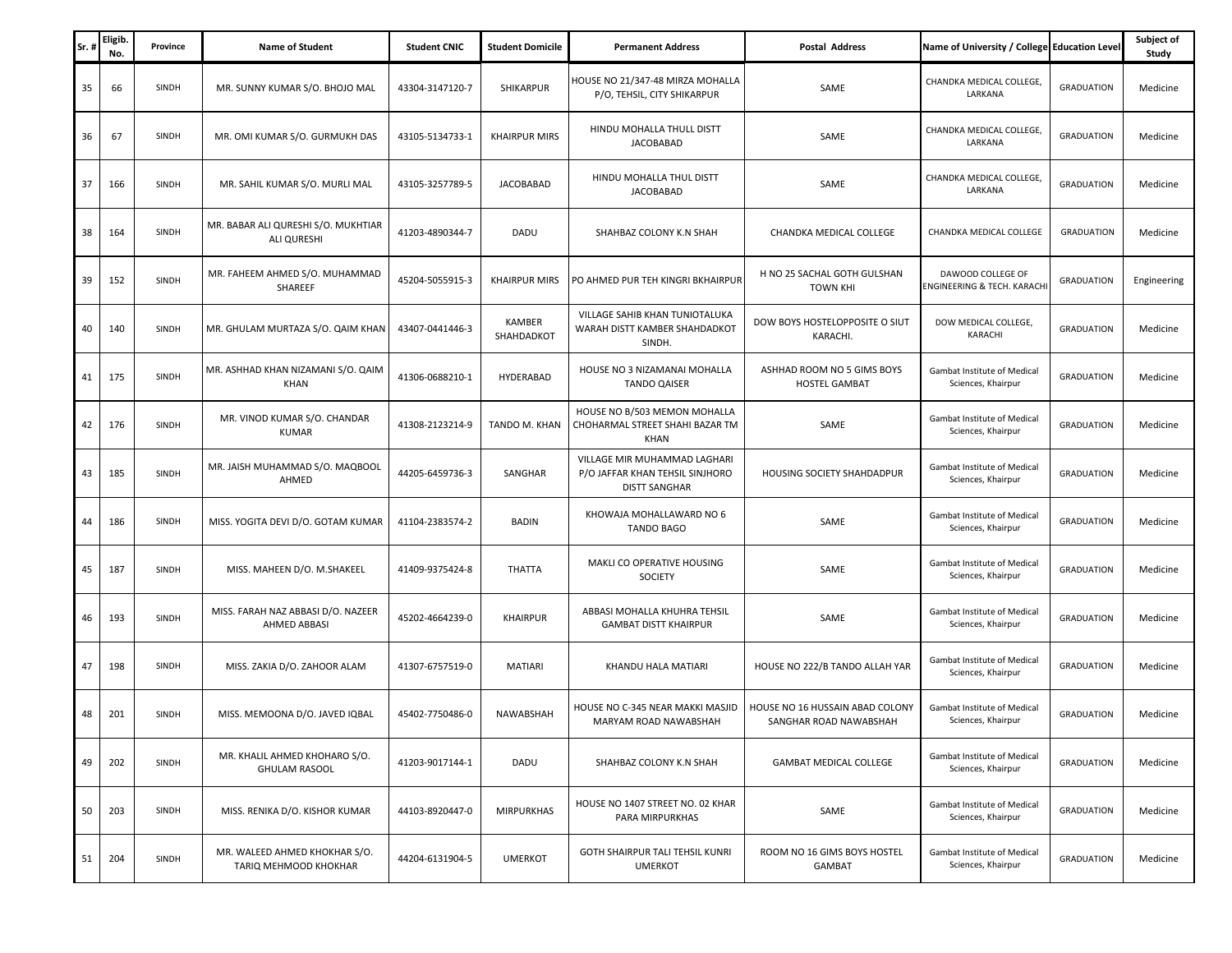| Sr. # | Eligib. No. | Province | Name of Student | Student CNIC | Student Domicile | Permanent Address | Postal Address | Name of University / College | Education Level | Subject of Study |
|---|---|---|---|---|---|---|---|---|---|---|
| 35 | 66 | SINDH | MR. SUNNY KUMAR S/O. BHOJO MAL | 43304-3147120-7 | SHIKARPUR | HOUSE NO 21/347-48 MIRZA MOHALLA P/O, TEHSIL, CITY SHIKARPUR | SAME | CHANDKA MEDICAL COLLEGE, LARKANA | GRADUATION | Medicine |
| 36 | 67 | SINDH | MR. OMI KUMAR S/O. GURMUKH DAS | 43105-5134733-1 | KHAIRPUR MIRS | HINDU MOHALLA THULL DISTT JACOBABAD | SAME | CHANDKA MEDICAL COLLEGE, LARKANA | GRADUATION | Medicine |
| 37 | 166 | SINDH | MR. SAHIL KUMAR S/O. MURLI MAL | 43105-3257789-5 | JACOBABAD | HINDU MOHALLA THUL DISTT JACOBABAD | SAME | CHANDKA MEDICAL COLLEGE, LARKANA | GRADUATION | Medicine |
| 38 | 164 | SINDH | MR. BABAR ALI QURESHI S/O. MUKHTIAR ALI QURESHI | 41203-4890344-7 | DADU | SHAHBAZ COLONY K.N SHAH | CHANDKA MEDICAL COLLEGE | CHANDKA MEDICAL COLLEGE | GRADUATION | Medicine |
| 39 | 152 | SINDH | MR. FAHEEM AHMED S/O. MUHAMMAD SHAREEF | 45204-5055915-3 | KHAIRPUR MIRS | PO AHMED PUR TEH KINGRI BKHAIRPUR | H NO 25 SACHAL GOTH GULSHAN TOWN KHI | DAWOOD COLLEGE OF ENGINEERING & TECH. KARACHI | GRADUATION | Engineering |
| 40 | 140 | SINDH | MR. GHULAM MURTAZA S/O. QAIM KHAN | 43407-0441446-3 | KAMBER SHAHDADKOT | VILLAGE SAHIB KHAN TUNIOTALUKA WARAH DISTT KAMBER SHAHDADKOT SINDH. | DOW BOYS HOSTELOPPOSITE O SIUT KARACHI. | DOW MEDICAL COLLEGE, KARACHI | GRADUATION | Medicine |
| 41 | 175 | SINDH | MR. ASHHAD KHAN NIZAMANI S/O. QAIM KHAN | 41306-0688210-1 | HYDERABAD | HOUSE NO 3 NIZAMANAI MOHALLA TANDO QAISER | ASHHAD ROOM NO 5 GIMS BOYS HOSTEL GAMBAT | Gambat Institute of Medical Sciences, Khairpur | GRADUATION | Medicine |
| 42 | 176 | SINDH | MR. VINOD KUMAR S/O. CHANDAR KUMAR | 41308-2123214-9 | TANDO M. KHAN | HOUSE NO B/503 MEMON MOHALLA CHOHARMAL STREET SHAHI BAZAR TM KHAN | SAME | Gambat Institute of Medical Sciences, Khairpur | GRADUATION | Medicine |
| 43 | 185 | SINDH | MR. JAISH MUHAMMAD S/O. MAQBOOL AHMED | 44205-6459736-3 | SANGHAR | VILLAGE MIR MUHAMMAD LAGHARI P/O JAFFAR KHAN TEHSIL SINJHORO DISTT SANGHAR | HOUSING SOCIETY SHAHDADPUR | Gambat Institute of Medical Sciences, Khairpur | GRADUATION | Medicine |
| 44 | 186 | SINDH | MISS. YOGITA DEVI D/O. GOTAM KUMAR | 41104-2383574-2 | BADIN | KHOWAJA MOHALLAWARD NO 6 TANDO BAGO | SAME | Gambat Institute of Medical Sciences, Khairpur | GRADUATION | Medicine |
| 45 | 187 | SINDH | MISS. MAHEEN D/O. M.SHAKEEL | 41409-9375424-8 | THATTA | MAKLI CO OPERATIVE HOUSING SOCIETY | SAME | Gambat Institute of Medical Sciences, Khairpur | GRADUATION | Medicine |
| 46 | 193 | SINDH | MISS. FARAH NAZ ABBASI D/O. NAZEER AHMED ABBASI | 45202-4664239-0 | KHAIRPUR | ABBASI MOHALLA KHUHRA TEHSIL GAMBAT DISTT KHAIRPUR | SAME | Gambat Institute of Medical Sciences, Khairpur | GRADUATION | Medicine |
| 47 | 198 | SINDH | MISS. ZAKIA D/O. ZAHOOR ALAM | 41307-6757519-0 | MATIARI | KHANDU HALA MATIARI | HOUSE NO 222/B TANDO ALLAH YAR | Gambat Institute of Medical Sciences, Khairpur | GRADUATION | Medicine |
| 48 | 201 | SINDH | MISS. MEMOONA D/O. JAVED IQBAL | 45402-7750486-0 | NAWABSHAH | HOUSE NO C-345 NEAR MAKKI MASJID MARYAM ROAD NAWABSHAH | HOUSE NO 16 HUSSAIN ABAD COLONY SANGHAR ROAD NAWABSHAH | Gambat Institute of Medical Sciences, Khairpur | GRADUATION | Medicine |
| 49 | 202 | SINDH | MR. KHALIL AHMED KHOHARO S/O. GHULAM RASOOL | 41203-9017144-1 | DADU | SHAHBAZ COLONY K.N SHAH | GAMBAT MEDICAL COLLEGE | Gambat Institute of Medical Sciences, Khairpur | GRADUATION | Medicine |
| 50 | 203 | SINDH | MISS. RENIKA D/O. KISHOR KUMAR | 44103-8920447-0 | MIRPURKHAS | HOUSE NO 1407 STREET NO. 02 KHAR PARA MIRPURKHAS | SAME | Gambat Institute of Medical Sciences, Khairpur | GRADUATION | Medicine |
| 51 | 204 | SINDH | MR. WALEED AHMED KHOKHAR S/O. TARIQ MEHMOOD KHOKHAR | 44204-6131904-5 | UMERKOT | GOTH SHAIRPUR TALI TEHSIL KUNRI UMERKOT | ROOM NO 16 GIMS BOYS HOSTEL GAMBAT | Gambat Institute of Medical Sciences, Khairpur | GRADUATION | Medicine |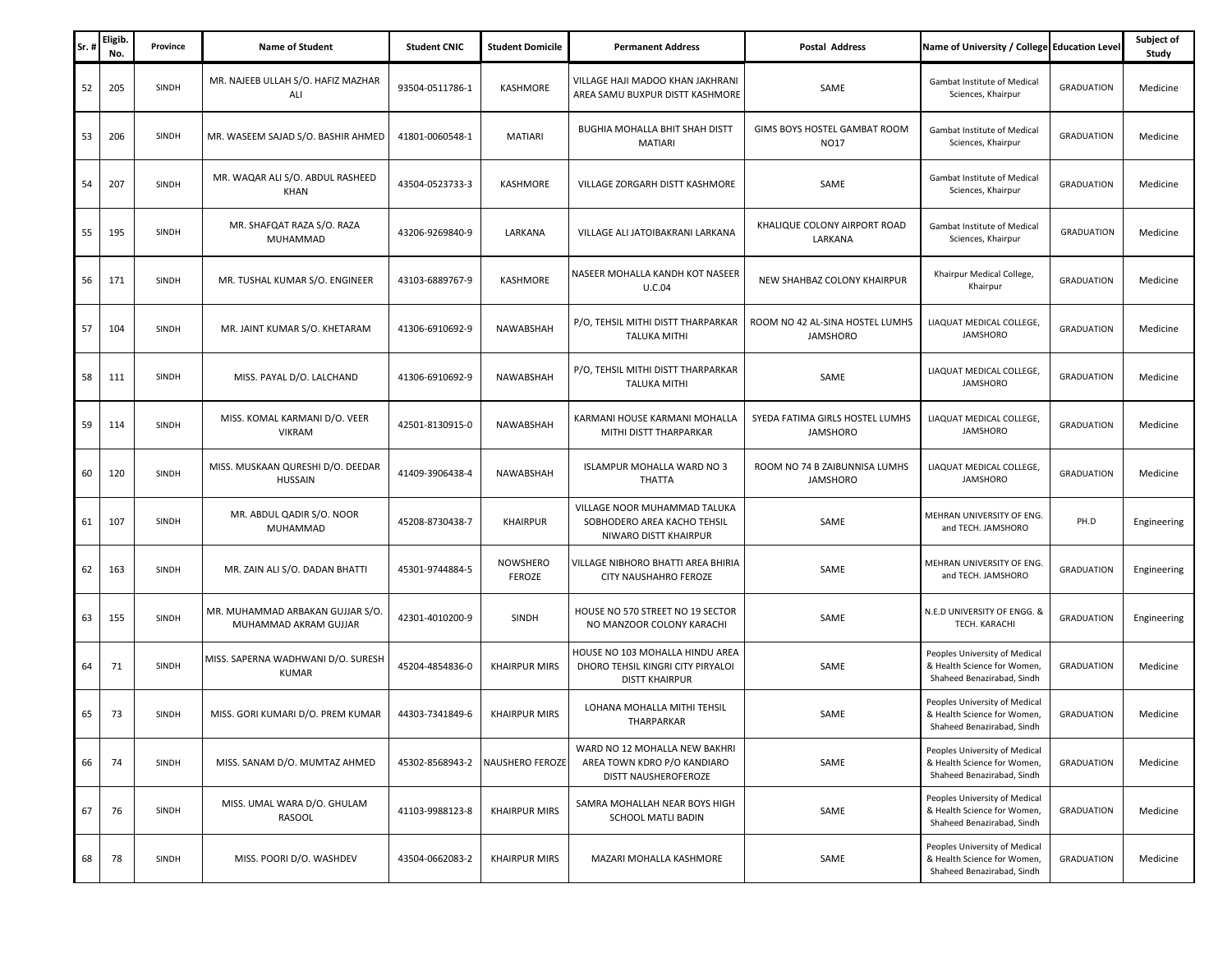| Sr. # | Eligib. No. | Province | Name of Student | Student CNIC | Student Domicile | Permanent Address | Postal Address | Name of University / College | Education Level | Subject of Study |
|---|---|---|---|---|---|---|---|---|---|---|
| 52 | 205 | SINDH | MR. NAJEEB ULLAH S/O. HAFIZ MAZHAR ALI | 93504-0511786-1 | KASHMORE | VILLAGE HAJI MADOO KHAN JAKHRANI AREA SAMU BUXPUR DISTT KASHMORE | SAME | Gambat Institute of Medical Sciences, Khairpur | GRADUATION | Medicine |
| 53 | 206 | SINDH | MR. WASEEM SAJAD S/O. BASHIR AHMED | 41801-0060548-1 | MATIARI | BUGHIA MOHALLA BHIT SHAH DISTT MATIARI | GIMS BOYS HOSTEL GAMBAT ROOM NO17 | Gambat Institute of Medical Sciences, Khairpur | GRADUATION | Medicine |
| 54 | 207 | SINDH | MR. WAQAR ALI S/O. ABDUL RASHEED KHAN | 43504-0523733-3 | KASHMORE | VILLAGE ZORGARH DISTT KASHMORE | SAME | Gambat Institute of Medical Sciences, Khairpur | GRADUATION | Medicine |
| 55 | 195 | SINDH | MR. SHAFQAT RAZA S/O. RAZA MUHAMMAD | 43206-9269840-9 | LARKANA | VILLAGE ALI JATOIBAKRANI LARKANA | KHALIQUE COLONY AIRPORT ROAD LARKANA | Gambat Institute of Medical Sciences, Khairpur | GRADUATION | Medicine |
| 56 | 171 | SINDH | MR. TUSHAL KUMAR S/O. ENGINEER | 43103-6889767-9 | KASHMORE | NASEER MOHALLA KANDH KOT NASEER U.C.04 | NEW SHAHBAZ COLONY KHAIRPUR | Khairpur Medical College, Khairpur | GRADUATION | Medicine |
| 57 | 104 | SINDH | MR. JAINT KUMAR S/O. KHETARAM | 41306-6910692-9 | NAWABSHAH | P/O, TEHSIL MITHI DISTT THARPARKAR TALUKA MITHI | ROOM NO 42 AL-SINA HOSTEL LUMHS JAMSHORO | LIAQUAT MEDICAL COLLEGE, JAMSHORO | GRADUATION | Medicine |
| 58 | 111 | SINDH | MISS. PAYAL D/O. LALCHAND | 41306-6910692-9 | NAWABSHAH | P/O, TEHSIL MITHI DISTT THARPARKAR TALUKA MITHI | SAME | LIAQUAT MEDICAL COLLEGE, JAMSHORO | GRADUATION | Medicine |
| 59 | 114 | SINDH | MISS. KOMAL KARMANI D/O. VEER VIKRAM | 42501-8130915-0 | NAWABSHAH | KARMANI HOUSE KARMANI MOHALLA MITHI DISTT THARPARKAR | SYEDA FATIMA GIRLS HOSTEL LUMHS JAMSHORO | LIAQUAT MEDICAL COLLEGE, JAMSHORO | GRADUATION | Medicine |
| 60 | 120 | SINDH | MISS. MUSKAAN QURESHI D/O. DEEDAR HUSSAIN | 41409-3906438-4 | NAWABSHAH | ISLAMPUR MOHALLA WARD NO 3 THATTA | ROOM NO 74 B ZAIBUNNISA LUMHS JAMSHORO | LIAQUAT MEDICAL COLLEGE, JAMSHORO | GRADUATION | Medicine |
| 61 | 107 | SINDH | MR. ABDUL QADIR S/O. NOOR MUHAMMAD | 45208-8730438-7 | KHAIRPUR | VILLAGE NOOR MUHAMMAD TALUKA SOBHODERO AREA KACHO TEHSIL NIWARO DISTT KHAIRPUR | SAME | MEHRAN UNIVERSITY OF ENG. and TECH. JAMSHORO | PH.D | Engineering |
| 62 | 163 | SINDH | MR. ZAIN ALI S/O. DADAN BHATTI | 45301-9744884-5 | NOWSHERO FEROZE | VILLAGE NIBHORO BHATTI AREA BHIRIA CITY NAUSHAHRO FEROZE | SAME | MEHRAN UNIVERSITY OF ENG. and TECH. JAMSHORO | GRADUATION | Engineering |
| 63 | 155 | SINDH | MR. MUHAMMAD ARBAKAN GUJJAR S/O. MUHAMMAD AKRAM GUJJAR | 42301-4010200-9 | SINDH | HOUSE NO 570 STREET NO 19 SECTOR NO MANZOOR COLONY KARACHI | SAME | N.E.D UNIVERSITY OF ENGG. & TECH. KARACHI | GRADUATION | Engineering |
| 64 | 71 | SINDH | MISS. SAPERNA WADHWANI D/O. SURESH KUMAR | 45204-4854836-0 | KHAIRPUR MIRS | HOUSE NO 103 MOHALLA HINDU AREA DHORO TEHSIL KINGRI CITY PIRYALOI DISTT KHAIRPUR | SAME | Peoples University of Medical & Health Science for Women, Shaheed Benazirabad, Sindh | GRADUATION | Medicine |
| 65 | 73 | SINDH | MISS. GORI KUMARI D/O. PREM KUMAR | 44303-7341849-6 | KHAIRPUR MIRS | LOHANA MOHALLA MITHI TEHSIL THARPARKAR | SAME | Peoples University of Medical & Health Science for Women, Shaheed Benazirabad, Sindh | GRADUATION | Medicine |
| 66 | 74 | SINDH | MISS. SANAM D/O. MUMTAZ AHMED | 45302-8568943-2 | NAUSHERO FEROZE | WARD NO 12 MOHALLA NEW BAKHRI AREA TOWN KDRO P/O KANDIARO DISTT NAUSHEROFEROZE | SAME | Peoples University of Medical & Health Science for Women, Shaheed Benazirabad, Sindh | GRADUATION | Medicine |
| 67 | 76 | SINDH | MISS. UMAL WARA D/O. GHULAM RASOOL | 41103-9988123-8 | KHAIRPUR MIRS | SAMRA MOHALLAH NEAR BOYS HIGH SCHOOL MATLI BADIN | SAME | Peoples University of Medical & Health Science for Women, Shaheed Benazirabad, Sindh | GRADUATION | Medicine |
| 68 | 78 | SINDH | MISS. POORI D/O. WASHDEV | 43504-0662083-2 | KHAIRPUR MIRS | MAZARI MOHALLA KASHMORE | SAME | Peoples University of Medical & Health Science for Women, Shaheed Benazirabad, Sindh | GRADUATION | Medicine |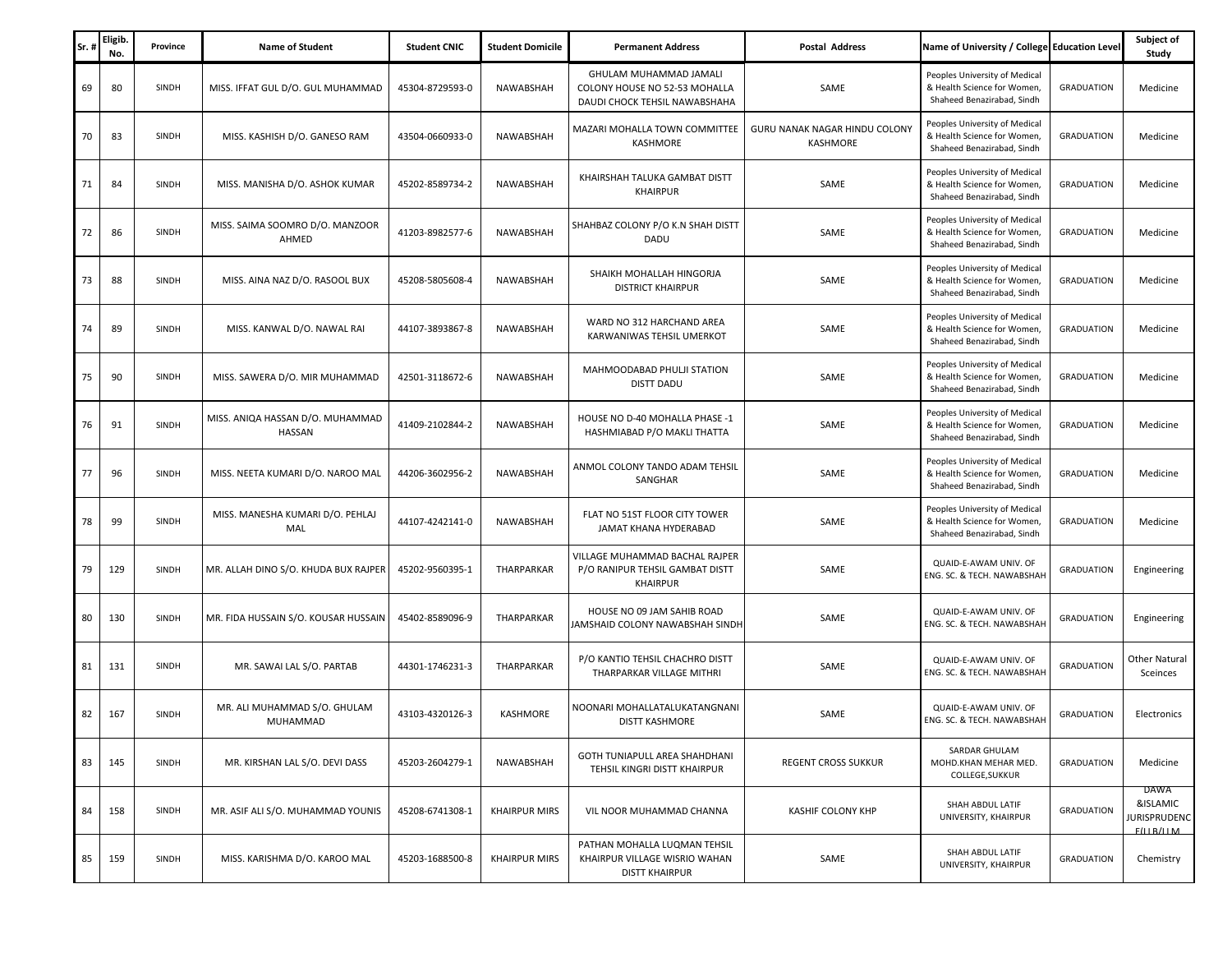| Sr. # | Eligib. No. | Province | Name of Student | Student CNIC | Student Domicile | Permanent Address | Postal Address | Name of University / College | Education Level | Subject of Study |
|---|---|---|---|---|---|---|---|---|---|---|
| 69 | 80 | SINDH | MISS. IFFAT GUL D/O. GUL MUHAMMAD | 45304-8729593-0 | NAWABSHAH | GHULAM MUHAMMAD JAMALI COLONY HOUSE NO 52-53 MOHALLA DAUDI CHOCK TEHSIL NAWABSHAHA | SAME | Peoples University of Medical & Health Science for Women, Shaheed Benazirabad, Sindh | GRADUATION | Medicine |
| 70 | 83 | SINDH | MISS. KASHISH D/O. GANESO RAM | 43504-0660933-0 | NAWABSHAH | MAZARI MOHALLA TOWN COMMITTEE KASHMORE | GURU NANAK NAGAR HINDU COLONY KASHMORE | Peoples University of Medical & Health Science for Women, Shaheed Benazirabad, Sindh | GRADUATION | Medicine |
| 71 | 84 | SINDH | MISS. MANISHA D/O. ASHOK KUMAR | 45202-8589734-2 | NAWABSHAH | KHAIRSHAH TALUKA GAMBAT DISTT KHAIRPUR | SAME | Peoples University of Medical & Health Science for Women, Shaheed Benazirabad, Sindh | GRADUATION | Medicine |
| 72 | 86 | SINDH | MISS. SAIMA SOOMRO D/O. MANZOOR AHMED | 41203-8982577-6 | NAWABSHAH | SHAHBAZ COLONY P/O K.N SHAH DISTT DADU | SAME | Peoples University of Medical & Health Science for Women, Shaheed Benazirabad, Sindh | GRADUATION | Medicine |
| 73 | 88 | SINDH | MISS. AINA NAZ D/O. RASOOL BUX | 45208-5805608-4 | NAWABSHAH | SHAIKH MOHALLAH HINGORJA DISTRICT KHAIRPUR | SAME | Peoples University of Medical & Health Science for Women, Shaheed Benazirabad, Sindh | GRADUATION | Medicine |
| 74 | 89 | SINDH | MISS. KANWAL D/O. NAWAL RAI | 44107-3893867-8 | NAWABSHAH | WARD NO 312 HARCHAND AREA KARWANIWAS TEHSIL UMERKOT | SAME | Peoples University of Medical & Health Science for Women, Shaheed Benazirabad, Sindh | GRADUATION | Medicine |
| 75 | 90 | SINDH | MISS. SAWERA D/O. MIR MUHAMMAD | 42501-3118672-6 | NAWABSHAH | MAHMOODABAD PHULJI STATION DISTT DADU | SAME | Peoples University of Medical & Health Science for Women, Shaheed Benazirabad, Sindh | GRADUATION | Medicine |
| 76 | 91 | SINDH | MISS. ANIQA HASSAN D/O. MUHAMMAD HASSAN | 41409-2102844-2 | NAWABSHAH | HOUSE NO D-40 MOHALLA PHASE -1 HASHMIABAD P/O MAKLI THATTA | SAME | Peoples University of Medical & Health Science for Women, Shaheed Benazirabad, Sindh | GRADUATION | Medicine |
| 77 | 96 | SINDH | MISS. NEETA KUMARI D/O. NAROO MAL | 44206-3602956-2 | NAWABSHAH | ANMOL COLONY TANDO ADAM TEHSIL SANGHAR | SAME | Peoples University of Medical & Health Science for Women, Shaheed Benazirabad, Sindh | GRADUATION | Medicine |
| 78 | 99 | SINDH | MISS. MANESHA KUMARI D/O. PEHLAJ MAL | 44107-4242141-0 | NAWABSHAH | FLAT NO 51ST FLOOR CITY TOWER JAMAT KHANA HYDERABAD | SAME | Peoples University of Medical & Health Science for Women, Shaheed Benazirabad, Sindh | GRADUATION | Medicine |
| 79 | 129 | SINDH | MR. ALLAH DINO S/O. KHUDA BUX RAJPER | 45202-9560395-1 | THARPARKAR | VILLAGE MUHAMMAD BACHAL RAJPER P/O RANIPUR TEHSIL GAMBAT DISTT KHAIRPUR | SAME | QUAID-E-AWAM UNIV. OF ENG. SC. & TECH. NAWABSHAH | GRADUATION | Engineering |
| 80 | 130 | SINDH | MR. FIDA HUSSAIN S/O. KOUSAR HUSSAIN | 45402-8589096-9 | THARPARKAR | HOUSE NO 09 JAM SAHIB ROAD JAMSHAID COLONY NAWABSHAH SINDH | SAME | QUAID-E-AWAM UNIV. OF ENG. SC. & TECH. NAWABSHAH | GRADUATION | Engineering |
| 81 | 131 | SINDH | MR. SAWAI LAL S/O. PARTAB | 44301-1746231-3 | THARPARKAR | P/O KANTIO TEHSIL CHACHRO DISTT THARPARKAR VILLAGE MITHRI | SAME | QUAID-E-AWAM UNIV. OF ENG. SC. & TECH. NAWABSHAH | GRADUATION | Other Natural Sceinces |
| 82 | 167 | SINDH | MR. ALI MUHAMMAD S/O. GHULAM MUHAMMAD | 43103-4320126-3 | KASHMORE | NOONARI MOHALLATALUKATANGNANI DISTT KASHMORE | SAME | QUAID-E-AWAM UNIV. OF ENG. SC. & TECH. NAWABSHAH | GRADUATION | Electronics |
| 83 | 145 | SINDH | MR. KIRSHAN LAL S/O. DEVI DASS | 45203-2604279-1 | NAWABSHAH | GOTH TUNIAPULL AREA SHAHDHANI TEHSIL KINGRI DISTT KHAIRPUR | REGENT CROSS SUKKUR | SARDAR GHULAM MOHD.KHAN MEHAR MED. COLLEGE,SUKKUR | GRADUATION | Medicine |
| 84 | 158 | SINDH | MR. ASIF ALI S/O. MUHAMMAD YOUNIS | 45208-6741308-1 | KHAIRPUR MIRS | VIL NOOR MUHAMMAD CHANNA | KASHIF COLONY KHP | SHAH ABDUL LATIF UNIVERSITY, KHAIRPUR | GRADUATION | DAWA &ISLAMIC JURISPRUDENCE(LLB/LLM |
| 85 | 159 | SINDH | MISS. KARISHMA D/O. KAROO MAL | 45203-1688500-8 | KHAIRPUR MIRS | PATHAN MOHALLA LUQMAN TEHSIL KHAIRPUR VILLAGE WISRIO WAHAN DISTT KHAIRPUR | SAME | SHAH ABDUL LATIF UNIVERSITY, KHAIRPUR | GRADUATION | Chemistry |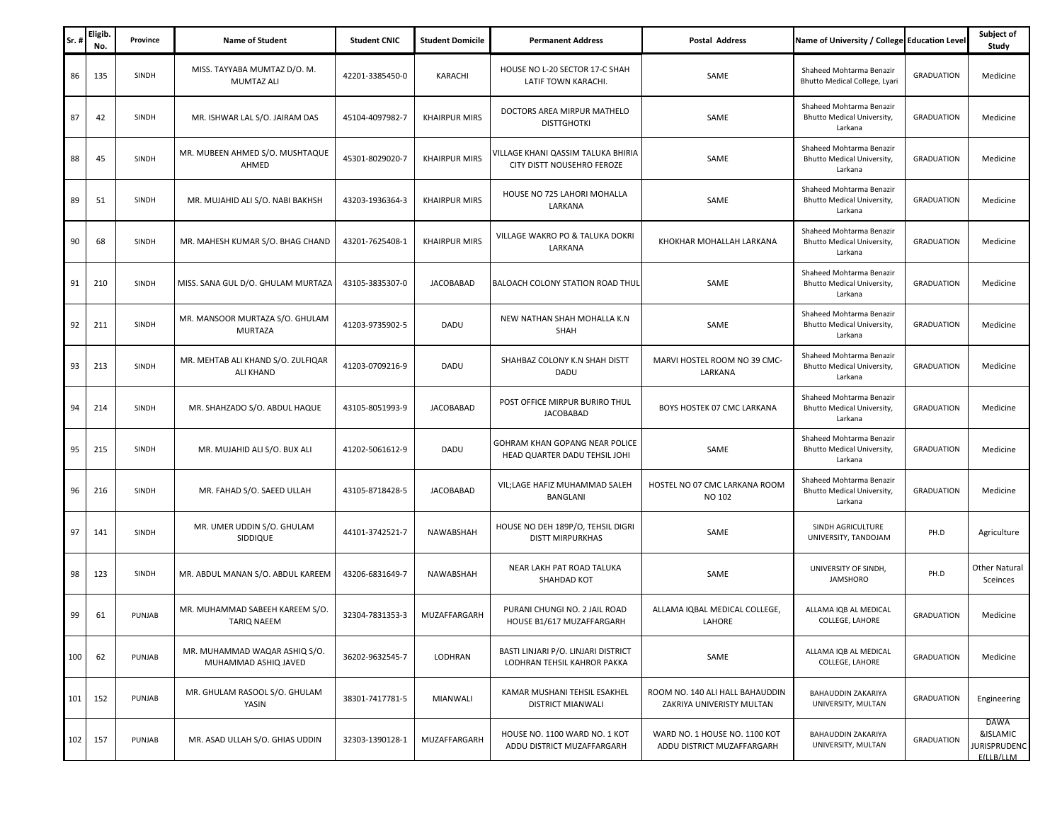| Sr. # | Eligib. No. | Province | Name of Student | Student CNIC | Student Domicile | Permanent Address | Postal Address | Name of University / College | Education Level | Subject of Study |
|---|---|---|---|---|---|---|---|---|---|---|
| 86 | 135 | SINDH | MISS. TAYYABA MUMTAZ D/O. M. MUMTAZ ALI | 42201-3385450-0 | KARACHI | HOUSE NO L-20 SECTOR 17-C SHAH LATIF TOWN KARACHI. | SAME | Shaheed Mohtarma Benazir Bhutto Medical College, Lyari | GRADUATION | Medicine |
| 87 | 42 | SINDH | MR. ISHWAR LAL S/O. JAIRAM DAS | 45104-4097982-7 | KHAIRPUR MIRS | DOCTORS AREA MIRPUR MATHELO DISTTGHOTKI | SAME | Shaheed Mohtarma Benazir Bhutto Medical University, Larkana | GRADUATION | Medicine |
| 88 | 45 | SINDH | MR. MUBEEN AHMED S/O. MUSHTAQUE AHMED | 45301-8029020-7 | KHAIRPUR MIRS | VILLAGE KHANI QASSIM TALUKA BHIRIA CITY DISTT NOUSEHRO FEROZE | SAME | Shaheed Mohtarma Benazir Bhutto Medical University, Larkana | GRADUATION | Medicine |
| 89 | 51 | SINDH | MR. MUJAHID ALI S/O. NABI BAKHSH | 43203-1936364-3 | KHAIRPUR MIRS | HOUSE NO 725 LAHORI MOHALLA LARKANA | SAME | Shaheed Mohtarma Benazir Bhutto Medical University, Larkana | GRADUATION | Medicine |
| 90 | 68 | SINDH | MR. MAHESH KUMAR S/O. BHAG CHAND | 43201-7625408-1 | KHAIRPUR MIRS | VILLAGE WAKRO PO & TALUKA DOKRI LARKANA | KHOKHAR MOHALLAH LARKANA | Shaheed Mohtarma Benazir Bhutto Medical University, Larkana | GRADUATION | Medicine |
| 91 | 210 | SINDH | MISS. SANA GUL D/O. GHULAM MURTAZA | 43105-3835307-0 | JACOBABAD | BALOACH COLONY STATION ROAD THUL | SAME | Shaheed Mohtarma Benazir Bhutto Medical University, Larkana | GRADUATION | Medicine |
| 92 | 211 | SINDH | MR. MANSOOR MURTAZA S/O. GHULAM MURTAZA | 41203-9735902-5 | DADU | NEW NATHAN SHAH MOHALLA K.N SHAH | SAME | Shaheed Mohtarma Benazir Bhutto Medical University, Larkana | GRADUATION | Medicine |
| 93 | 213 | SINDH | MR. MEHTAB ALI KHAND S/O. ZULFIQAR ALI KHAND | 41203-0709216-9 | DADU | SHAHBAZ COLONY K.N SHAH DISTT DADU | MARVI HOSTEL ROOM NO 39 CMC-LARKANA | Shaheed Mohtarma Benazir Bhutto Medical University, Larkana | GRADUATION | Medicine |
| 94 | 214 | SINDH | MR. SHAHZADO S/O. ABDUL HAQUE | 43105-8051993-9 | JACOBABAD | POST OFFICE MIRPUR BURIRO THUL JACOBABAD | BOYS HOSTEK 07 CMC LARKANA | Shaheed Mohtarma Benazir Bhutto Medical University, Larkana | GRADUATION | Medicine |
| 95 | 215 | SINDH | MR. MUJAHID ALI S/O. BUX ALI | 41202-5061612-9 | DADU | GOHRAM KHAN GOPANG NEAR POLICE HEAD QUARTER DADU TEHSIL JOHI | SAME | Shaheed Mohtarma Benazir Bhutto Medical University, Larkana | GRADUATION | Medicine |
| 96 | 216 | SINDH | MR. FAHAD S/O. SAEED ULLAH | 43105-8718428-5 | JACOBABAD | VIL;LAGE HAFIZ MUHAMMAD SALEH BANGLANI | HOSTEL NO 07 CMC LARKANA ROOM NO 102 | Shaheed Mohtarma Benazir Bhutto Medical University, Larkana | GRADUATION | Medicine |
| 97 | 141 | SINDH | MR. UMER UDDIN S/O. GHULAM SIDDIQUE | 44101-3742521-7 | NAWABSHAH | HOUSE NO DEH 189P/O, TEHSIL DIGRI DISTT MIRPURKHAS | SAME | SINDH AGRICULTURE UNIVERSITY, TANDOJAM | PH.D | Agriculture |
| 98 | 123 | SINDH | MR. ABDUL MANAN S/O. ABDUL KAREEM | 43206-6831649-7 | NAWABSHAH | NEAR LAKH PAT ROAD TALUKA SHAHDAD KOT | SAME | UNIVERSITY OF SINDH, JAMSHORO | PH.D | Other Natural Sceinces |
| 99 | 61 | PUNJAB | MR. MUHAMMAD SABEEH KAREEM S/O. TARIQ NAEEM | 32304-7831353-3 | MUZAFFARGARH | PURANI CHUNGI NO. 2 JAIL ROAD HOUSE B1/617 MUZAFFARGARH | ALLAMA IQBAL MEDICAL COLLEGE, LAHORE | ALLAMA IQB AL MEDICAL COLLEGE, LAHORE | GRADUATION | Medicine |
| 100 | 62 | PUNJAB | MR. MUHAMMAD WAQAR ASHIQ S/O. MUHAMMAD ASHIQ JAVED | 36202-9632545-7 | LODHRAN | BASTI LINJARI P/O. LINJARI DISTRICT LODHRAN TEHSIL KAHROR PAKKA | SAME | ALLAMA IQB AL MEDICAL COLLEGE, LAHORE | GRADUATION | Medicine |
| 101 | 152 | PUNJAB | MR. GHULAM RASOOL S/O. GHULAM YASIN | 38301-7417781-5 | MIANWALI | KAMAR MUSHANI TEHSIL ESAKHEL DISTRICT MIANWALI | ROOM NO. 140 ALI HALL BAHAUDDIN ZAKRIYA UNIVERISTY MULTAN | BAHAUDDIN ZAKARIYA UNIVERSITY, MULTAN | GRADUATION | Engineering |
| 102 | 157 | PUNJAB | MR. ASAD ULLAH S/O. GHIAS UDDIN | 32303-1390128-1 | MUZAFFARGARH | HOUSE NO. 1100 WARD NO. 1 KOT ADDU DISTRICT MUZAFFARGARH | WARD NO. 1 HOUSE NO. 1100 KOT ADDU DISTRICT MUZAFFARGARH | BAHAUDDIN ZAKARIYA UNIVERSITY, MULTAN | GRADUATION | DAWA &ISLAMIC JURISPRUDENC E(LLB/LLM |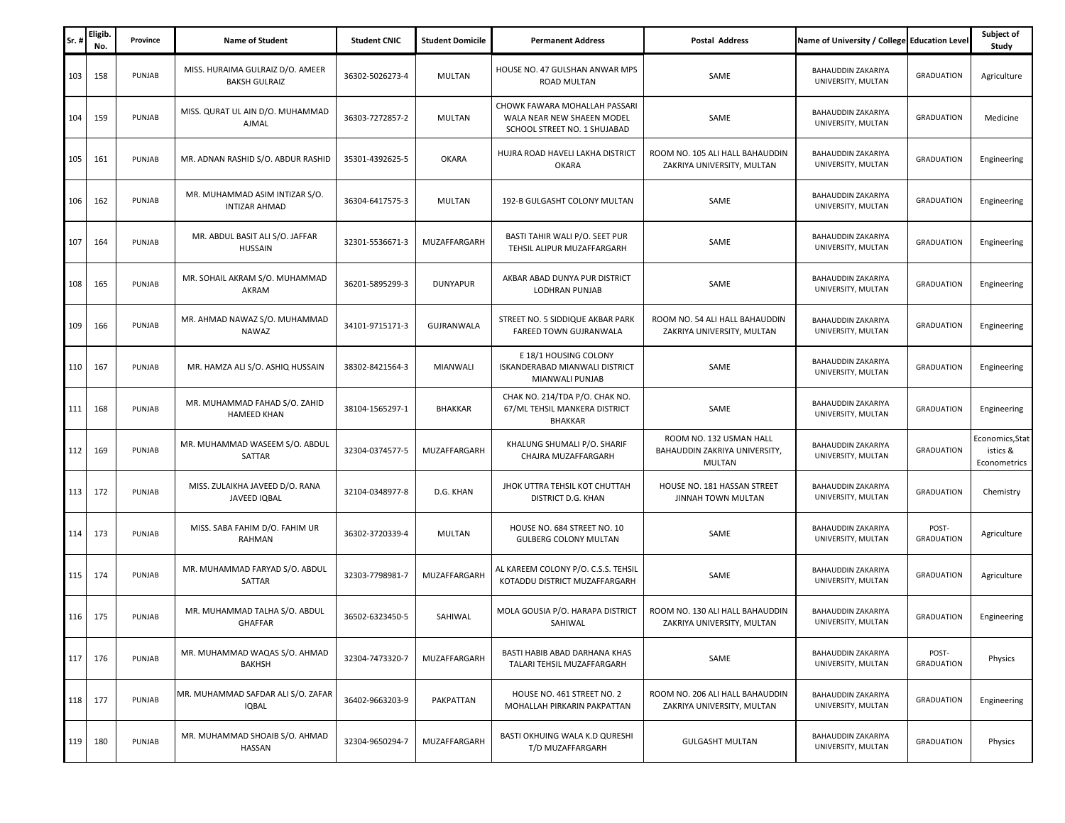| Sr. # | Eligib. No. | Province | Name of Student | Student CNIC | Student Domicile | Permanent Address | Postal Address | Name of University / College | Education Level | Subject of Study |
|---|---|---|---|---|---|---|---|---|---|---|
| 103 | 158 | PUNJAB | MISS. HURAIMA GULRAIZ D/O. AMEER BAKSH GULRAIZ | 36302-5026273-4 | MULTAN | HOUSE NO. 47 GULSHAN ANWAR MPS ROAD MULTAN | SAME | BAHAUDDIN ZAKARIYA UNIVERSITY, MULTAN | GRADUATION | Agriculture |
| 104 | 159 | PUNJAB | MISS. QURAT UL AIN D/O. MUHAMMAD AJMAL | 36303-7272857-2 | MULTAN | CHOWK FAWARA MOHALLAH PASSARI WALA NEAR NEW SHAEEN MODEL SCHOOL STREET NO. 1 SHUJABAD | SAME | BAHAUDDIN ZAKARIYA UNIVERSITY, MULTAN | GRADUATION | Medicine |
| 105 | 161 | PUNJAB | MR. ADNAN RASHID S/O. ABDUR RASHID | 35301-4392625-5 | OKARA | HUJRA ROAD HAVELI LAKHA DISTRICT OKARA | ROOM NO. 105 ALI HALL BAHAUDDIN ZAKRIYA UNIVERSITY, MULTAN | BAHAUDDIN ZAKARIYA UNIVERSITY, MULTAN | GRADUATION | Engineering |
| 106 | 162 | PUNJAB | MR. MUHAMMAD ASIM INTIZAR S/O. INTIZAR AHMAD | 36304-6417575-3 | MULTAN | 192-B GULGASHT COLONY MULTAN | SAME | BAHAUDDIN ZAKARIYA UNIVERSITY, MULTAN | GRADUATION | Engineering |
| 107 | 164 | PUNJAB | MR. ABDUL BASIT ALI S/O. JAFFAR HUSSAIN | 32301-5536671-3 | MUZAFFARGARH | BASTI TAHIR WALI P/O. SEET PUR TEHSIL ALIPUR MUZAFFARGARH | SAME | BAHAUDDIN ZAKARIYA UNIVERSITY, MULTAN | GRADUATION | Engineering |
| 108 | 165 | PUNJAB | MR. SOHAIL AKRAM S/O. MUHAMMAD AKRAM | 36201-5895299-3 | DUNYAPUR | AKBAR ABAD DUNYA PUR DISTRICT LODHRAN PUNJAB | SAME | BAHAUDDIN ZAKARIYA UNIVERSITY, MULTAN | GRADUATION | Engineering |
| 109 | 166 | PUNJAB | MR. AHMAD NAWAZ S/O. MUHAMMAD NAWAZ | 34101-9715171-3 | GUJRANWALA | STREET NO. 5 SIDDIQUE AKBAR PARK FAREED TOWN GUJRANWALA | ROOM NO. 54 ALI HALL BAHAUDDIN ZAKRIYA UNIVERSITY, MULTAN | BAHAUDDIN ZAKARIYA UNIVERSITY, MULTAN | GRADUATION | Engineering |
| 110 | 167 | PUNJAB | MR. HAMZA ALI S/O. ASHIQ HUSSAIN | 38302-8421564-3 | MIANWALI | E 18/1 HOUSING COLONY ISKANDERABAD MIANWALI DISTRICT MIANWALI PUNJAB | SAME | BAHAUDDIN ZAKARIYA UNIVERSITY, MULTAN | GRADUATION | Engineering |
| 111 | 168 | PUNJAB | MR. MUHAMMAD FAHAD S/O. ZAHID HAMEED KHAN | 38104-1565297-1 | BHAKKAR | CHAK NO. 214/TDA P/O. CHAK NO. 67/ML TEHSIL MANKERA DISTRICT BHAKKAR | SAME | BAHAUDDIN ZAKARIYA UNIVERSITY, MULTAN | GRADUATION | Engineering |
| 112 | 169 | PUNJAB | MR. MUHAMMAD WASEEM S/O. ABDUL SATTAR | 32304-0374577-5 | MUZAFFARGARH | KHALUNG SHUMALI P/O. SHARIF CHAJRA MUZAFFARGARH | ROOM NO. 132 USMAN HALL BAHAUDDIN ZAKRIYA UNIVERSITY, MULTAN | BAHAUDDIN ZAKARIYA UNIVERSITY, MULTAN | GRADUATION | Economics,Statistics & Econometrics |
| 113 | 172 | PUNJAB | MISS. ZULAIKHA JAVEED D/O. RANA JAVEED IQBAL | 32104-0348977-8 | D.G. KHAN | JHOK UTTRA TEHSIL KOT CHUTTAH DISTRICT D.G. KHAN | HOUSE NO. 181 HASSAN STREET JINNAH TOWN MULTAN | BAHAUDDIN ZAKARIYA UNIVERSITY, MULTAN | GRADUATION | Chemistry |
| 114 | 173 | PUNJAB | MISS. SABA FAHIM D/O. FAHIM UR RAHMAN | 36302-3720339-4 | MULTAN | HOUSE NO. 684 STREET NO. 10 GULBERG COLONY MULTAN | SAME | BAHAUDDIN ZAKARIYA UNIVERSITY, MULTAN | POST-GRADUATION | Agriculture |
| 115 | 174 | PUNJAB | MR. MUHAMMAD FARYAD S/O. ABDUL SATTAR | 32303-7798981-7 | MUZAFFARGARH | AL KAREEM COLONY P/O. C.S.S. TEHSIL KOTADDU DISTRICT MUZAFFARGARH | SAME | BAHAUDDIN ZAKARIYA UNIVERSITY, MULTAN | GRADUATION | Agriculture |
| 116 | 175 | PUNJAB | MR. MUHAMMAD TALHA S/O. ABDUL GHAFFAR | 36502-6323450-5 | SAHIWAL | MOLA GOUSIA P/O. HARAPA DISTRICT SAHIWAL | ROOM NO. 130 ALI HALL BAHAUDDIN ZAKRIYA UNIVERSITY, MULTAN | BAHAUDDIN ZAKARIYA UNIVERSITY, MULTAN | GRADUATION | Engineering |
| 117 | 176 | PUNJAB | MR. MUHAMMAD WAQAS S/O. AHMAD BAKHSH | 32304-7473320-7 | MUZAFFARGARH | BASTI HABIB ABAD DARHANA KHAS TALARI TEHSIL MUZAFFARGARH | SAME | BAHAUDDIN ZAKARIYA UNIVERSITY, MULTAN | POST-GRADUATION | Physics |
| 118 | 177 | PUNJAB | MR. MUHAMMAD SAFDAR ALI S/O. ZAFAR IQBAL | 36402-9663203-9 | PAKPATTAN | HOUSE NO. 461 STREET NO. 2 MOHALLAH PIRKARIN PAKPATTAN | ROOM NO. 206 ALI HALL BAHAUDDIN ZAKRIYA UNIVERSITY, MULTAN | BAHAUDDIN ZAKARIYA UNIVERSITY, MULTAN | GRADUATION | Engineering |
| 119 | 180 | PUNJAB | MR. MUHAMMAD SHOAIB S/O. AHMAD HASSAN | 32304-9650294-7 | MUZAFFARGARH | BASTI OKHUING WALA K.D QURESHI T/D MUZAFFARGARH | GULGASHT MULTAN | BAHAUDDIN ZAKARIYA UNIVERSITY, MULTAN | GRADUATION | Physics |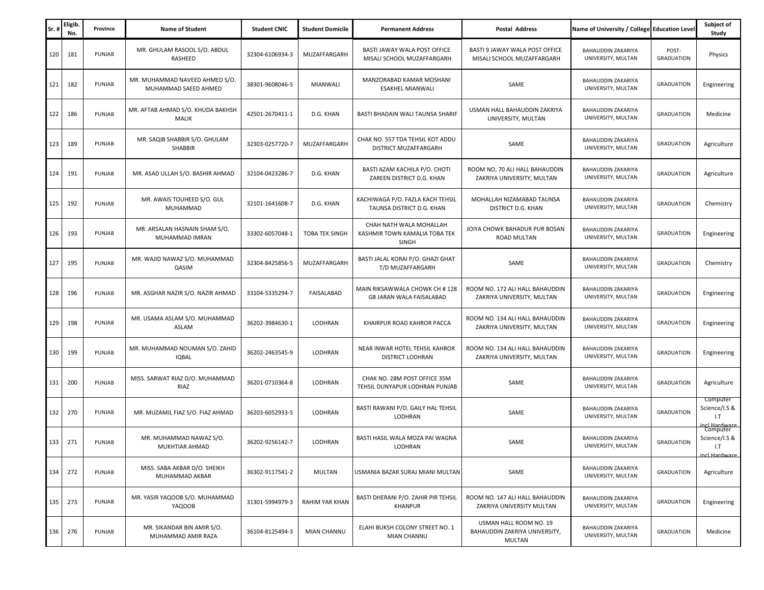| Sr. # | Eligib. No. | Province | Name of Student | Student CNIC | Student Domicile | Permanent Address | Postal Address | Name of University / College | Education Level | Subject of Study |
|---|---|---|---|---|---|---|---|---|---|---|
| 120 | 181 | PUNJAB | MR. GHULAM RASOOL S/O. ABDUL RASHEED | 32304-6106934-3 | MUZAFFARGARH | BASTI JAWAY WALA POST OFFICE MISALI SCHOOL MUZAFFARGARH | BASTI 9 JAWAY WALA POST OFFICE MISALI SCHOOL MUZAFFARGARH | BAHAUDDIN ZAKARIYA UNIVERSITY, MULTAN | POST-GRADUATION | Physics |
| 121 | 182 | PUNJAB | MR. MUHAMMAD NAVEED AHMED S/O. MUHAMMAD SAEED AHMED | 38301-9608046-5 | MIANWALI | MANZORABAD KAMAR MOSHANI ESAKHEL MIANWALI | SAME | BAHAUDDIN ZAKARIYA UNIVERSITY, MULTAN | GRADUATION | Engineering |
| 122 | 186 | PUNJAB | MR. AFTAB AHMAD S/O. KHUDA BAKHSH MALIK | 42501-2670411-1 | D.G. KHAN | BASTI BHADAIN WALI TAUNSA SHARIF | USMAN HALL BAHAUDDIN ZAKRIYA UNIVERSITY, MULTAN | BAHAUDDIN ZAKARIYA UNIVERSITY, MULTAN | GRADUATION | Medicine |
| 123 | 189 | PUNJAB | MR. SAQIB SHABBIR S/O. GHULAM SHABBIR | 32303-0257720-7 | MUZAFFARGARH | CHAK NO. 557 TDA TEHSIL KOT ADDU DISTRICT MUZAFFARGARH | SAME | BAHAUDDIN ZAKARIYA UNIVERSITY, MULTAN | GRADUATION | Agriculture |
| 124 | 191 | PUNJAB | MR. ASAD ULLAH S/O. BASHIR AHMAD | 32104-0423286-7 | D.G. KHAN | BASTI AZAM KACHILA P/O. CHOTI ZAREEN DISTRICT D.G. KHAN | ROOM NO, 70 ALI HALL BAHAUDDIN ZAKRIYA UNIVERSITY, MULTAN | BAHAUDDIN ZAKARIYA UNIVERSITY, MULTAN | GRADUATION | Agriculture |
| 125 | 192 | PUNJAB | MR. AWAIS TOUHEED S/O. GUL MUHAMMAD | 32101-1641608-7 | D.G. KHAN | KACHIWAGA P/O. FAZLA KACH TEHSIL TAUNSA DISTRICT D.G. KHAN | MOHALLAH NIZAMABAD TAUNSA DISTRICT D.G. KHAN | BAHAUDDIN ZAKARIYA UNIVERSITY, MULTAN | GRADUATION | Chemistry |
| 126 | 193 | PUNJAB | MR. ARSALAN HASNAIN SHAM S/O. MUHAMMAD IMRAN | 33302-6057048-1 | TOBA TEK SINGH | CHAH NATH WALA MOHALLAH KASHMIR TOWN KAMALIA TOBA TEK SINGH | JOIYA CHOWK BAHADUR PUR BOSAN ROAD MULTAN | BAHAUDDIN ZAKARIYA UNIVERSITY, MULTAN | GRADUATION | Engineering |
| 127 | 195 | PUNJAB | MR. WAJID NAWAZ S/O. MUHAMMAD QASIM | 32304-8425856-5 | MUZAFFARGARH | BASTI JALAL KORAI P/O. GHAZI GHAT T/D MUZAFFARGARH | SAME | BAHAUDDIN ZAKARIYA UNIVERSITY, MULTAN | GRADUATION | Chemistry |
| 128 | 196 | PUNJAB | MR. ASGHAR NAZIR S/O. NAZIR AHMAD | 33104-5335294-7 | FAISALABAD | MAIN RIKSAWWALA CHOWK CH # 128 GB JARAN WALA FAISALABAD | ROOM NO. 172 ALI HALL BAHAUDDIN ZAKRIYA UNIVERSITY, MULTAN | BAHAUDDIN ZAKARIYA UNIVERSITY, MULTAN | GRADUATION | Engineering |
| 129 | 198 | PUNJAB | MR. USAMA ASLAM S/O. MUHAMMAD ASLAM | 36202-3984630-1 | LODHRAN | KHAIRPUR ROAD KAHROR PACCA | ROOM NO. 134 ALI HALL BAHAUDDIN ZAKRIYA UNIVERSITY, MULTAN | BAHAUDDIN ZAKARIYA UNIVERSITY, MULTAN | GRADUATION | Engineering |
| 130 | 199 | PUNJAB | MR. MUHAMMAD NOUMAN S/O. ZAHID IQBAL | 36202-2463545-9 | LODHRAN | NEAR INWAR HOTEL TEHSIL KAHROR DISTRICT LODHRAN | ROOM NO. 134 ALI HALL BAHAUDDIN ZAKRIYA UNIVERSITY, MULTAN | BAHAUDDIN ZAKARIYA UNIVERSITY, MULTAN | GRADUATION | Engineering |
| 131 | 200 | PUNJAB | MISS. SARWAT RIAZ D/O. MUHAMMAD RIAZ | 36201-0710364-8 | LODHRAN | CHAK NO. 28M POST OFFICE 35M TEHSIL DUNYAPUR LODHRAN PUNJAB | SAME | BAHAUDDIN ZAKARIYA UNIVERSITY, MULTAN | GRADUATION | Agriculture |
| 132 | 270 | PUNJAB | MR. MUZAMIL FIAZ S/O. FIAZ AHMAD | 36203-6052933-5 | LODHRAN | BASTI RAWANI P/O. GAILY HAL TEHSIL LODHRAN | SAME | BAHAUDDIN ZAKARIYA UNIVERSITY, MULTAN | GRADUATION | Computer Science/I.S & I.T incl Hardware |
| 133 | 271 | PUNJAB | MR. MUHAMMAD NAWAZ S/O. MUKHTIAR AHMAD | 36202-9256142-7 | LODHRAN | BASTI HASIL WALA MOZA PAI WAGNA LODHRAN | SAME | BAHAUDDIN ZAKARIYA UNIVERSITY, MULTAN | GRADUATION | Computer Science/I.S & I.T incl Hardware |
| 134 | 272 | PUNJAB | MISS. SABA AKBAR D/O. SHEIKH MUHAMMAD AKBAR | 36302-9117541-2 | MULTAN | USMANIA BAZAR SURAJ MIANI MULTAN | SAME | BAHAUDDIN ZAKARIYA UNIVERSITY, MULTAN | GRADUATION | Agriculture |
| 135 | 273 | PUNJAB | MR. YASIR YAQOOB S/O. MUHAMMAD YAQOOB | 31301-5994979-3 | RAHIM YAR KHAN | BASTI DHERANI P/O. ZAHIR PIR TEHSIL KHANPUR | ROOM NO. 147 ALI HALL BAHAUDDIN ZAKRIYA UNIVERSITY MULTAN | BAHAUDDIN ZAKARIYA UNIVERSITY, MULTAN | GRADUATION | Engineering |
| 136 | 276 | PUNJAB | MR. SIKANDAR BIN AMIR S/O. MUHAMMAD AMIR RAZA | 36104-8125494-3 | MIAN CHANNU | ELAHI BUKSH COLONY STREET NO. 1 MIAN CHANNU | USMAN HALL ROOM NO. 19 BAHAUDDIN ZAKRIYA UNIVERSITY, MULTAN | BAHAUDDIN ZAKARIYA UNIVERSITY, MULTAN | GRADUATION | Medicine |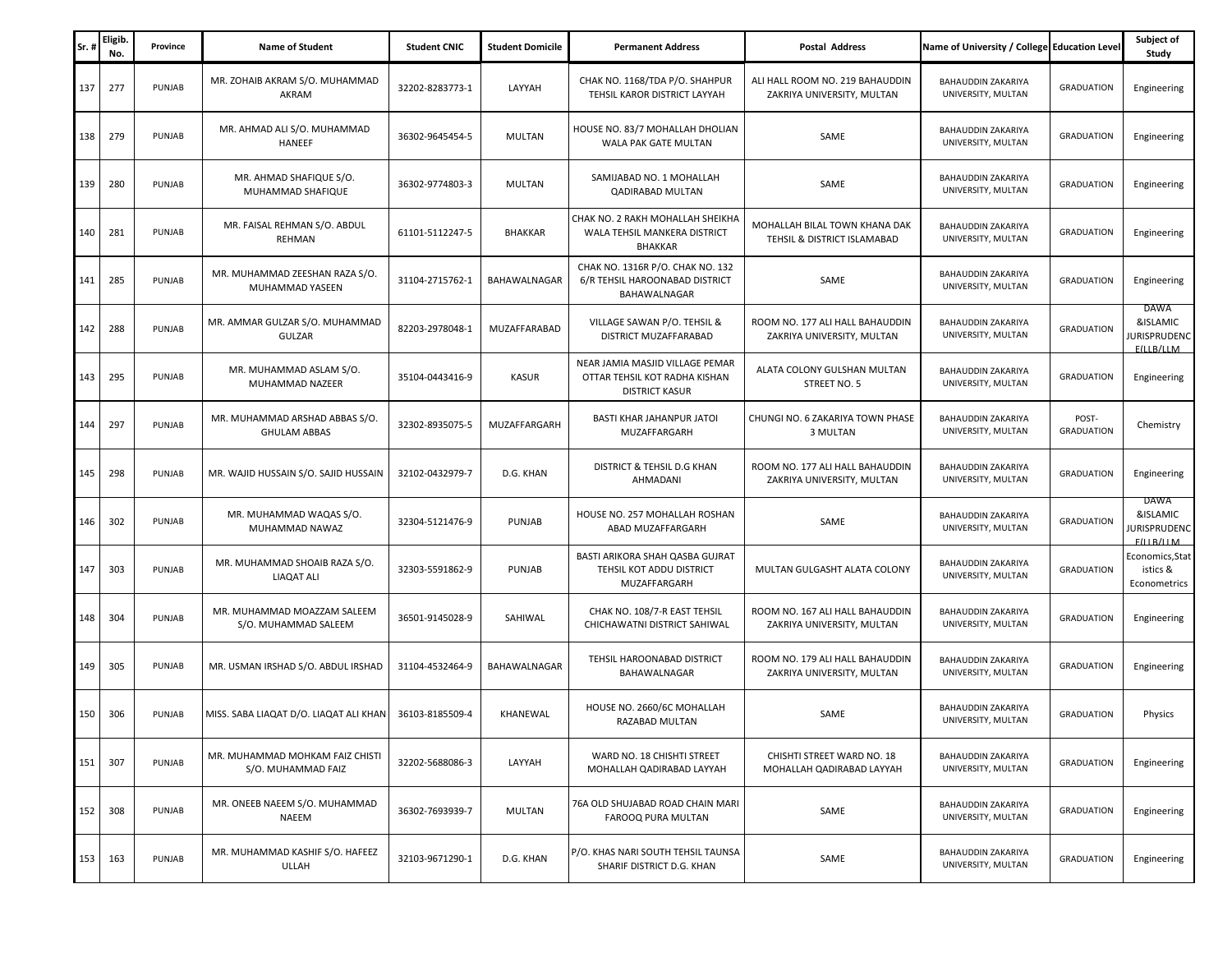| Sr. # | Eligib. No. | Province | Name of Student | Student CNIC | Student Domicile | Permanent Address | Postal Address | Name of University / College | Education Level | Subject of Study |
|---|---|---|---|---|---|---|---|---|---|---|
| 137 | 277 | PUNJAB | MR. ZOHAIB AKRAM S/O. MUHAMMAD AKRAM | 32202-8283773-1 | LAYYAH | CHAK NO. 1168/TDA P/O. SHAHPUR TEHSIL KAROR DISTRICT LAYYAH | ALI HALL ROOM NO. 219 BAHAUDDIN ZAKRIYA UNIVERSITY, MULTAN | BAHAUDDIN ZAKARIYA UNIVERSITY, MULTAN | GRADUATION | Engineering |
| 138 | 279 | PUNJAB | MR. AHMAD ALI S/O. MUHAMMAD HANEEF | 36302-9645454-5 | MULTAN | HOUSE NO. 83/7 MOHALLAH DHOLIAN WALA PAK GATE MULTAN | SAME | BAHAUDDIN ZAKARIYA UNIVERSITY, MULTAN | GRADUATION | Engineering |
| 139 | 280 | PUNJAB | MR. AHMAD SHAFIQUE S/O. MUHAMMAD SHAFIQUE | 36302-9774803-3 | MULTAN | SAMIJABAD NO. 1 MOHALLAH QADIRABAD MULTAN | SAME | BAHAUDDIN ZAKARIYA UNIVERSITY, MULTAN | GRADUATION | Engineering |
| 140 | 281 | PUNJAB | MR. FAISAL REHMAN S/O. ABDUL REHMAN | 61101-5112247-5 | BHAKKAR | CHAK NO. 2 RAKH MOHALLAH SHEIKHA WALA TEHSIL MANKERA DISTRICT BHAKKAR | MOHALLAH BILAL TOWN KHANA DAK TEHSIL & DISTRICT ISLAMABAD | BAHAUDDIN ZAKARIYA UNIVERSITY, MULTAN | GRADUATION | Engineering |
| 141 | 285 | PUNJAB | MR. MUHAMMAD ZEESHAN RAZA S/O. MUHAMMAD YASEEN | 31104-2715762-1 | BAHAWALNAGAR | CHAK NO. 1316R P/O. CHAK NO. 132 6/R TEHSIL HAROONABAD DISTRICT BAHAWALNAGAR | SAME | BAHAUDDIN ZAKARIYA UNIVERSITY, MULTAN | GRADUATION | Engineering |
| 142 | 288 | PUNJAB | MR. AMMAR GULZAR S/O. MUHAMMAD GULZAR | 82203-2978048-1 | MUZAFFARABAD | VILLAGE SAWAN P/O. TEHSIL & DISTRICT MUZAFFARABAD | ROOM NO. 177 ALI HALL BAHAUDDIN ZAKRIYA UNIVERSITY, MULTAN | BAHAUDDIN ZAKARIYA UNIVERSITY, MULTAN | GRADUATION | DAWA &ISLAMIC JURISPRUDENCE(LLB/LLM |
| 143 | 295 | PUNJAB | MR. MUHAMMAD ASLAM S/O. MUHAMMAD NAZEER | 35104-0443416-9 | KASUR | NEAR JAMIA MASJID VILLAGE PEMAR OTTAR TEHSIL KOT RADHA KISHAN DISTRICT KASUR | ALATA COLONY GULSHAN MULTAN STREET NO. 5 | BAHAUDDIN ZAKARIYA UNIVERSITY, MULTAN | GRADUATION | Engineering |
| 144 | 297 | PUNJAB | MR. MUHAMMAD ARSHAD ABBAS S/O. GHULAM ABBAS | 32302-8935075-5 | MUZAFFARGARH | BASTI KHAR JAHANPUR JATOI MUZAFFARGARH | CHUNGI NO. 6 ZAKARIYA TOWN PHASE 3 MULTAN | BAHAUDDIN ZAKARIYA UNIVERSITY, MULTAN | POST-GRADUATION | Chemistry |
| 145 | 298 | PUNJAB | MR. WAJID HUSSAIN S/O. SAJID HUSSAIN | 32102-0432979-7 | D.G. KHAN | DISTRICT & TEHSIL D.G KHAN AHMADANI | ROOM NO. 177 ALI HALL BAHAUDDIN ZAKRIYA UNIVERSITY, MULTAN | BAHAUDDIN ZAKARIYA UNIVERSITY, MULTAN | GRADUATION | Engineering |
| 146 | 302 | PUNJAB | MR. MUHAMMAD WAQAS S/O. MUHAMMAD NAWAZ | 32304-5121476-9 | PUNJAB | HOUSE NO. 257 MOHALLAH ROSHAN ABAD MUZAFFARGARH | SAME | BAHAUDDIN ZAKARIYA UNIVERSITY, MULTAN | GRADUATION | DAWA &ISLAMIC JURISPRUDENCE(LLB/LLM |
| 147 | 303 | PUNJAB | MR. MUHAMMAD SHOAIB RAZA S/O. LIAQAT ALI | 32303-5591862-9 | PUNJAB | BASTI ARIKORA SHAH QASBA GUJRAT TEHSIL KOT ADDU DISTRICT MUZAFFARGARH | MULTAN GULGASHT ALATA COLONY | BAHAUDDIN ZAKARIYA UNIVERSITY, MULTAN | GRADUATION | Economics,Statistics & Econometrics |
| 148 | 304 | PUNJAB | MR. MUHAMMAD MOAZZAM SALEEM S/O. MUHAMMAD SALEEM | 36501-9145028-9 | SAHIWAL | CHAK NO. 108/7-R EAST TEHSIL CHICHAWATNI DISTRICT SAHIWAL | ROOM NO. 167 ALI HALL BAHAUDDIN ZAKRIYA UNIVERSITY, MULTAN | BAHAUDDIN ZAKARIYA UNIVERSITY, MULTAN | GRADUATION | Engineering |
| 149 | 305 | PUNJAB | MR. USMAN IRSHAD S/O. ABDUL IRSHAD | 31104-4532464-9 | BAHAWALNAGAR | TEHSIL HAROONABAD DISTRICT BAHAWALNAGAR | ROOM NO. 179 ALI HALL BAHAUDDIN ZAKRIYA UNIVERSITY, MULTAN | BAHAUDDIN ZAKARIYA UNIVERSITY, MULTAN | GRADUATION | Engineering |
| 150 | 306 | PUNJAB | MISS. SABA LIAQAT D/O. LIAQAT ALI KHAN | 36103-8185509-4 | KHANEWAL | HOUSE NO. 2660/6C MOHALLAH RAZABAD MULTAN | SAME | BAHAUDDIN ZAKARIYA UNIVERSITY, MULTAN | GRADUATION | Physics |
| 151 | 307 | PUNJAB | MR. MUHAMMAD MOHKAM FAIZ CHISTI S/O. MUHAMMAD FAIZ | 32202-5688086-3 | LAYYAH | WARD NO. 18 CHISHTI STREET MOHALLAH QADIRABAD LAYYAH | CHISHTI STREET WARD NO. 18 MOHALLAH QADIRABAD LAYYAH | BAHAUDDIN ZAKARIYA UNIVERSITY, MULTAN | GRADUATION | Engineering |
| 152 | 308 | PUNJAB | MR. ONEEB NAEEM S/O. MUHAMMAD NAEEM | 36302-7693939-7 | MULTAN | 76A OLD SHUJABAD ROAD CHAIN MARI FAROOQ PURA MULTAN | SAME | BAHAUDDIN ZAKARIYA UNIVERSITY, MULTAN | GRADUATION | Engineering |
| 153 | 163 | PUNJAB | MR. MUHAMMAD KASHIF S/O. HAFEEZ ULLAH | 32103-9671290-1 | D.G. KHAN | P/O. KHAS NARI SOUTH TEHSIL TAUNSA SHARIF DISTRICT D.G. KHAN | SAME | BAHAUDDIN ZAKARIYA UNIVERSITY, MULTAN | GRADUATION | Engineering |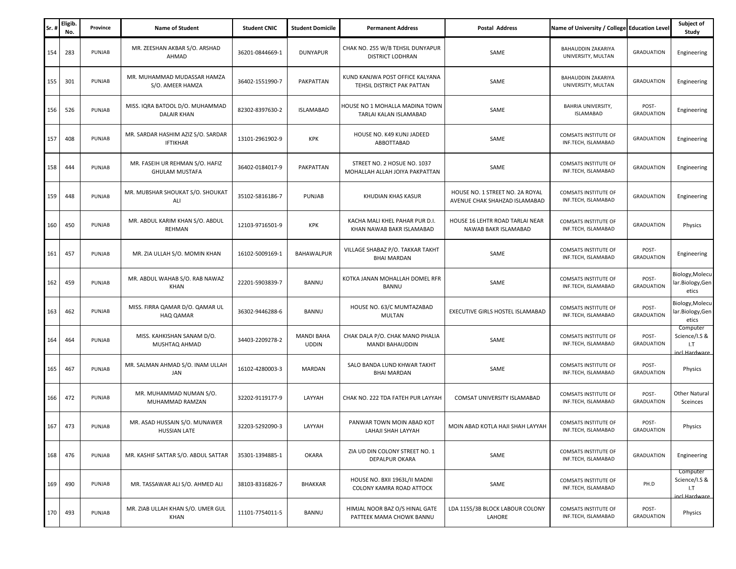| Sr. # | Eligib. No. | Province | Name of Student | Student CNIC | Student Domicile | Permanent Address | Postal Address | Name of University / College | Education Level | Subject of Study |
|---|---|---|---|---|---|---|---|---|---|---|
| 154 | 283 | PUNJAB | MR. ZEESHAN AKBAR S/O. ARSHAD AHMAD | 36201-0844669-1 | DUNYAPUR | CHAK NO. 255 W/B TEHSIL DUNYAPUR DISTRICT LODHRAN | SAME | BAHAUDDIN ZAKARIYA UNIVERSITY, MULTAN | GRADUATION | Engineering |
| 155 | 301 | PUNJAB | MR. MUHAMMAD MUDASSAR HAMZA S/O. AMEER HAMZA | 36402-1551990-7 | PAKPATTAN | KUND KANJWA POST OFFICE KALYANA TEHSIL DISTRICT PAK PATTAN | SAME | BAHAUDDIN ZAKARIYA UNIVERSITY, MULTAN | GRADUATION | Engineering |
| 156 | 526 | PUNJAB | MISS. IQRA BATOOL D/O. MUHAMMAD DALAIR KHAN | 82302-8397630-2 | ISLAMABAD | HOUSE NO 1 MOHALLA MADINA TOWN TARLAI KALAN ISLAMABAD | SAME | BAHRIA UNIVERSITY, ISLAMABAD | POST-GRADUATION | Engineering |
| 157 | 408 | PUNJAB | MR. SARDAR HASHIM AZIZ S/O. SARDAR IFTIKHAR | 13101-2961902-9 | KPK | HOUSE NO. K49 KUNJ JADEED ABBOTTABAD | SAME | COMSATS INSTITUTE OF INF.TECH, ISLAMABAD | GRADUATION | Engineering |
| 158 | 444 | PUNJAB | MR. FASEIH UR REHMAN S/O. HAFIZ GHULAM MUSTAFA | 36402-0184017-9 | PAKPATTAN | STREET NO. 2 HOSUE NO. 1037 MOHALLAH ALLAH JOIYA PAKPATTAN | SAME | COMSATS INSTITUTE OF INF.TECH, ISLAMABAD | GRADUATION | Engineering |
| 159 | 448 | PUNJAB | MR. MUBSHAR SHOUKAT S/O. SHOUKAT ALI | 35102-5816186-7 | PUNJAB | KHUDIAN KHAS KASUR | HOUSE NO. 1 STREET NO. 2A ROYAL AVENUE CHAK SHAHZAD ISLAMABAD | COMSATS INSTITUTE OF INF.TECH, ISLAMABAD | GRADUATION | Engineering |
| 160 | 450 | PUNJAB | MR. ABDUL KARIM KHAN S/O. ABDUL REHMAN | 12103-9716501-9 | KPK | KACHA MALI KHEL PAHAR PUR D.I. KHAN NAWAB BAKR ISLAMABAD | HOUSE 16 LEHTR ROAD TARLAI NEAR NAWAB BAKR ISLAMABAD | COMSATS INSTITUTE OF INF.TECH, ISLAMABAD | GRADUATION | Physics |
| 161 | 457 | PUNJAB | MR. ZIA ULLAH S/O. MOMIN KHAN | 16102-5009169-1 | BAHAWALPUR | VILLAGE SHABAZ P/O. TAKKAR TAKHT BHAI MARDAN | SAME | COMSATS INSTITUTE OF INF.TECH, ISLAMABAD | POST-GRADUATION | Engineering |
| 162 | 459 | PUNJAB | MR. ABDUL WAHAB S/O. RAB NAWAZ KHAN | 22201-5903839-7 | BANNU | KOTKA JANAN MOHALLAH DOMEL RFR BANNU | SAME | COMSATS INSTITUTE OF INF.TECH, ISLAMABAD | POST-GRADUATION | Biology,Molecular.Biology,Genetics |
| 163 | 462 | PUNJAB | MISS. FIRRA QAMAR D/O. QAMAR UL HAQ QAMAR | 36302-9446288-6 | BANNU | HOUSE NO. 63/C MUMTAZABAD MULTAN | EXECUTIVE GIRLS HOSTEL ISLAMABAD | COMSATS INSTITUTE OF INF.TECH, ISLAMABAD | POST-GRADUATION | Biology,Molecular.Biology,Genetics |
| 164 | 464 | PUNJAB | MISS. KAHKISHAN SANAM D/O. MUSHTAQ AHMAD | 34403-2209278-2 | MANDI BAHAUDDIN | CHAK DALA P/O. CHAK MANO PHALIA MANDI BAHAUDDIN | SAME | COMSATS INSTITUTE OF INF.TECH, ISLAMABAD | POST-GRADUATION | Computer Science/I.S & I.T incl Hardware |
| 165 | 467 | PUNJAB | MR. SALMAN AHMAD S/O. INAM ULLAH JAN | 16102-4280003-3 | MARDAN | SALO BANDA LUND KHWAR TAKHT BHAI MARDAN | SAME | COMSATS INSTITUTE OF INF.TECH, ISLAMABAD | POST-GRADUATION | Physics |
| 166 | 472 | PUNJAB | MR. MUHAMMAD NUMAN S/O. MUHAMMAD RAMZAN | 32202-9119177-9 | LAYYAH | CHAK NO. 222 TDA FATEH PUR LAYYAH | COMSAT UNIVERSITY ISLAMABAD | COMSATS INSTITUTE OF INF.TECH, ISLAMABAD | POST-GRADUATION | Other Natural Sceinces |
| 167 | 473 | PUNJAB | MR. ASAD HUSSAIN S/O. MUNAWER HUSSIAN LATE | 32203-5292090-3 | LAYYAH | PANWAR TOWN MOIN ABAD KOT LAHAJI SHAH LAYYAH | MOIN ABAD KOTLA HAJI SHAH LAYYAH | COMSATS INSTITUTE OF INF.TECH, ISLAMABAD | POST-GRADUATION | Physics |
| 168 | 476 | PUNJAB | MR. KASHIF SATTAR S/O. ABDUL SATTAR | 35301-1394885-1 | OKARA | ZIA UD DIN COLONY STREET NO. 1 DEPALPUR OKARA | SAME | COMSATS INSTITUTE OF INF.TECH, ISLAMABAD | GRADUATION | Engineering |
| 169 | 490 | PUNJAB | MR. TASSAWAR ALI S/O. AHMED ALI | 38103-8316826-7 | BHAKKAR | HOUSE NO. BXII 1963L/II MADNI COLONY KAMRA ROAD ATTOCK | SAME | COMSATS INSTITUTE OF INF.TECH, ISLAMABAD | PH.D | Computer Science/I.S & I.T incl Hardware |
| 170 | 493 | PUNJAB | MR. ZIAB ULLAH KHAN S/O. UMER GUL KHAN | 11101-7754011-5 | BANNU | HIMJAL NOOR BAZ O/S HINAL GATE PATTEEK MAMA CHOWK BANNU | LDA 1155/3B BLOCK LABOUR COLONY LAHORE | COMSATS INSTITUTE OF INF.TECH, ISLAMABAD | POST-GRADUATION | Physics |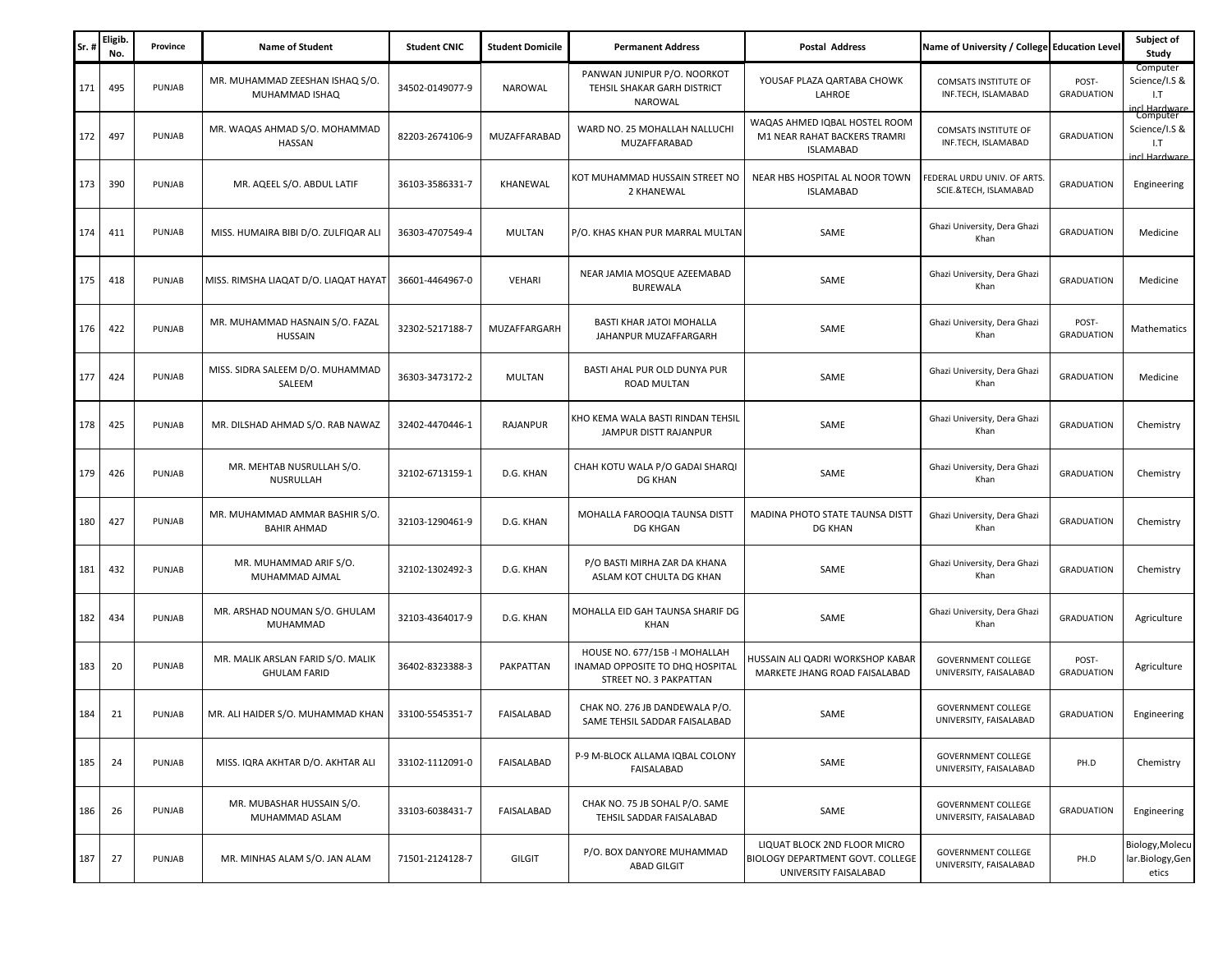| Sr. # | Eligib. No. | Province | Name of Student | Student CNIC | Student Domicile | Permanent Address | Postal Address | Name of University / College | Education Level | Subject of Study |
|---|---|---|---|---|---|---|---|---|---|---|
| 171 | 495 | PUNJAB | MR. MUHAMMAD ZEESHAN ISHAQ S/O. MUHAMMAD ISHAQ | 34502-0149077-9 | NAROWAL | PANWAN JUNIPUR P/O. NOORKOT TEHSIL SHAKAR GARH DISTRICT NAROWAL | YOUSAF PLAZA QARTABA CHOWK LAHROE | COMSATS INSTITUTE OF INF.TECH, ISLAMABAD | POST-GRADUATION | Computer Science/I.S & I.T incl Hardware |
| 172 | 497 | PUNJAB | MR. WAQAS AHMAD S/O. MOHAMMAD HASSAN | 82203-2674106-9 | MUZAFFARABAD | WARD NO. 25 MOHALLAH NALLUCHI MUZAFFARABAD | WAQAS AHMED IQBAL HOSTEL ROOM M1 NEAR RAHAT BACKERS TRAMRI ISLAMABAD | COMSATS INSTITUTE OF INF.TECH, ISLAMABAD | GRADUATION | Computer Science/I.S & I.T incl Hardware |
| 173 | 390 | PUNJAB | MR. AQEEL S/O. ABDUL LATIF | 36103-3586331-7 | KHANEWAL | KOT MUHAMMAD HUSSAIN STREET NO 2 KHANEWAL | NEAR HBS HOSPITAL AL NOOR TOWN ISLAMABAD | FEDERAL URDU UNIV. OF ARTS. SCIE.&TECH, ISLAMABAD | GRADUATION | Engineering |
| 174 | 411 | PUNJAB | MISS. HUMAIRA BIBI D/O. ZULFIQAR ALI | 36303-4707549-4 | MULTAN | P/O. KHAS KHAN PUR MARRAL MULTAN | SAME | Ghazi University, Dera Ghazi Khan | GRADUATION | Medicine |
| 175 | 418 | PUNJAB | MISS. RIMSHA LIAQAT D/O. LIAQAT HAYAT | 36601-4464967-0 | VEHARI | NEAR JAMIA MOSQUE AZEEMABAD BUREWALA | SAME | Ghazi University, Dera Ghazi Khan | GRADUATION | Medicine |
| 176 | 422 | PUNJAB | MR. MUHAMMAD HASNAIN S/O. FAZAL HUSSAIN | 32302-5217188-7 | MUZAFFARGARH | BASTI KHAR JATOI MOHALLA JAHANPUR MUZAFFARGARH | SAME | Ghazi University, Dera Ghazi Khan | POST-GRADUATION | Mathematics |
| 177 | 424 | PUNJAB | MISS. SIDRA SALEEM D/O. MUHAMMAD SALEEM | 36303-3473172-2 | MULTAN | BASTI AHAL PUR OLD DUNYA PUR ROAD MULTAN | SAME | Ghazi University, Dera Ghazi Khan | GRADUATION | Medicine |
| 178 | 425 | PUNJAB | MR. DILSHAD AHMAD S/O. RAB NAWAZ | 32402-4470446-1 | RAJANPUR | KHO KEMA WALA BASTI RINDAN TEHSIL JAMPUR DISTT RAJANPUR | SAME | Ghazi University, Dera Ghazi Khan | GRADUATION | Chemistry |
| 179 | 426 | PUNJAB | MR. MEHTAB NUSRULLAH S/O. NUSRULLAH | 32102-6713159-1 | D.G. KHAN | CHAH KOTU WALA P/O GADAI SHARQI DG KHAN | SAME | Ghazi University, Dera Ghazi Khan | GRADUATION | Chemistry |
| 180 | 427 | PUNJAB | MR. MUHAMMAD AMMAR BASHIR S/O. BAHIR AHMAD | 32103-1290461-9 | D.G. KHAN | MOHALLA FAROOQIA TAUNSA DISTT DG KHGAN | MADINA PHOTO STATE TAUNSA DISTT DG KHAN | Ghazi University, Dera Ghazi Khan | GRADUATION | Chemistry |
| 181 | 432 | PUNJAB | MR. MUHAMMAD ARIF S/O. MUHAMMAD AJMAL | 32102-1302492-3 | D.G. KHAN | P/O BASTI MIRHA ZAR DA KHANA ASLAM KOT CHULTA DG KHAN | SAME | Ghazi University, Dera Ghazi Khan | GRADUATION | Chemistry |
| 182 | 434 | PUNJAB | MR. ARSHAD NOUMAN S/O. GHULAM MUHAMMAD | 32103-4364017-9 | D.G. KHAN | MOHALLA EID GAH TAUNSA SHARIF DG KHAN | SAME | Ghazi University, Dera Ghazi Khan | GRADUATION | Agriculture |
| 183 | 20 | PUNJAB | MR. MALIK ARSLAN FARID S/O. MALIK GHULAM FARID | 36402-8323388-3 | PAKPATTAN | HOUSE NO. 677/15B -I MOHALLAH INAMAD OPPOSITE TO DHQ HOSPITAL STREET NO. 3 PAKPATTAN | HUSSAIN ALI QADRI WORKSHOP KABAR MARKETE JHANG ROAD FAISALABAD | GOVERNMENT COLLEGE UNIVERSITY, FAISALABAD | POST-GRADUATION | Agriculture |
| 184 | 21 | PUNJAB | MR. ALI HAIDER S/O. MUHAMMAD KHAN | 33100-5545351-7 | FAISALABAD | CHAK NO. 276 JB DANDEWALA P/O. SAME TEHSIL SADDAR FAISALABAD | SAME | GOVERNMENT COLLEGE UNIVERSITY, FAISALABAD | GRADUATION | Engineering |
| 185 | 24 | PUNJAB | MISS. IQRA AKHTAR D/O. AKHTAR ALI | 33102-1112091-0 | FAISALABAD | P-9 M-BLOCK ALLAMA IQBAL COLONY FAISALABAD | SAME | GOVERNMENT COLLEGE UNIVERSITY, FAISALABAD | PH.D | Chemistry |
| 186 | 26 | PUNJAB | MR. MUBASHAR HUSSAIN S/O. MUHAMMAD ASLAM | 33103-6038431-7 | FAISALABAD | CHAK NO. 75 JB SOHAL P/O. SAME TEHSIL SADDAR FAISALABAD | SAME | GOVERNMENT COLLEGE UNIVERSITY, FAISALABAD | GRADUATION | Engineering |
| 187 | 27 | PUNJAB | MR. MINHAS ALAM S/O. JAN ALAM | 71501-2124128-7 | GILGIT | P/O. BOX DANYORE MUHAMMAD ABAD GILGIT | LIQUAT BLOCK 2ND FLOOR MICRO BIOLOGY DEPARTMENT GOVT. COLLEGE UNIVERSITY FAISALABAD | GOVERNMENT COLLEGE UNIVERSITY, FAISALABAD | PH.D | Biology,Molecular.Biology,Genetics |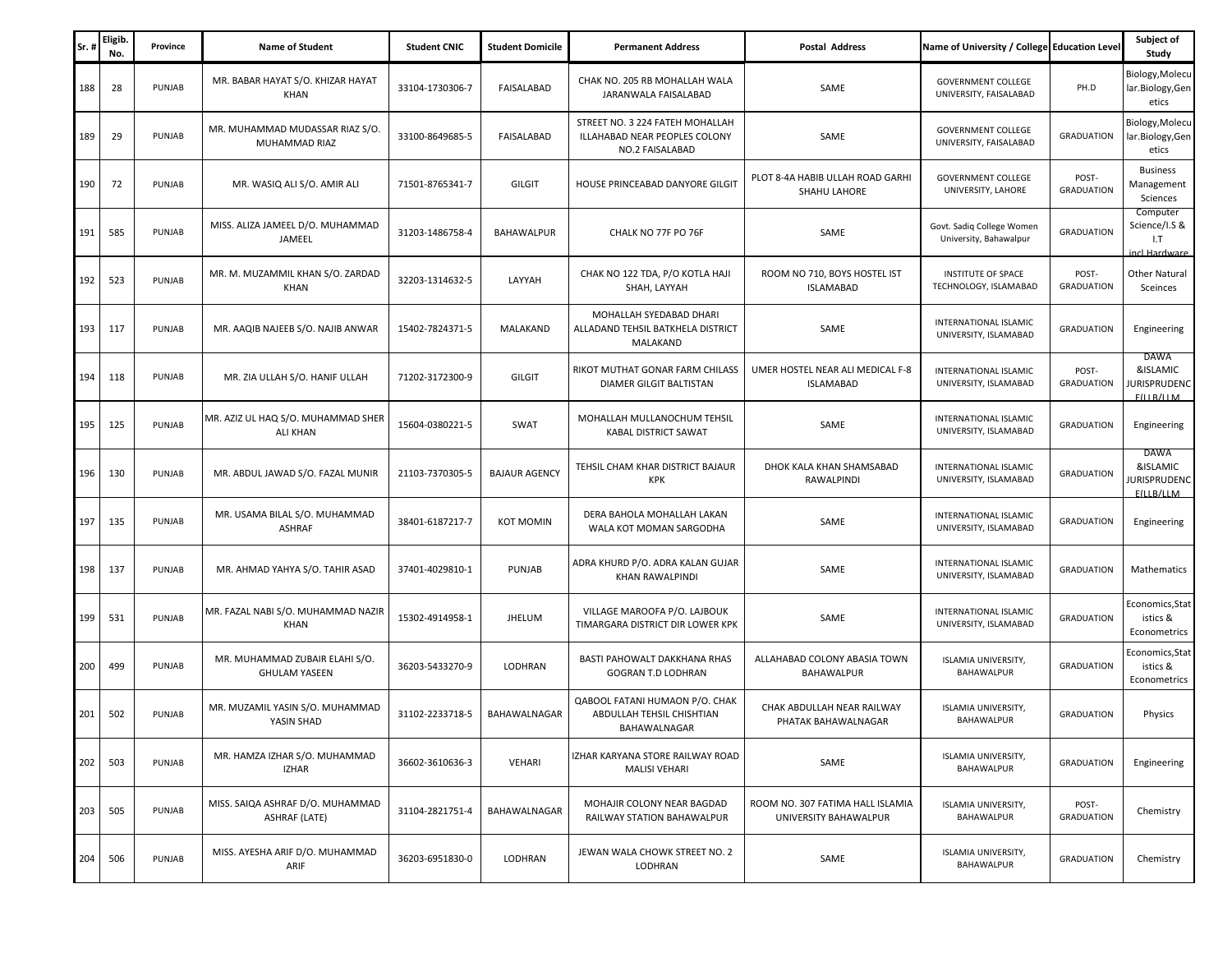| Sr. # | Eligib. No. | Province | Name of Student | Student CNIC | Student Domicile | Permanent Address | Postal Address | Name of University / College | Education Level | Subject of Study |
|---|---|---|---|---|---|---|---|---|---|---|
| 188 | 28 | PUNJAB | MR. BABAR HAYAT S/O. KHIZAR HAYAT KHAN | 33104-1730306-7 | FAISALABAD | CHAK NO. 205 RB MOHALLAH WALA JARANWALA FAISALABAD | SAME | GOVERNMENT COLLEGE UNIVERSITY, FAISALABAD | PH.D | Biology,Molecular.Biology,Genetics |
| 189 | 29 | PUNJAB | MR. MUHAMMAD MUDASSAR RIAZ S/O. MUHAMMAD RIAZ | 33100-8649685-5 | FAISALABAD | STREET NO. 3 224 FATEH MOHALLAH ILLAHABAD NEAR PEOPLES COLONY NO.2 FAISALABAD | SAME | GOVERNMENT COLLEGE UNIVERSITY, FAISALABAD | GRADUATION | Biology,Molecular.Biology,Genetics |
| 190 | 72 | PUNJAB | MR. WASIQ ALI S/O. AMIR ALI | 71501-8765341-7 | GILGIT | HOUSE PRINCEABAD DANYORE GILGIT | PLOT 8-4A HABIB ULLAH ROAD GARHI SHAHU LAHORE | GOVERNMENT COLLEGE UNIVERSITY, LAHORE | POST-GRADUATION | Business Management Sciences |
| 191 | 585 | PUNJAB | MISS. ALIZA JAMEEL D/O. MUHAMMAD JAMEEL | 31203-1486758-4 | BAHAWALPUR | CHALK NO 77F PO 76F | SAME | Govt. Sadiq College Women University, Bahawalpur | GRADUATION | Computer Science/I.S & I.T incl Hardware |
| 192 | 523 | PUNJAB | MR. M. MUZAMMIL KHAN S/O. ZARDAD KHAN | 32203-1314632-5 | LAYYAH | CHAK NO 122 TDA, P/O KOTLA HAJI SHAH, LAYYAH | ROOM NO 710, BOYS HOSTEL IST ISLAMABAD | INSTITUTE OF SPACE TECHNOLOGY, ISLAMABAD | POST-GRADUATION | Other Natural Sceinces |
| 193 | 117 | PUNJAB | MR. AAQIB NAJEEB S/O. NAJIB ANWAR | 15402-7824371-5 | MALAKAND | MOHALLAH SYEDABAD DHARI ALLADAND TEHSIL BATKHELA DISTRICT MALAKAND | SAME | INTERNATIONAL ISLAMIC UNIVERSITY, ISLAMABAD | GRADUATION | Engineering |
| 194 | 118 | PUNJAB | MR. ZIA ULLAH S/O. HANIF ULLAH | 71202-3172300-9 | GILGIT | RIKOT MUTHAT GONAR FARM CHILASS DIAMER GILGIT BALTISTAN | UMER HOSTEL NEAR ALI MEDICAL F-8 ISLAMABAD | INTERNATIONAL ISLAMIC UNIVERSITY, ISLAMABAD | POST-GRADUATION | DAWA &ISLAMIC JURISPRUDENCE(LLB/LLM |
| 195 | 125 | PUNJAB | MR. AZIZ UL HAQ S/O. MUHAMMAD SHER ALI KHAN | 15604-0380221-5 | SWAT | MOHALLAH MULLANOCHUM TEHSIL KABAL DISTRICT SAWAT | SAME | INTERNATIONAL ISLAMIC UNIVERSITY, ISLAMABAD | GRADUATION | Engineering |
| 196 | 130 | PUNJAB | MR. ABDUL JAWAD S/O. FAZAL MUNIR | 21103-7370305-5 | BAJAUR AGENCY | TEHSIL CHAM KHAR DISTRICT BAJAUR KPK | DHOK KALA KHAN SHAMSABAD RAWALPINDI | INTERNATIONAL ISLAMIC UNIVERSITY, ISLAMABAD | GRADUATION | DAWA &ISLAMIC JURISPRUDENCE(LLB/LLM |
| 197 | 135 | PUNJAB | MR. USAMA BILAL S/O. MUHAMMAD ASHRAF | 38401-6187217-7 | KOT MOMIN | DERA BAHOLA MOHALLAH LAKAN WALA KOT MOMAN SARGODHA | SAME | INTERNATIONAL ISLAMIC UNIVERSITY, ISLAMABAD | GRADUATION | Engineering |
| 198 | 137 | PUNJAB | MR. AHMAD YAHYA S/O. TAHIR ASAD | 37401-4029810-1 | PUNJAB | ADRA KHURD P/O. ADRA KALAN GUJAR KHAN RAWALPINDI | SAME | INTERNATIONAL ISLAMIC UNIVERSITY, ISLAMABAD | GRADUATION | Mathematics |
| 199 | 531 | PUNJAB | MR. FAZAL NABI S/O. MUHAMMAD NAZIR KHAN | 15302-4914958-1 | JHELUM | VILLAGE MAROOFA P/O. LAJBOUK TIMARGARA DISTRICT DIR LOWER KPK | SAME | INTERNATIONAL ISLAMIC UNIVERSITY, ISLAMABAD | GRADUATION | Economics,Statistics & Econometrics |
| 200 | 499 | PUNJAB | MR. MUHAMMAD ZUBAIR ELAHI S/O. GHULAM YASEEN | 36203-5433270-9 | LODHRAN | BASTI PAHOWALT DAKKHANA RHAS GOGRAN T.D LODHRAN | ALLAHABAD COLONY ABASIA TOWN BAHAWALPUR | ISLAMIA UNIVERSITY, BAHAWALPUR | GRADUATION | Economics,Statistics & Econometrics |
| 201 | 502 | PUNJAB | MR. MUZAMIL YASIN S/O. MUHAMMAD YASIN SHAD | 31102-2233718-5 | BAHAWALNAGAR | QABOOL FATANI HUMAON P/O. CHAK ABDULLAH TEHSIL CHISHTIAN BAHAWALNAGAR | CHAK ABDULLAH NEAR RAILWAY PHATAK BAHAWALNAGAR | ISLAMIA UNIVERSITY, BAHAWALPUR | GRADUATION | Physics |
| 202 | 503 | PUNJAB | MR. HAMZA IZHAR S/O. MUHAMMAD IZHAR | 36602-3610636-3 | VEHARI | IZHAR KARYANA STORE RAILWAY ROAD MALISI VEHARI | SAME | ISLAMIA UNIVERSITY, BAHAWALPUR | GRADUATION | Engineering |
| 203 | 505 | PUNJAB | MISS. SAIQA ASHRAF D/O. MUHAMMAD ASHRAF (LATE) | 31104-2821751-4 | BAHAWALNAGAR | MOHAJIR COLONY NEAR BAGDAD RAILWAY STATION BAHAWALPUR | ROOM NO. 307 FATIMA HALL ISLAMIA UNIVERSITY BAHAWALPUR | ISLAMIA UNIVERSITY, BAHAWALPUR | POST-GRADUATION | Chemistry |
| 204 | 506 | PUNJAB | MISS. AYESHA ARIF D/O. MUHAMMAD ARIF | 36203-6951830-0 | LODHRAN | JEWAN WALA CHOWK STREET NO. 2 LODHRAN | SAME | ISLAMIA UNIVERSITY, BAHAWALPUR | GRADUATION | Chemistry |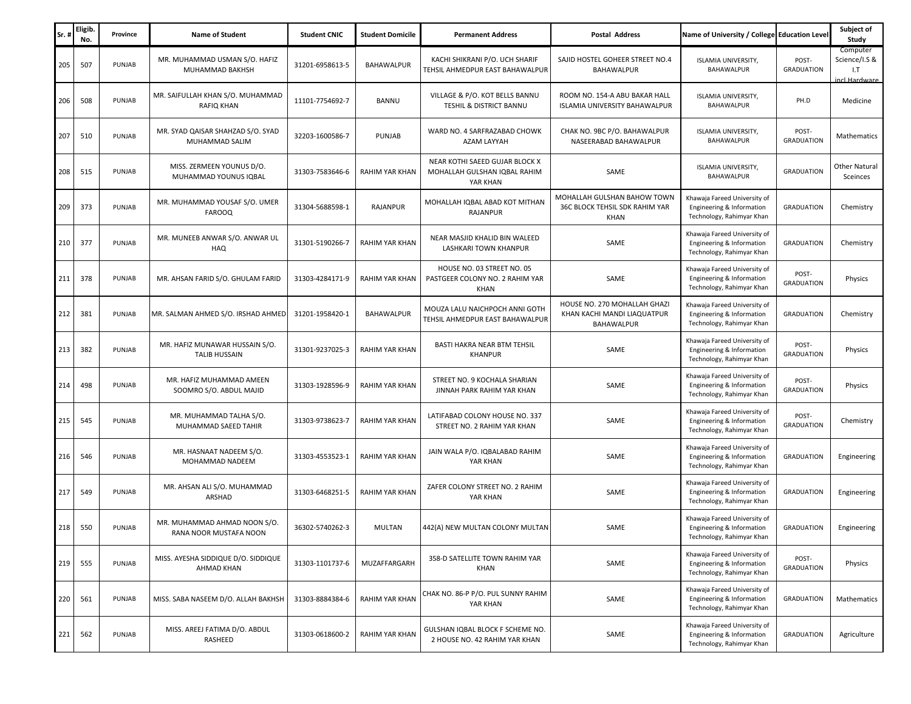| Sr. # | Eligib. No. | Province | Name of Student | Student CNIC | Student Domicile | Permanent Address | Postal Address | Name of University / College | Education Level | Subject of Study |
|---|---|---|---|---|---|---|---|---|---|---|
| 205 | 507 | PUNJAB | MR. MUHAMMAD USMAN S/O. HAFIZ MUHAMMAD BAKHSH | 31201-6958613-5 | BAHAWALPUR | KACHI SHIKRANI P/O. UCH SHARIF TEHSIL AHMEDPUR EAST BAHAWALPUR | SAJID HOSTEL GOHEER STREET NO.4 BAHAWALPUR | ISLAMIA UNIVERSITY, BAHAWALPUR | POST-GRADUATION | Computer Science/I.S & I.T incl Hardware |
| 206 | 508 | PUNJAB | MR. SAIFULLAH KHAN S/O. MUHAMMAD RAFIQ KHAN | 11101-7754692-7 | BANNU | VILLAGE & P/O. KOT BELLS BANNU TESHIL & DISTRICT BANNU | ROOM NO. 154-A ABU BAKAR HALL ISLAMIA UNIVERSITY BAHAWALPUR | ISLAMIA UNIVERSITY, BAHAWALPUR | PH.D | Medicine |
| 207 | 510 | PUNJAB | MR. SYAD QAISAR SHAHZAD S/O. SYAD MUHAMMAD SALIM | 32203-1600586-7 | PUNJAB | WARD NO. 4 SARFRAZABAD CHOWK AZAM LAYYAH | CHAK NO. 9BC P/O. BAHAWALPUR NASEERABAD BAHAWALPUR | ISLAMIA UNIVERSITY, BAHAWALPUR | POST-GRADUATION | Mathematics |
| 208 | 515 | PUNJAB | MISS. ZERMEEN YOUNUS D/O. MUHAMMAD YOUNUS IQBAL | 31303-7583646-6 | RAHIM YAR KHAN | NEAR KOTHI SAEED GUJAR BLOCK X MOHALLAH GULSHAN IQBAL RAHIM YAR KHAN | SAME | ISLAMIA UNIVERSITY, BAHAWALPUR | GRADUATION | Other Natural Sceinces |
| 209 | 373 | PUNJAB | MR. MUHAMMAD YOUSAF S/O. UMER FAROOQ | 31304-5688598-1 | RAJANPUR | MOHALLAH IQBAL ABAD KOT MITHAN RAJANPUR | MOHALLAH GULSHAN BAHOW TOWN 36C BLOCK TEHSIL SDK RAHIM YAR KHAN | Khawaja Fareed University of Engineering & Information Technology, Rahimyar Khan | GRADUATION | Chemistry |
| 210 | 377 | PUNJAB | MR. MUNEEB ANWAR S/O. ANWAR UL HAQ | 31301-5190266-7 | RAHIM YAR KHAN | NEAR MASJID KHALID BIN WALEED LASHKARI TOWN KHANPUR | SAME | Khawaja Fareed University of Engineering & Information Technology, Rahimyar Khan | GRADUATION | Chemistry |
| 211 | 378 | PUNJAB | MR. AHSAN FARID S/O. GHULAM FARID | 31303-4284171-9 | RAHIM YAR KHAN | HOUSE NO. 03 STREET NO. 05 PASTGEER COLONY NO. 2 RAHIM YAR KHAN | SAME | Khawaja Fareed University of Engineering & Information Technology, Rahimyar Khan | POST-GRADUATION | Physics |
| 212 | 381 | PUNJAB | MR. SALMAN AHMED S/O. IRSHAD AHMED | 31201-1958420-1 | BAHAWALPUR | MOUZA LALU NAICHPOCH ANNI GOTH TEHSIL AHMEDPUR EAST BAHAWALPUR | HOUSE NO. 270 MOHALLAH GHAZI KHAN KACHI MANDI LIAQATPUR BAHAWALPUR | Khawaja Fareed University of Engineering & Information Technology, Rahimyar Khan | GRADUATION | Chemistry |
| 213 | 382 | PUNJAB | MR. HAFIZ MUNAWAR HUSSAIN S/O. TALIB HUSSAIN | 31301-9237025-3 | RAHIM YAR KHAN | BASTI HAKRA NEAR BTM TEHSIL KHANPUR | SAME | Khawaja Fareed University of Engineering & Information Technology, Rahimyar Khan | POST-GRADUATION | Physics |
| 214 | 498 | PUNJAB | MR. HAFIZ MUHAMMAD AMEEN SOOMRO S/O. ABDUL MAJID | 31303-1928596-9 | RAHIM YAR KHAN | STREET NO. 9 KOCHALA SHARIAN JINNAH PARK RAHIM YAR KHAN | SAME | Khawaja Fareed University of Engineering & Information Technology, Rahimyar Khan | POST-GRADUATION | Physics |
| 215 | 545 | PUNJAB | MR. MUHAMMAD TALHA S/O. MUHAMMAD SAEED TAHIR | 31303-9738623-7 | RAHIM YAR KHAN | LATIFABAD COLONY HOUSE NO. 337 STREET NO. 2 RAHIM YAR KHAN | SAME | Khawaja Fareed University of Engineering & Information Technology, Rahimyar Khan | POST-GRADUATION | Chemistry |
| 216 | 546 | PUNJAB | MR. HASNAAT NADEEM S/O. MOHAMMAD NADEEM | 31303-4553523-1 | RAHIM YAR KHAN | JAIN WALA P/O. IQBALABAD RAHIM YAR KHAN | SAME | Khawaja Fareed University of Engineering & Information Technology, Rahimyar Khan | GRADUATION | Engineering |
| 217 | 549 | PUNJAB | MR. AHSAN ALI S/O. MUHAMMAD ARSHAD | 31303-6468251-5 | RAHIM YAR KHAN | ZAFER COLONY STREET NO. 2 RAHIM YAR KHAN | SAME | Khawaja Fareed University of Engineering & Information Technology, Rahimyar Khan | GRADUATION | Engineering |
| 218 | 550 | PUNJAB | MR. MUHAMMAD AHMAD NOON S/O. RANA NOOR MUSTAFA NOON | 36302-5740262-3 | MULTAN | 442(A) NEW MULTAN COLONY MULTAN | SAME | Khawaja Fareed University of Engineering & Information Technology, Rahimyar Khan | GRADUATION | Engineering |
| 219 | 555 | PUNJAB | MISS. AYESHA SIDDIQUE D/O. SIDDIQUE AHMAD KHAN | 31303-1101737-6 | MUZAFFARGARH | 358-D SATELLITE TOWN RAHIM YAR KHAN | SAME | Khawaja Fareed University of Engineering & Information Technology, Rahimyar Khan | POST-GRADUATION | Physics |
| 220 | 561 | PUNJAB | MISS. SABA NASEEM D/O. ALLAH BAKHSH | 31303-8884384-6 | RAHIM YAR KHAN | CHAK NO. 86-P P/O. PUL SUNNY RAHIM YAR KHAN | SAME | Khawaja Fareed University of Engineering & Information Technology, Rahimyar Khan | GRADUATION | Mathematics |
| 221 | 562 | PUNJAB | MISS. AREEJ FATIMA D/O. ABDUL RASHEED | 31303-0618600-2 | RAHIM YAR KHAN | GULSHAN IQBAL BLOCK F SCHEME NO. 2 HOUSE NO. 42 RAHIM YAR KHAN | SAME | Khawaja Fareed University of Engineering & Information Technology, Rahimyar Khan | GRADUATION | Agriculture |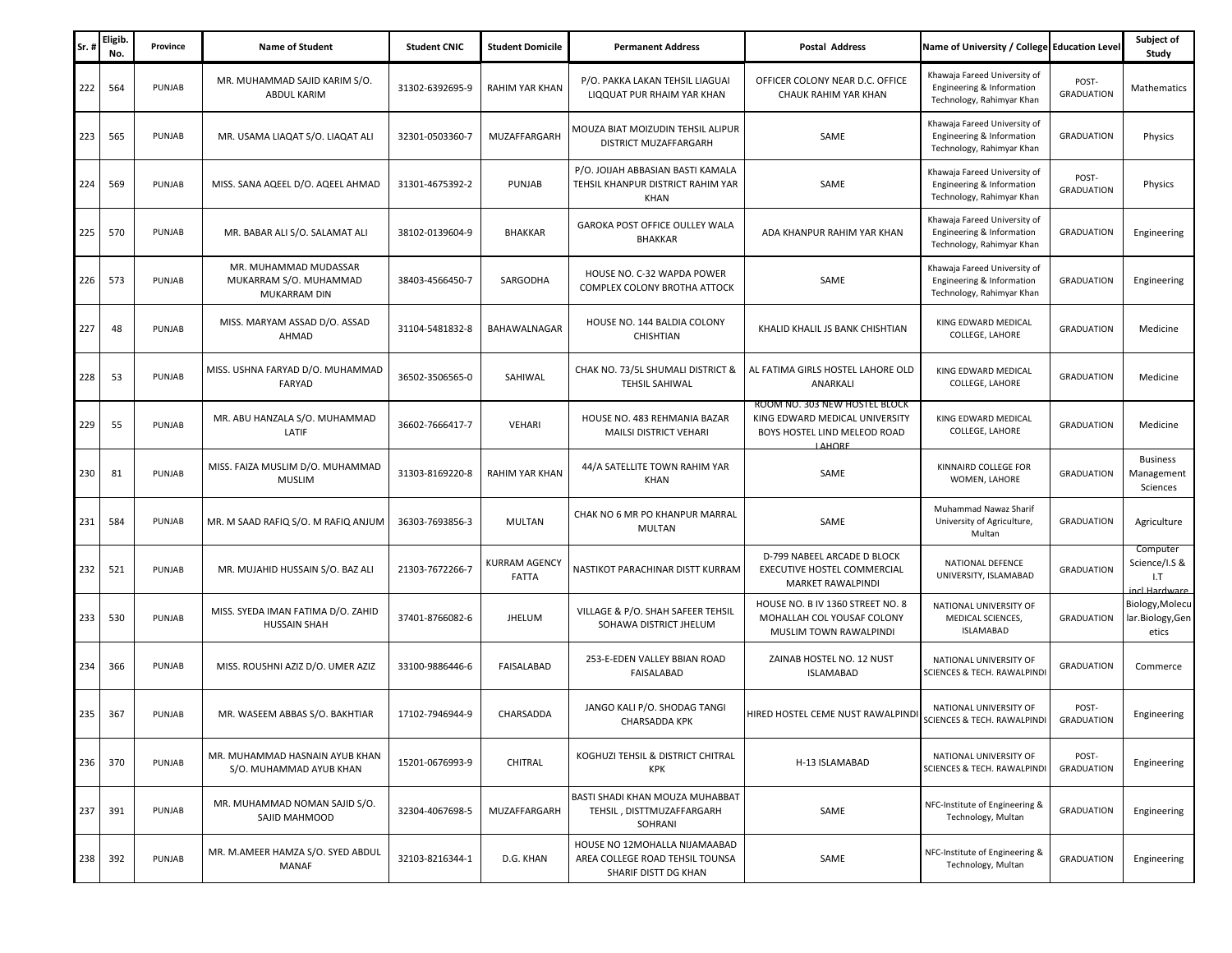| Sr. # | Eligib. No. | Province | Name of Student | Student CNIC | Student Domicile | Permanent Address | Postal Address | Name of University / College | Education Level | Subject of Study |
|---|---|---|---|---|---|---|---|---|---|---|
| 222 | 564 | PUNJAB | MR. MUHAMMAD SAJID KARIM S/O. ABDUL KARIM | 31302-6392695-9 | RAHIM YAR KHAN | P/O. PAKKA LAKAN TEHSIL LIAGUAI LIQQUAT PUR RHAIM YAR KHAN | OFFICER COLONY NEAR D.C. OFFICE CHAUK RAHIM YAR KHAN | Khawaja Fareed University of Engineering & Information Technology, Rahimyar Khan | POST-GRADUATION | Mathematics |
| 223 | 565 | PUNJAB | MR. USAMA LIAQAT S/O. LIAQAT ALI | 32301-0503360-7 | MUZAFFARGARH | MOUZA BIAT MOIZUDIN TEHSIL ALIPUR DISTRICT MUZAFFARGARH | SAME | Khawaja Fareed University of Engineering & Information Technology, Rahimyar Khan | GRADUATION | Physics |
| 224 | 569 | PUNJAB | MISS. SANA AQEEL D/O. AQEEL AHMAD | 31301-4675392-2 | PUNJAB | P/O. JOIJAH ABBASIAN BASTI KAMALA TEHSIL KHANPUR DISTRICT RAHIM YAR KHAN | SAME | Khawaja Fareed University of Engineering & Information Technology, Rahimyar Khan | POST-GRADUATION | Physics |
| 225 | 570 | PUNJAB | MR. BABAR ALI S/O. SALAMAT ALI | 38102-0139604-9 | BHAKKAR | GAROKA POST OFFICE OULLEY WALA BHAKKAR | ADA KHANPUR RAHIM YAR KHAN | Khawaja Fareed University of Engineering & Information Technology, Rahimyar Khan | GRADUATION | Engineering |
| 226 | 573 | PUNJAB | MR. MUHAMMAD MUDASSAR MUKARRAM S/O. MUHAMMAD MUKARRAM DIN | 38403-4566450-7 | SARGODHA | HOUSE NO. C-32 WAPDA POWER COMPLEX COLONY BROTHA ATTOCK | SAME | Khawaja Fareed University of Engineering & Information Technology, Rahimyar Khan | GRADUATION | Engineering |
| 227 | 48 | PUNJAB | MISS. MARYAM ASSAD D/O. ASSAD AHMAD | 31104-5481832-8 | BAHAWALNAGAR | HOUSE NO. 144 BALDIA COLONY CHISHTIAN | KHALID KHALIL JS BANK CHISHTIAN | KING EDWARD MEDICAL COLLEGE, LAHORE | GRADUATION | Medicine |
| 228 | 53 | PUNJAB | MISS. USHNA FARYAD D/O. MUHAMMAD FARYAD | 36502-3506565-0 | SAHIWAL | CHAK NO. 73/5L SHUMALI DISTRICT & TEHSIL SAHIWAL | AL FATIMA GIRLS HOSTEL LAHORE OLD ANARKALI | KING EDWARD MEDICAL COLLEGE, LAHORE | GRADUATION | Medicine |
| 229 | 55 | PUNJAB | MR. ABU HANZALA S/O. MUHAMMAD LATIF | 36602-7666417-7 | VEHARI | HOUSE NO. 483 REHMANIA BAZAR MAILSI DISTRICT VEHARI | ROOM NO. 303 NEW HOSTEL BLOCK KING EDWARD MEDICAL UNIVERSITY BOYS HOSTEL LIND MELEOD ROAD LAHORE | KING EDWARD MEDICAL COLLEGE, LAHORE | GRADUATION | Medicine |
| 230 | 81 | PUNJAB | MISS. FAIZA MUSLIM D/O. MUHAMMAD MUSLIM | 31303-8169220-8 | RAHIM YAR KHAN | 44/A SATELLITE TOWN RAHIM YAR KHAN | SAME | KINNAIRD COLLEGE FOR WOMEN, LAHORE | GRADUATION | Business Management Sciences |
| 231 | 584 | PUNJAB | MR. M SAAD RAFIQ S/O. M RAFIQ ANJUM | 36303-7693856-3 | MULTAN | CHAK NO 6 MR PO KHANPUR MARRAL MULTAN | SAME | Muhammad Nawaz Sharif University of Agriculture, Multan | GRADUATION | Agriculture |
| 232 | 521 | PUNJAB | MR. MUJAHID HUSSAIN S/O. BAZ ALI | 21303-7672266-7 | KURRAM AGENCY FATTA | NASTIKOT PARACHINAR DISTT KURRAM | D-799 NABEEL ARCADE D BLOCK EXECUTIVE HOSTEL COMMERCIAL MARKET RAWALPINDI | NATIONAL DEFENCE UNIVERSITY, ISLAMABAD | GRADUATION | Computer Science/I.S & I.T incl Hardware |
| 233 | 530 | PUNJAB | MISS. SYEDA IMAN FATIMA D/O. ZAHID HUSSAIN SHAH | 37401-8766082-6 | JHELUM | VILLAGE & P/O. SHAH SAFEER TEHSIL SOHAWA DISTRICT JHELUM | HOUSE NO. B IV 1360 STREET NO. 8 MOHALLAH COL YOUSAF COLONY MUSLIM TOWN RAWALPINDI | NATIONAL UNIVERSITY OF MEDICAL SCIENCES, ISLAMABAD | GRADUATION | Biology,Molecular.Biology,Genetics |
| 234 | 366 | PUNJAB | MISS. ROUSHNI AZIZ D/O. UMER AZIZ | 33100-9886446-6 | FAISALABAD | 253-E-EDEN VALLEY BBIAN ROAD FAISALABAD | ZAINAB HOSTEL NO. 12 NUST ISLAMABAD | NATIONAL UNIVERSITY OF SCIENCES & TECH. RAWALPINDI | GRADUATION | Commerce |
| 235 | 367 | PUNJAB | MR. WASEEM ABBAS S/O. BAKHTIAR | 17102-7946944-9 | CHARSADDA | JANGO KALI P/O. SHODAG TANGI CHARSADDA KPK | HIRED HOSTEL CEME NUST RAWALPINDI | NATIONAL UNIVERSITY OF SCIENCES & TECH. RAWALPINDI | POST-GRADUATION | Engineering |
| 236 | 370 | PUNJAB | MR. MUHAMMAD HASNAIN AYUB KHAN S/O. MUHAMMAD AYUB KHAN | 15201-0676993-9 | CHITRAL | KOGHUZI TEHSIL & DISTRICT CHITRAL KPK | H-13 ISLAMABAD | NATIONAL UNIVERSITY OF SCIENCES & TECH. RAWALPINDI | POST-GRADUATION | Engineering |
| 237 | 391 | PUNJAB | MR. MUHAMMAD NOMAN SAJID S/O. SAJID MAHMOOD | 32304-4067698-5 | MUZAFFARGARH | BASTI SHADI KHAN MOUZA MUHABBAT TEHSIL , DISTTMUZAFFARGARH SOHRANI | SAME | NFC-Institute of Engineering & Technology, Multan | GRADUATION | Engineering |
| 238 | 392 | PUNJAB | MR. M.AMEER HAMZA S/O. SYED ABDUL MANAF | 32103-8216344-1 | D.G. KHAN | HOUSE NO 12MOHALLA NIJAMAABAD AREA COLLEGE ROAD TEHSIL TOUNSA SHARIF DISTT DG KHAN | SAME | NFC-Institute of Engineering & Technology, Multan | GRADUATION | Engineering |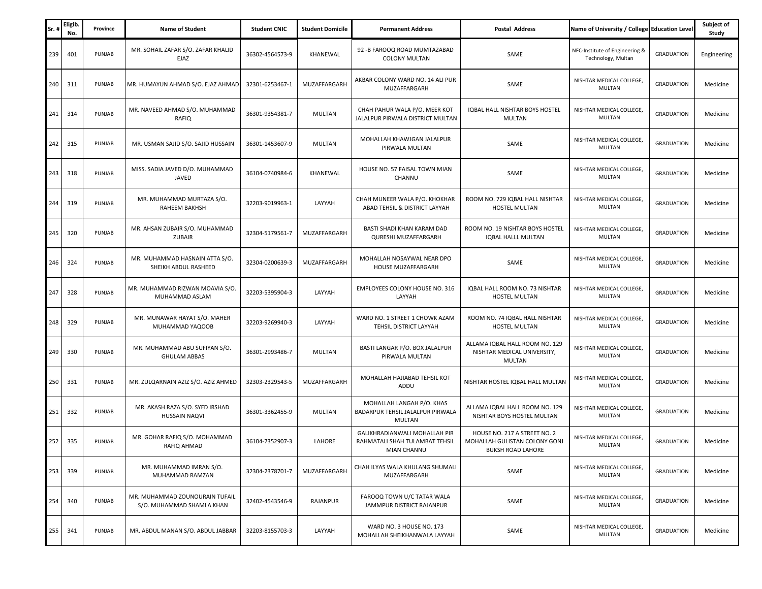| Sr. # | Eligib. No. | Province | Name of Student | Student CNIC | Student Domicile | Permanent Address | Postal Address | Name of University / College | Education Level | Subject of Study |
|---|---|---|---|---|---|---|---|---|---|---|
| 239 | 401 | PUNJAB | MR. SOHAIL ZAFAR S/O. ZAFAR KHALID EJAZ | 36302-4564573-9 | KHANEWAL | 92 -B FAROOQ ROAD MUMTAZABAD COLONY MULTAN | SAME | NFC-Institute of Engineering & Technology, Multan | GRADUATION | Engineering |
| 240 | 311 | PUNJAB | MR. HUMAYUN AHMAD S/O. EJAZ AHMAD | 32301-6253467-1 | MUZAFFARGARH | AKBAR COLONY WARD NO. 14 ALI PUR MUZAFFARGARH | SAME | NISHTAR MEDICAL COLLEGE, MULTAN | GRADUATION | Medicine |
| 241 | 314 | PUNJAB | MR. NAVEED AHMAD S/O. MUHAMMAD RAFIQ | 36301-9354381-7 | MULTAN | CHAH PAHUR WALA P/O. MEER KOT JALALPUR PIRWALA DISTRICT MULTAN | IQBAL HALL NISHTAR BOYS HOSTEL MULTAN | NISHTAR MEDICAL COLLEGE, MULTAN | GRADUATION | Medicine |
| 242 | 315 | PUNJAB | MR. USMAN SAJID S/O. SAJID HUSSAIN | 36301-1453607-9 | MULTAN | MOHALLAH KHAWJGAN JALALPUR PIRWALA MULTAN | SAME | NISHTAR MEDICAL COLLEGE, MULTAN | GRADUATION | Medicine |
| 243 | 318 | PUNJAB | MISS. SADIA JAVED D/O. MUHAMMAD JAVED | 36104-0740984-6 | KHANEWAL | HOUSE NO. 57 FAISAL TOWN MIAN CHANNU | SAME | NISHTAR MEDICAL COLLEGE, MULTAN | GRADUATION | Medicine |
| 244 | 319 | PUNJAB | MR. MUHAMMAD MURTAZA S/O. RAHEEM BAKHSH | 32203-9019963-1 | LAYYAH | CHAH MUNEER WALA P/O. KHOKHAR ABAD TEHSIL & DISTRICT LAYYAH | ROOM NO. 729 IQBAL HALL NISHTAR HOSTEL MULTAN | NISHTAR MEDICAL COLLEGE, MULTAN | GRADUATION | Medicine |
| 245 | 320 | PUNJAB | MR. AHSAN ZUBAIR S/O. MUHAMMAD ZUBAIR | 32304-5179561-7 | MUZAFFARGARH | BASTI SHADI KHAN KARAM DAD QURESHI MUZAFFARGARH | ROOM NO. 19 NISHTAR BOYS HOSTEL IQBAL HALLL MULTAN | NISHTAR MEDICAL COLLEGE, MULTAN | GRADUATION | Medicine |
| 246 | 324 | PUNJAB | MR. MUHAMMAD HASNAIN ATTA S/O. SHEIKH ABDUL RASHEED | 32304-0200639-3 | MUZAFFARGARH | MOHALLAH NOSAYWAL NEAR DPO HOUSE MUZAFFARGARH | SAME | NISHTAR MEDICAL COLLEGE, MULTAN | GRADUATION | Medicine |
| 247 | 328 | PUNJAB | MR. MUHAMMAD RIZWAN MOAVIA S/O. MUHAMMAD ASLAM | 32203-5395904-3 | LAYYAH | EMPLOYEES COLONY HOUSE NO. 316 LAYYAH | IQBAL HALL ROOM NO. 73 NISHTAR HOSTEL MULTAN | NISHTAR MEDICAL COLLEGE, MULTAN | GRADUATION | Medicine |
| 248 | 329 | PUNJAB | MR. MUNAWAR HAYAT S/O. MAHER MUHAMMAD YAQOOB | 32203-9269940-3 | LAYYAH | WARD NO. 1 STREET 1 CHOWK AZAM TEHSIL DISTRICT LAYYAH | ROOM NO. 74 IQBAL HALL NISHTAR HOSTEL MULTAN | NISHTAR MEDICAL COLLEGE, MULTAN | GRADUATION | Medicine |
| 249 | 330 | PUNJAB | MR. MUHAMMAD ABU SUFIYAN S/O. GHULAM ABBAS | 36301-2993486-7 | MULTAN | BASTI LANGAR P/O. BOX JALALPUR PIRWALA MULTAN | ALLAMA IQBAL HALL ROOM NO. 129 NISHTAR MEDICAL UNIVERSITY, MULTAN | NISHTAR MEDICAL COLLEGE, MULTAN | GRADUATION | Medicine |
| 250 | 331 | PUNJAB | MR. ZULQARNAIN AZIZ S/O. AZIZ AHMED | 32303-2329543-5 | MUZAFFARGARH | MOHALLAH HAJIABAD TEHSIL KOT ADDU | NISHTAR HOSTEL IQBAL HALL MULTAN | NISHTAR MEDICAL COLLEGE, MULTAN | GRADUATION | Medicine |
| 251 | 332 | PUNJAB | MR. AKASH RAZA S/O. SYED IRSHAD HUSSAIN NAQVI | 36301-3362455-9 | MULTAN | MOHALLAH LANGAH P/O. KHAS BADARPUR TEHSIL JALALPUR PIRWALA MULTAN | ALLAMA IQBAL HALL ROOM NO. 129 NISHTAR BOYS HOSTEL MULTAN | NISHTAR MEDICAL COLLEGE, MULTAN | GRADUATION | Medicine |
| 252 | 335 | PUNJAB | MR. GOHAR RAFIQ S/O. MOHAMMAD RAFIQ AHMAD | 36104-7352907-3 | LAHORE | GALIKHRADIANWALI MOHALLAH PIR RAHMATALI SHAH TULAMBAT TEHSIL MIAN CHANNU | HOUSE NO. 217 A STREET NO. 2 MOHALLAH GULISTAN COLONY GONJ BUKSH ROAD LAHORE | NISHTAR MEDICAL COLLEGE, MULTAN | GRADUATION | Medicine |
| 253 | 339 | PUNJAB | MR. MUHAMMAD IMRAN S/O. MUHAMMAD RAMZAN | 32304-2378701-7 | MUZAFFARGARH | CHAH ILYAS WALA KHULANG SHUMALI MUZAFFARGARH | SAME | NISHTAR MEDICAL COLLEGE, MULTAN | GRADUATION | Medicine |
| 254 | 340 | PUNJAB | MR. MUHAMMAD ZOUNOURAIN TUFAIL S/O. MUHAMMAD SHAMLA KHAN | 32402-4543546-9 | RAJANPUR | FAROOQ TOWN U/C TATAR WALA JAMMPUR DISTRICT RAJANPUR | SAME | NISHTAR MEDICAL COLLEGE, MULTAN | GRADUATION | Medicine |
| 255 | 341 | PUNJAB | MR. ABDUL MANAN S/O. ABDUL JABBAR | 32203-8155703-3 | LAYYAH | WARD NO. 3 HOUSE NO. 173 MOHALLAH SHEIKHANWALA LAYYAH | SAME | NISHTAR MEDICAL COLLEGE, MULTAN | GRADUATION | Medicine |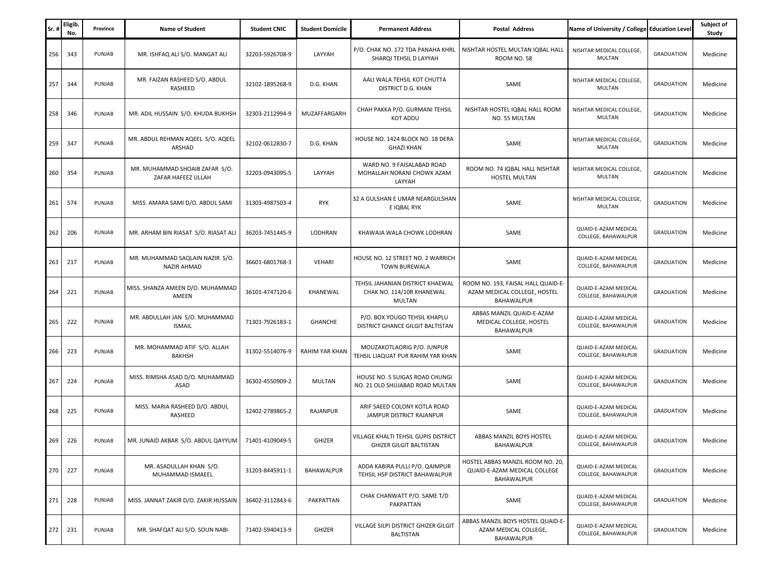| Sr. # | Eligib. No. | Province | Name of Student | Student CNIC | Student Domicile | Permanent Address | Postal Address | Name of University / College | Education Level | Subject of Study |
|---|---|---|---|---|---|---|---|---|---|---|
| 256 | 343 | PUNJAB | MR. ISHFAQ ALI S/O. MANGAT ALI | 32203-5926708-9 | LAYYAH | P/O. CHAK NO. 172 TDA PANAHA KHRL SHARQI TEHSIL D LAYYAH | NISHTAR HOSTEL MULTAN IQBAL HALL ROOM NO. 58 | NISHTAR MEDICAL COLLEGE, MULTAN | GRADUATION | Medicine |
| 257 | 344 | PUNJAB | MR. FAIZAN RASHEED S/O. ABDUL RASHEED | 32102-1895268-9 | D.G. KHAN | AALI WALA TEHSIL KOT CHUTTA DISTRICT D.G. KHAN | SAME | NISHTAR MEDICAL COLLEGE, MULTAN | GRADUATION | Medicine |
| 258 | 346 | PUNJAB | MR. ADIL HUSSAIN S/O. KHUDA BUKHSH | 32303-2112994-9 | MUZAFFARGARH | CHAH PAKKA P/O. GURMANI TEHSIL KOT ADDU | NISHTAR HOSTEL IQBAL HALL ROOM NO. 55 MULTAN | NISHTAR MEDICAL COLLEGE, MULTAN | GRADUATION | Medicine |
| 259 | 347 | PUNJAB | MR. ABDUL REHMAN AQEEL S/O. AQEEL ARSHAD | 32102-0612830-7 | D.G. KHAN | HOUSE NO. 1424 BLOCK NO. 18 DERA GHAZI KHAN | SAME | NISHTAR MEDICAL COLLEGE, MULTAN | GRADUATION | Medicine |
| 260 | 354 | PUNJAB | MR. MUHAMMAD SHOAIB ZAFAR S/O. ZAFAR HAFEEZ ULLAH | 32203-0943095-5 | LAYYAH | WARD NO. 9 FAISALABAD ROAD MOHALLAH NORANI CHOWK AZAM LAYYAH | ROOM NO. 74 IQBAL HALL NISHTAR HOSTEL MULTAN | NISHTAR MEDICAL COLLEGE, MULTAN | GRADUATION | Medicine |
| 261 | 574 | PUNJAB | MISS. AMARA SAMI D/O. ABDUL SAMI | 31303-4987503-4 | RYK | 32 A GULSHAN E UMAR NEARGULSHAN E IQBAL RYK | SAME | NISHTAR MEDICAL COLLEGE, MULTAN | GRADUATION | Medicine |
| 262 | 206 | PUNJAB | MR. ARHAM BIN RIASAT S/O. RIASAT ALI | 36203-7451445-9 | LODHRAN | KHAWAJA WALA CHOWK LODHRAN | SAME | QUAID-E-AZAM MEDICAL COLLEGE, BAHAWALPUR | GRADUATION | Medicine |
| 263 | 217 | PUNJAB | MR. MUHAMMAD SAQLAIN NAZIR S/O. NAZIR AHMAD | 36601-6801768-3 | VEHARI | HOUSE NO. 12 STREET NO. 2 WARRICH TOWN BUREWALA | SAME | QUAID-E-AZAM MEDICAL COLLEGE, BAHAWALPUR | GRADUATION | Medicine |
| 264 | 221 | PUNJAB | MISS. SHANZA AMEEN D/O. MUHAMMAD AMEEN | 36101-4747120-6 | KHANEWAL | TEHSIL JAHANIAN DISTRICT KHAEWAL CHAK NO. 114/10R KHANEWAL MULTAN | ROOM NO. 193, FAISAL HALL QUAID-E-AZAM MEDICAL COLLEGE, HOSTEL BAHAWALPUR | QUAID-E-AZAM MEDICAL COLLEGE, BAHAWALPUR | GRADUATION | Medicine |
| 265 | 222 | PUNJAB | MR. ABDULLAH JAN S/O. MUHAMMAD ISMAIL | 71301-7926183-1 | GHANCHE | P/O. BOX YOUGO TEHSIL KHAPLU DISTRICT GHANCE GILGIT BALTISTAN | ABBAS MANZIL QUAID-E-AZAM MEDICAL COLLEGE, HOSTEL BAHAWALPUR | QUAID-E-AZAM MEDICAL COLLEGE, BAHAWALPUR | GRADUATION | Medicine |
| 266 | 223 | PUNJAB | MR. MOHAMMAD ATIF S/O. ALLAH BAKHSH | 31302-5514076-9 | RAHIM YAR KHAN | MOUZAKOTLAORIG P/O. JUNPUR TEHSIL LIAQUAT PUR RAHIM YAR KHAN | SAME | QUAID-E-AZAM MEDICAL COLLEGE, BAHAWALPUR | GRADUATION | Medicine |
| 267 | 224 | PUNJAB | MISS. RIMSHA ASAD D/O. MUHAMMAD ASAD | 36302-4550909-2 | MULTAN | HOUSE NO. 5 SUIGAS ROAD CHUNGI NO. 21 OLD SHUJABAD ROAD MULTAN | SAME | QUAID-E-AZAM MEDICAL COLLEGE, BAHAWALPUR | GRADUATION | Medicine |
| 268 | 225 | PUNJAB | MISS. MARIA RASHEED D/O. ABDUL RASHEED | 32402-2789865-2 | RAJANPUR | ARIF SAEED COLONY KOTLA ROAD JAMPUR DISTRICT RAJANPUR | SAME | QUAID-E-AZAM MEDICAL COLLEGE, BAHAWALPUR | GRADUATION | Medicine |
| 269 | 226 | PUNJAB | MR. JUNAID AKBAR S/O. ABDUL QAYYUM | 71401-4109049-5 | GHIZER | VILLAGE KHALTI TEHSIL GUPIS DISTRICT GHIZER GILGIT BALTISTAN | ABBAS MANZIL BOYS HOSTEL BAHAWALPUR | QUAID-E-AZAM MEDICAL COLLEGE, BAHAWALPUR | GRADUATION | Medicine |
| 270 | 227 | PUNJAB | MR. ASADULLAH KHAN S/O. MUHAMMAD ISMAEEL | 31203-8445911-1 | BAHAWALPUR | ADDA KABIRA PULLI P/O. QAIMPUR TEHSIL HSP DISTRICT BAHAWALPUR | HOSTEL ABBAS MANZIL ROOM NO. 20, QUAID-E-AZAM MEDICAL COLLEGE BAHAWALPUR | QUAID-E-AZAM MEDICAL COLLEGE, BAHAWALPUR | GRADUATION | Medicine |
| 271 | 228 | PUNJAB | MISS. JANNAT ZAKIR D/O. ZAKIR HUSSAIN | 36402-3112843-6 | PAKPATTAN | CHAK CHANWATT P/O. SAME T/D PAKPATTAN | SAME | QUAID-E-AZAM MEDICAL COLLEGE, BAHAWALPUR | GRADUATION | Medicine |
| 272 | 231 | PUNJAB | MR. SHAFQAT ALI S/O. SOUN NABI | 71402-5940413-9 | GHIZER | VILLAGE SILPI DISTRICT GHIZER GILGIT BALTISTAN | ABBAS MANZIL BOYS HOSTEL QUAID-E-AZAM MEDICAL COLLEGE, BAHAWALPUR | QUAID-E-AZAM MEDICAL COLLEGE, BAHAWALPUR | GRADUATION | Medicine |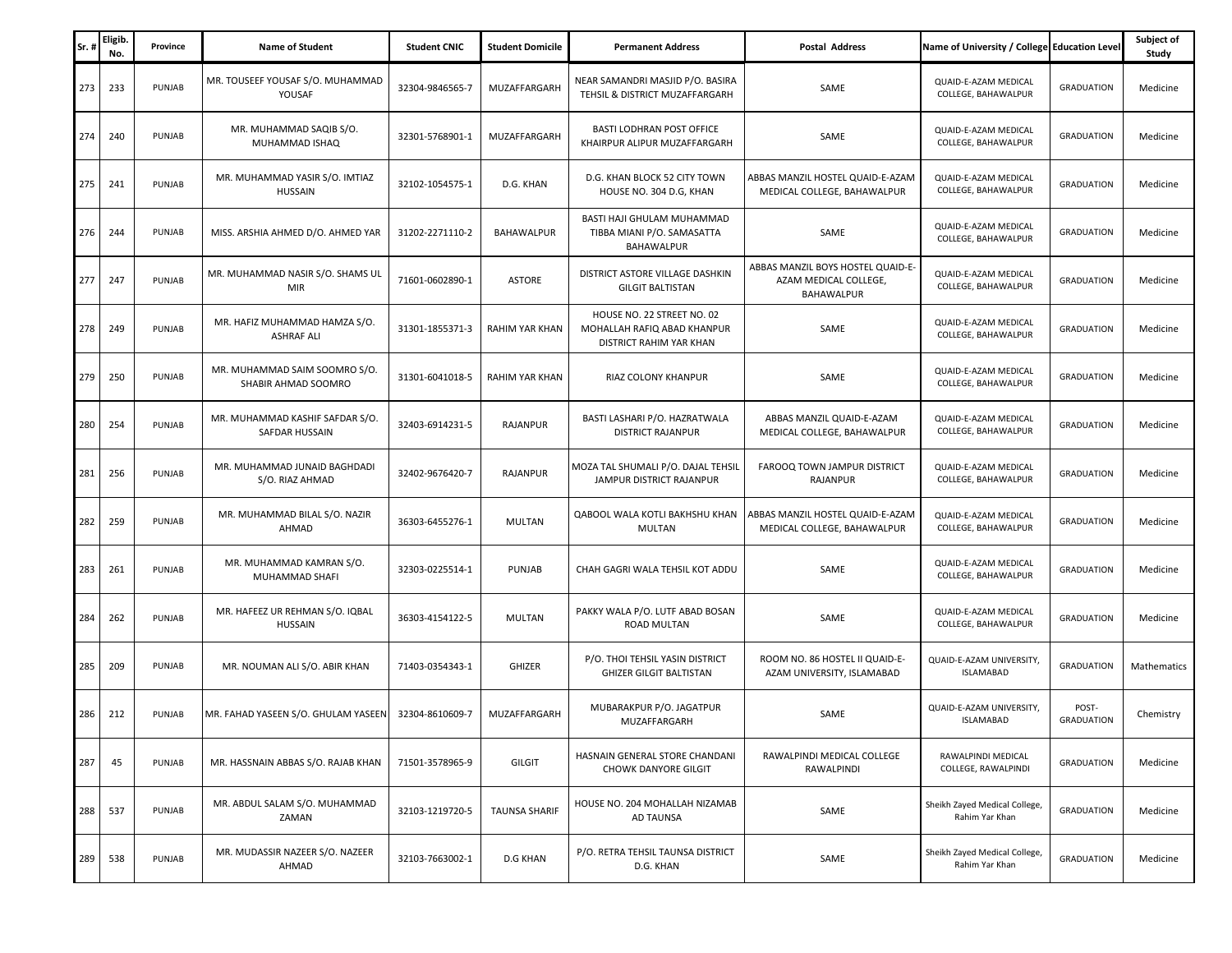| Sr. # | Eligib. No. | Province | Name of Student | Student CNIC | Student Domicile | Permanent Address | Postal Address | Name of University / College | Education Level | Subject of Study |
|---|---|---|---|---|---|---|---|---|---|---|
| 273 | 233 | PUNJAB | MR. TOUSEEF YOUSAF S/O. MUHAMMAD YOUSAF | 32304-9846565-7 | MUZAFFARGARH | NEAR SAMANDRI MASJID P/O. BASIRA TEHSIL & DISTRICT MUZAFFARGARH | SAME | QUAID-E-AZAM MEDICAL COLLEGE, BAHAWALPUR | GRADUATION | Medicine |
| 274 | 240 | PUNJAB | MR. MUHAMMAD SAQIB S/O. MUHAMMAD ISHAQ | 32301-5768901-1 | MUZAFFARGARH | BASTI LODHRAN POST OFFICE KHAIRPUR ALIPUR MUZAFFARGARH | SAME | QUAID-E-AZAM MEDICAL COLLEGE, BAHAWALPUR | GRADUATION | Medicine |
| 275 | 241 | PUNJAB | MR. MUHAMMAD YASIR S/O. IMTIAZ HUSSAIN | 32102-1054575-1 | D.G. KHAN | D.G. KHAN BLOCK 52 CITY TOWN HOUSE NO. 304 D.G, KHAN | ABBAS MANZIL HOSTEL QUAID-E-AZAM MEDICAL COLLEGE, BAHAWALPUR | QUAID-E-AZAM MEDICAL COLLEGE, BAHAWALPUR | GRADUATION | Medicine |
| 276 | 244 | PUNJAB | MISS. ARSHIA AHMED D/O. AHMED YAR | 31202-2271110-2 | BAHAWALPUR | BASTI HAJI GHULAM MUHAMMAD TIBBA MIANI P/O. SAMASATTA BAHAWALPUR | SAME | QUAID-E-AZAM MEDICAL COLLEGE, BAHAWALPUR | GRADUATION | Medicine |
| 277 | 247 | PUNJAB | MR. MUHAMMAD NASIR S/O. SHAMS UL MIR | 71601-0602890-1 | ASTORE | DISTRICT ASTORE VILLAGE DASHKIN GILGIT BALTISTAN | ABBAS MANZIL BOYS HOSTEL QUAID-E-AZAM MEDICAL COLLEGE, BAHAWALPUR | QUAID-E-AZAM MEDICAL COLLEGE, BAHAWALPUR | GRADUATION | Medicine |
| 278 | 249 | PUNJAB | MR. HAFIZ MUHAMMAD HAMZA S/O. ASHRAF ALI | 31301-1855371-3 | RAHIM YAR KHAN | HOUSE NO. 22 STREET NO. 02 MOHALLAH RAFIQ ABAD KHANPUR DISTRICT RAHIM YAR KHAN | SAME | QUAID-E-AZAM MEDICAL COLLEGE, BAHAWALPUR | GRADUATION | Medicine |
| 279 | 250 | PUNJAB | MR. MUHAMMAD SAIM SOOMRO S/O. SHABIR AHMAD SOOMRO | 31301-6041018-5 | RAHIM YAR KHAN | RIAZ COLONY KHANPUR | SAME | QUAID-E-AZAM MEDICAL COLLEGE, BAHAWALPUR | GRADUATION | Medicine |
| 280 | 254 | PUNJAB | MR. MUHAMMAD KASHIF SAFDAR S/O. SAFDAR HUSSAIN | 32403-6914231-5 | RAJANPUR | BASTI LASHARI P/O. HAZRATWALA DISTRICT RAJANPUR | ABBAS MANZIL QUAID-E-AZAM MEDICAL COLLEGE, BAHAWALPUR | QUAID-E-AZAM MEDICAL COLLEGE, BAHAWALPUR | GRADUATION | Medicine |
| 281 | 256 | PUNJAB | MR. MUHAMMAD JUNAID BAGHDADI S/O. RIAZ AHMAD | 32402-9676420-7 | RAJANPUR | MOZA TAL SHUMALI P/O. DAJAL TEHSIL JAMPUR DISTRICT RAJANPUR | FAROOQ TOWN JAMPUR DISTRICT RAJANPUR | QUAID-E-AZAM MEDICAL COLLEGE, BAHAWALPUR | GRADUATION | Medicine |
| 282 | 259 | PUNJAB | MR. MUHAMMAD BILAL S/O. NAZIR AHMAD | 36303-6455276-1 | MULTAN | QABOOL WALA KOTLI BAKHSHU KHAN MULTAN | ABBAS MANZIL HOSTEL QUAID-E-AZAM MEDICAL COLLEGE, BAHAWALPUR | QUAID-E-AZAM MEDICAL COLLEGE, BAHAWALPUR | GRADUATION | Medicine |
| 283 | 261 | PUNJAB | MR. MUHAMMAD KAMRAN S/O. MUHAMMAD SHAFI | 32303-0225514-1 | PUNJAB | CHAH GAGRI WALA TEHSIL KOT ADDU | SAME | QUAID-E-AZAM MEDICAL COLLEGE, BAHAWALPUR | GRADUATION | Medicine |
| 284 | 262 | PUNJAB | MR. HAFEEZ UR REHMAN S/O. IQBAL HUSSAIN | 36303-4154122-5 | MULTAN | PAKKY WALA P/O. LUTF ABAD BOSAN ROAD MULTAN | SAME | QUAID-E-AZAM MEDICAL COLLEGE, BAHAWALPUR | GRADUATION | Medicine |
| 285 | 209 | PUNJAB | MR. NOUMAN ALI S/O. ABIR KHAN | 71403-0354343-1 | GHIZER | P/O. THOI TEHSIL YASIN DISTRICT GHIZER GILGIT BALTISTAN | ROOM NO. 86 HOSTEL II QUAID-E-AZAM UNIVERSITY, ISLAMABAD | QUAID-E-AZAM UNIVERSITY, ISLAMABAD | GRADUATION | Mathematics |
| 286 | 212 | PUNJAB | MR. FAHAD YASEEN S/O. GHULAM YASEEN | 32304-8610609-7 | MUZAFFARGARH | MUBARAKPUR P/O. JAGATPUR MUZAFFARGARH | SAME | QUAID-E-AZAM UNIVERSITY, ISLAMABAD | POST-GRADUATION | Chemistry |
| 287 | 45 | PUNJAB | MR. HASSNAIN ABBAS S/O. RAJAB KHAN | 71501-3578965-9 | GILGIT | HASNAIN GENERAL STORE CHANDANI CHOWK DANYORE GILGIT | RAWALPINDI MEDICAL COLLEGE RAWALPINDI | RAWALPINDI MEDICAL COLLEGE, RAWALPINDI | GRADUATION | Medicine |
| 288 | 537 | PUNJAB | MR. ABDUL SALAM S/O. MUHAMMAD ZAMAN | 32103-1219720-5 | TAUNSA SHARIF | HOUSE NO. 204 MOHALLAH NIZAMAB AD TAUNSA | SAME | Sheikh Zayed Medical College, Rahim Yar Khan | GRADUATION | Medicine |
| 289 | 538 | PUNJAB | MR. MUDASSIR NAZEER S/O. NAZEER AHMAD | 32103-7663002-1 | D.G KHAN | P/O. RETRA TEHSIL TAUNSA DISTRICT D.G. KHAN | SAME | Sheikh Zayed Medical College, Rahim Yar Khan | GRADUATION | Medicine |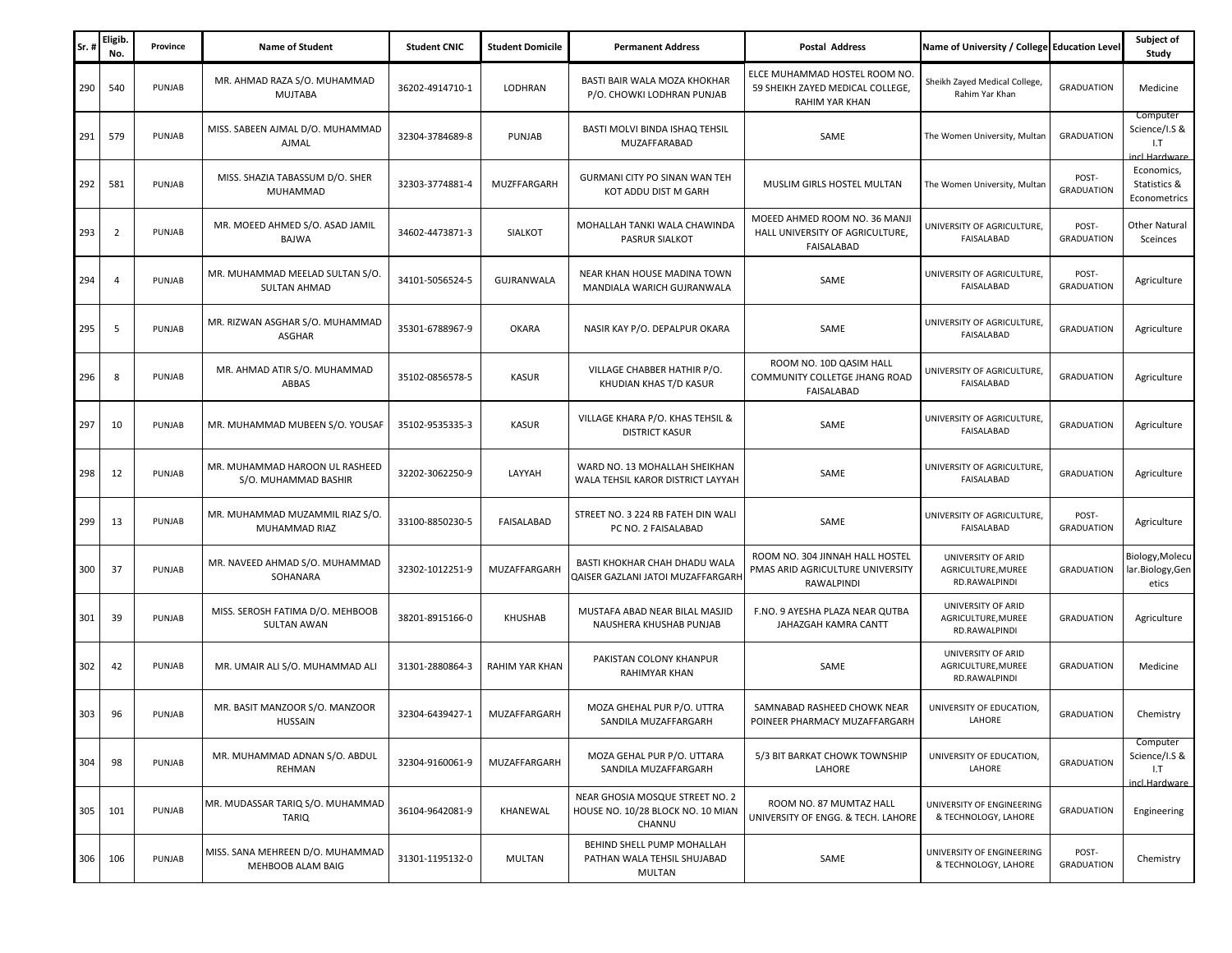| Sr. # | Eligib. No. | Province | Name of Student | Student CNIC | Student Domicile | Permanent Address | Postal Address | Name of University / College | Education Level | Subject of Study |
|---|---|---|---|---|---|---|---|---|---|---|
| 290 | 540 | PUNJAB | MR. AHMAD RAZA S/O. MUHAMMAD MUJTABA | 36202-4914710-1 | LODHRAN | BASTI BAIR WALA MOZA KHOKHAR P/O. CHOWKI LODHRAN PUNJAB | ELCE MUHAMMAD HOSTEL ROOM NO. 59 SHEIKH ZAYED MEDICAL COLLEGE, RAHIM YAR KHAN | Sheikh Zayed Medical College, Rahim Yar Khan | GRADUATION | Medicine |
| 291 | 579 | PUNJAB | MISS. SABEEN AJMAL D/O. MUHAMMAD AJMAL | 32304-3784689-8 | PUNJAB | BASTI MOLVI BINDA ISHAQ TEHSIL MUZAFFARABAD | SAME | The Women University, Multan | GRADUATION | Computer Science/I.S & I.T incl.Hardware |
| 292 | 581 | PUNJAB | MISS. SHAZIA TABASSUM D/O. SHER MUHAMMAD | 32303-3774881-4 | MUZFFARGARH | GURMANI CITY PO SINAN WAN TEH KOT ADDU DIST M GARH | MUSLIM GIRLS HOSTEL MULTAN | The Women University, Multan | POST-GRADUATION | Economics, Statistics & Econometrics |
| 293 | 2 | PUNJAB | MR. MOEED AHMED S/O. ASAD JAMIL BAJWA | 34602-4473871-3 | SIALKOT | MOHALLAH TANKI WALA CHAWINDA PASRUR SIALKOT | MOEED AHMED ROOM NO. 36 MANJI HALL UNIVERSITY OF AGRICULTURE, FAISALABAD | UNIVERSITY OF AGRICULTURE, FAISALABAD | POST-GRADUATION | Other Natural Sceinces |
| 294 | 4 | PUNJAB | MR. MUHAMMAD MEELAD SULTAN S/O. SULTAN AHMAD | 34101-5056524-5 | GUJRANWALA | NEAR KHAN HOUSE MADINA TOWN MANDIALA WARICH GUJRANWALA | SAME | UNIVERSITY OF AGRICULTURE, FAISALABAD | POST-GRADUATION | Agriculture |
| 295 | 5 | PUNJAB | MR. RIZWAN ASGHAR S/O. MUHAMMAD ASGHAR | 35301-6788967-9 | OKARA | NASIR KAY P/O. DEPALPUR OKARA | SAME | UNIVERSITY OF AGRICULTURE, FAISALABAD | GRADUATION | Agriculture |
| 296 | 8 | PUNJAB | MR. AHMAD ATIR S/O. MUHAMMAD ABBAS | 35102-0856578-5 | KASUR | VILLAGE CHABBER HATHIR P/O. KHUDIAN KHAS T/D KASUR | ROOM NO. 10D QASIM HALL COMMUNITY COLLETGE JHANG ROAD FAISALABAD | UNIVERSITY OF AGRICULTURE, FAISALABAD | GRADUATION | Agriculture |
| 297 | 10 | PUNJAB | MR. MUHAMMAD MUBEEN S/O. YOUSAF | 35102-9535335-3 | KASUR | VILLAGE KHARA P/O. KHAS TEHSIL & DISTRICT KASUR | SAME | UNIVERSITY OF AGRICULTURE, FAISALABAD | GRADUATION | Agriculture |
| 298 | 12 | PUNJAB | MR. MUHAMMAD HAROON UL RASHEED S/O. MUHAMMAD BASHIR | 32202-3062250-9 | LAYYAH | WARD NO. 13 MOHALLAH SHEIKHAN WALA TEHSIL KAROR DISTRICT LAYYAH | SAME | UNIVERSITY OF AGRICULTURE, FAISALABAD | GRADUATION | Agriculture |
| 299 | 13 | PUNJAB | MR. MUHAMMAD MUZAMMIL RIAZ S/O. MUHAMMAD RIAZ | 33100-8850230-5 | FAISALABAD | STREET NO. 3 224 RB FATEH DIN WALI PC NO. 2 FAISALABAD | SAME | UNIVERSITY OF AGRICULTURE, FAISALABAD | POST-GRADUATION | Agriculture |
| 300 | 37 | PUNJAB | MR. NAVEED AHMAD S/O. MUHAMMAD SOHANARA | 32302-1012251-9 | MUZAFFARGARH | BASTI KHOKHAR CHAH DHADU WALA QAISER GAZLANI JATOI MUZAFFARGARH | ROOM NO. 304 JINNAH HALL HOSTEL PMAS ARID AGRICULTURE UNIVERSITY RAWALPINDI | UNIVERSITY OF ARID AGRICULTURE,MUREE RD.RAWALPINDI | GRADUATION | Biology,Molecular.Biology,Genetics |
| 301 | 39 | PUNJAB | MISS. SEROSH FATIMA D/O. MEHBOOB SULTAN AWAN | 38201-8915166-0 | KHUSHAB | MUSTAFA ABAD NEAR BILAL MASJID NAUSHERA KHUSHAB PUNJAB | F.NO. 9 AYESHA PLAZA NEAR QUTBA JAHAZGAH KAMRA CANTT | UNIVERSITY OF ARID AGRICULTURE,MUREE RD.RAWALPINDI | GRADUATION | Agriculture |
| 302 | 42 | PUNJAB | MR. UMAIR ALI S/O. MUHAMMAD ALI | 31301-2880864-3 | RAHIM YAR KHAN | PAKISTAN COLONY KHANPUR RAHIMYAR KHAN | SAME | UNIVERSITY OF ARID AGRICULTURE,MUREE RD.RAWALPINDI | GRADUATION | Medicine |
| 303 | 96 | PUNJAB | MR. BASIT MANZOOR S/O. MANZOOR HUSSAIN | 32304-6439427-1 | MUZAFFARGARH | MOZA GHEHAL PUR P/O. UTTRA SANDILA MUZAFFARGARH | SAMNABAD RASHEED CHOWK NEAR POINEER PHARMACY MUZAFFARGARH | UNIVERSITY OF EDUCATION, LAHORE | GRADUATION | Chemistry |
| 304 | 98 | PUNJAB | MR. MUHAMMAD ADNAN S/O. ABDUL REHMAN | 32304-9160061-9 | MUZAFFARGARH | MOZA GEHAL PUR P/O. UTTARA SANDILA MUZAFFARGARH | 5/3 BIT BARKAT CHOWK TOWNSHIP LAHORE | UNIVERSITY OF EDUCATION, LAHORE | GRADUATION | Computer Science/I.S & I.T incl.Hardware |
| 305 | 101 | PUNJAB | MR. MUDASSAR TARIQ S/O. MUHAMMAD TARIQ | 36104-9642081-9 | KHANEWAL | NEAR GHOSIA MOSQUE STREET NO. 2 HOUSE NO. 10/28 BLOCK NO. 10 MIAN CHANNU | ROOM NO. 87 MUMTAZ HALL UNIVERSITY OF ENGG. & TECH. LAHORE | UNIVERSITY OF ENGINEERING & TECHNOLOGY, LAHORE | GRADUATION | Engineering |
| 306 | 106 | PUNJAB | MISS. SANA MEHREEN D/O. MUHAMMAD MEHBOOB ALAM BAIG | 31301-1195132-0 | MULTAN | BEHIND SHELL PUMP MOHALLAH PATHAN WALA TEHSIL SHUJABAD MULTAN | SAME | UNIVERSITY OF ENGINEERING & TECHNOLOGY, LAHORE | POST-GRADUATION | Chemistry |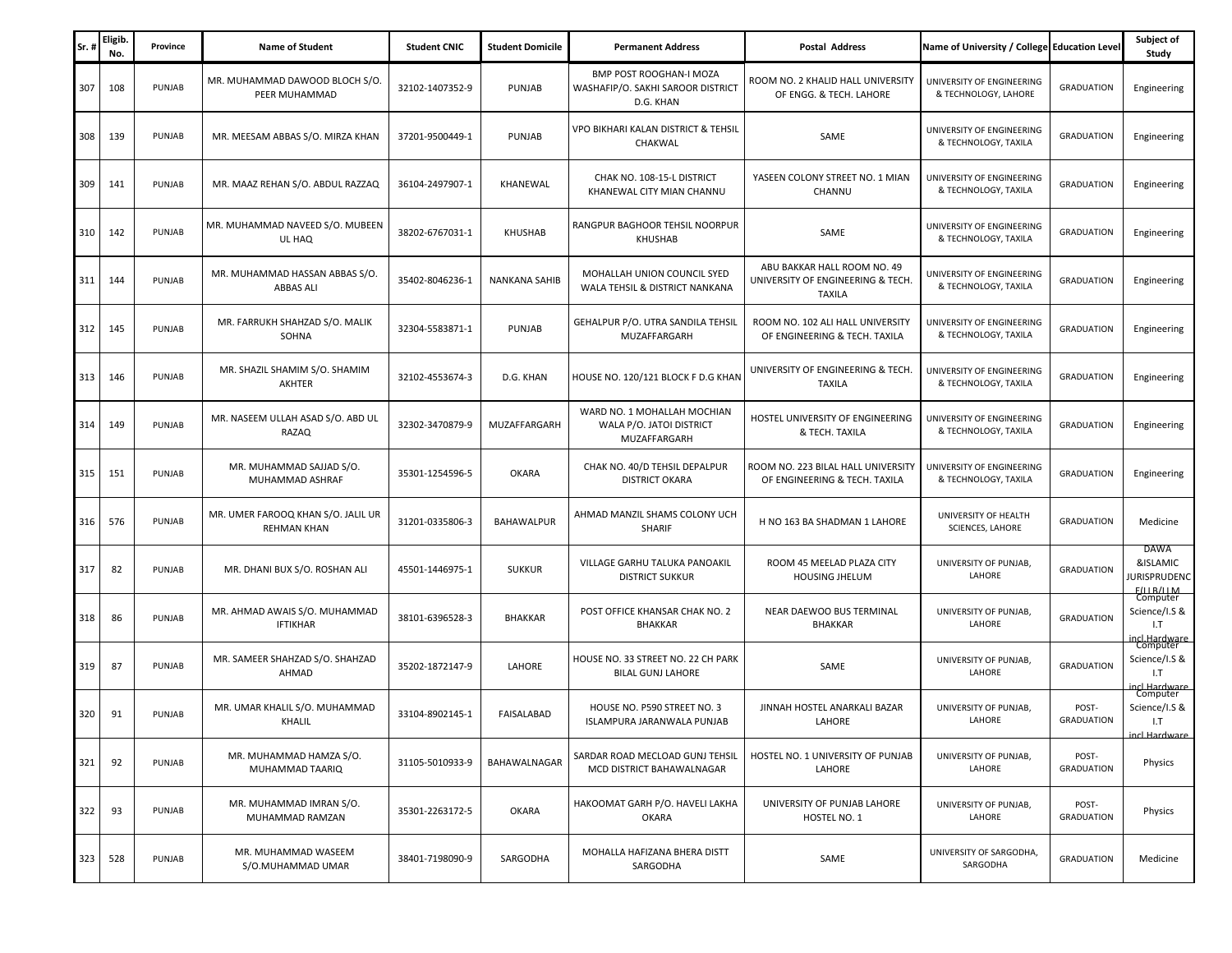| Sr. # | Eligib. No. | Province | Name of Student | Student CNIC | Student Domicile | Permanent Address | Postal Address | Name of University / College | Education Level | Subject of Study |
|---|---|---|---|---|---|---|---|---|---|---|
| 307 | 108 | PUNJAB | MR. MUHAMMAD DAWOOD BLOCH S/O. PEER MUHAMMAD | 32102-1407352-9 | PUNJAB | BMP POST ROOGHAN-I MOZA WASHAFIP/O. SAKHI SAROOR DISTRICT D.G. KHAN | ROOM NO. 2 KHALID HALL UNIVERSITY OF ENGG. & TECH. LAHORE | UNIVERSITY OF ENGINEERING & TECHNOLOGY, LAHORE | GRADUATION | Engineering |
| 308 | 139 | PUNJAB | MR. MEESAM ABBAS S/O. MIRZA KHAN | 37201-9500449-1 | PUNJAB | VPO BIKHARI KALAN DISTRICT & TEHSIL CHAKWAL | SAME | UNIVERSITY OF ENGINEERING & TECHNOLOGY, TAXILA | GRADUATION | Engineering |
| 309 | 141 | PUNJAB | MR. MAAZ REHAN S/O. ABDUL RAZZAQ | 36104-2497907-1 | KHANEWAL | CHAK NO. 108-15-L DISTRICT KHANEWAL CITY MIAN CHANNU | YASEEN COLONY STREET NO. 1 MIAN CHANNU | UNIVERSITY OF ENGINEERING & TECHNOLOGY, TAXILA | GRADUATION | Engineering |
| 310 | 142 | PUNJAB | MR. MUHAMMAD NAVEED S/O. MUBEEN UL HAQ | 38202-6767031-1 | KHUSHAB | RANGPUR BAGHOOR TEHSIL NOORPUR KHUSHAB | SAME | UNIVERSITY OF ENGINEERING & TECHNOLOGY, TAXILA | GRADUATION | Engineering |
| 311 | 144 | PUNJAB | MR. MUHAMMAD HASSAN ABBAS S/O. ABBAS ALI | 35402-8046236-1 | NANKANA SAHIB | MOHALLAH UNION COUNCIL SYED WALA TEHSIL & DISTRICT NANKANA | ABU BAKKAR HALL ROOM NO. 49 UNIVERSITY OF ENGINEERING & TECH. TAXILA | UNIVERSITY OF ENGINEERING & TECHNOLOGY, TAXILA | GRADUATION | Engineering |
| 312 | 145 | PUNJAB | MR. FARRUKH SHAHZAD S/O. MALIK SOHNA | 32304-5583871-1 | PUNJAB | GEHALPUR P/O. UTRA SANDILA TEHSIL MUZAFFARGARH | ROOM NO. 102 ALI HALL UNIVERSITY OF ENGINEERING & TECH. TAXILA | UNIVERSITY OF ENGINEERING & TECHNOLOGY, TAXILA | GRADUATION | Engineering |
| 313 | 146 | PUNJAB | MR. SHAZIL SHAMIM S/O. SHAMIM AKHTER | 32102-4553674-3 | D.G. KHAN | HOUSE NO. 120/121 BLOCK F D.G KHAN | UNIVERSITY OF ENGINEERING & TECH. TAXILA | UNIVERSITY OF ENGINEERING & TECHNOLOGY, TAXILA | GRADUATION | Engineering |
| 314 | 149 | PUNJAB | MR. NASEEM ULLAH ASAD S/O. ABD UL RAZAQ | 32302-3470879-9 | MUZAFFARGARH | WARD NO. 1 MOHALLAH MOCHIAN WALA P/O. JATOI DISTRICT MUZAFFARGARH | HOSTEL UNIVERSITY OF ENGINEERING & TECH. TAXILA | UNIVERSITY OF ENGINEERING & TECHNOLOGY, TAXILA | GRADUATION | Engineering |
| 315 | 151 | PUNJAB | MR. MUHAMMAD SAJJAD S/O. MUHAMMAD ASHRAF | 35301-1254596-5 | OKARA | CHAK NO. 40/D TEHSIL DEPALPUR DISTRICT OKARA | ROOM NO. 223 BILAL HALL UNIVERSITY OF ENGINEERING & TECH. TAXILA | UNIVERSITY OF ENGINEERING & TECHNOLOGY, TAXILA | GRADUATION | Engineering |
| 316 | 576 | PUNJAB | MR. UMER FAROOQ KHAN S/O. JALIL UR REHMAN KHAN | 31201-0335806-3 | BAHAWALPUR | AHMAD MANZIL SHAMS COLONY UCH SHARIF | H NO 163 BA SHADMAN 1 LAHORE | UNIVERSITY OF HEALTH SCIENCES, LAHORE | GRADUATION | Medicine |
| 317 | 82 | PUNJAB | MR. DHANI BUX S/O. ROSHAN ALI | 45501-1446975-1 | SUKKUR | VILLAGE GARHU TALUKA PANOAKIL DISTRICT SUKKUR | ROOM 45 MEELAD PLAZA CITY HOUSING JHELUM | UNIVERSITY OF PUNJAB, LAHORE | GRADUATION | DAWA &ISLAMIC JURISPRUDENCE(LLB/LLM |
| 318 | 86 | PUNJAB | MR. AHMAD AWAIS S/O. MUHAMMAD IFTIKHAR | 38101-6396528-3 | BHAKKAR | POST OFFICE KHANSAR CHAK NO. 2 BHAKKAR | NEAR DAEWOO BUS TERMINAL BHAKKAR | UNIVERSITY OF PUNJAB, LAHORE | GRADUATION | Computer Science/I.S & I.T incl.Hardware |
| 319 | 87 | PUNJAB | MR. SAMEER SHAHZAD S/O. SHAHZAD AHMAD | 35202-1872147-9 | LAHORE | HOUSE NO. 33 STREET NO. 22 CH PARK BILAL GUNJ LAHORE | SAME | UNIVERSITY OF PUNJAB, LAHORE | GRADUATION | Computer Science/I.S & I.T incl.Hardware |
| 320 | 91 | PUNJAB | MR. UMAR KHALIL S/O. MUHAMMAD KHALIL | 33104-8902145-1 | FAISALABAD | HOUSE NO. P590 STREET NO. 3 ISLAMPURA JARANWALA PUNJAB | JINNAH HOSTEL ANARKALI BAZAR LAHORE | UNIVERSITY OF PUNJAB, LAHORE | POST-GRADUATION | Computer Science/I.S & I.T incl.Hardware |
| 321 | 92 | PUNJAB | MR. MUHAMMAD HAMZA S/O. MUHAMMAD TAARIQ | 31105-5010933-9 | BAHAWALNAGAR | SARDAR ROAD MECLOAD GUNJ TEHSIL MCD DISTRICT BAHAWALNAGAR | HOSTEL NO. 1 UNIVERSITY OF PUNJAB LAHORE | UNIVERSITY OF PUNJAB, LAHORE | POST-GRADUATION | Physics |
| 322 | 93 | PUNJAB | MR. MUHAMMAD IMRAN S/O. MUHAMMAD RAMZAN | 35301-2263172-5 | OKARA | HAKOOMAT GARH P/O. HAVELI LAKHA OKARA | UNIVERSITY OF PUNJAB LAHORE HOSTEL NO. 1 | UNIVERSITY OF PUNJAB, LAHORE | POST-GRADUATION | Physics |
| 323 | 528 | PUNJAB | MR. MUHAMMAD WASEEM S/O.MUHAMMAD UMAR | 38401-7198090-9 | SARGODHA | MOHALLA HAFIZANA BHERA DISTT SARGODHA | SAME | UNIVERSITY OF SARGODHA, SARGODHA | GRADUATION | Medicine |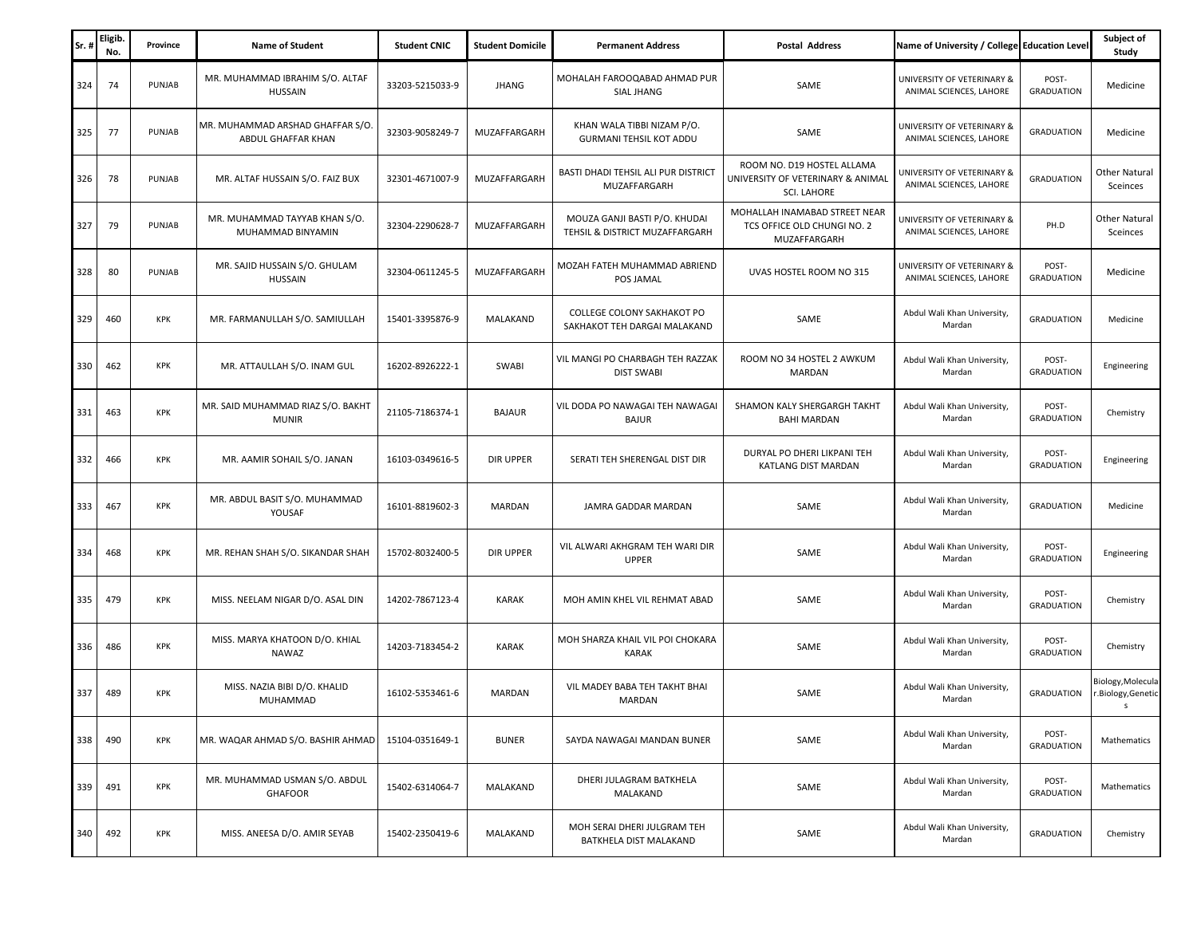| Sr. # | Eligib. No. | Province | Name of Student | Student CNIC | Student Domicile | Permanent Address | Postal Address | Name of University / College | Education Level | Subject of Study |
|---|---|---|---|---|---|---|---|---|---|---|
| 324 | 74 | PUNJAB | MR. MUHAMMAD IBRAHIM S/O. ALTAF HUSSAIN | 33203-5215033-9 | JHANG | MOHALAH FAROOQABAD AHMAD PUR SIAL JHANG | SAME | UNIVERSITY OF VETERINARY & ANIMAL SCIENCES, LAHORE | POST-GRADUATION | Medicine |
| 325 | 77 | PUNJAB | MR. MUHAMMAD ARSHAD GHAFFAR S/O. ABDUL GHAFFAR KHAN | 32303-9058249-7 | MUZAFFARGARH | KHAN WALA TIBBI NIZAM P/O. GURMANI TEHSIL KOT ADDU | SAME | UNIVERSITY OF VETERINARY & ANIMAL SCIENCES, LAHORE | GRADUATION | Medicine |
| 326 | 78 | PUNJAB | MR. ALTAF HUSSAIN S/O. FAIZ BUX | 32301-4671007-9 | MUZAFFARGARH | BASTI DHADI TEHSIL ALI PUR DISTRICT MUZAFFARGARH | ROOM NO. D19 HOSTEL ALLAMA UNIVERSITY OF VETERINARY & ANIMAL SCI. LAHORE | UNIVERSITY OF VETERINARY & ANIMAL SCIENCES, LAHORE | GRADUATION | Other Natural Sceinces |
| 327 | 79 | PUNJAB | MR. MUHAMMAD TAYYAB KHAN S/O. MUHAMMAD BINYAMIN | 32304-2290628-7 | MUZAFFARGARH | MOUZA GANJI BASTI P/O. KHUDAI TEHSIL & DISTRICT MUZAFFARGARH | MOHALLAH INAMABAD STREET NEAR TCS OFFICE OLD CHUNGI NO. 2 MUZAFFARGARH | UNIVERSITY OF VETERINARY & ANIMAL SCIENCES, LAHORE | PH.D | Other Natural Sceinces |
| 328 | 80 | PUNJAB | MR. SAJID HUSSAIN S/O. GHULAM HUSSAIN | 32304-0611245-5 | MUZAFFARGARH | MOZAH FATEH MUHAMMAD ABRIEND POS JAMAL | UVAS HOSTEL ROOM NO 315 | UNIVERSITY OF VETERINARY & ANIMAL SCIENCES, LAHORE | POST-GRADUATION | Medicine |
| 329 | 460 | KPK | MR. FARMANULLAH S/O. SAMIULLAH | 15401-3395876-9 | MALAKAND | COLLEGE COLONY SAKHAKOT PO SAKHAKOT TEH DARGAI MALAKAND | SAME | Abdul Wali Khan University, Mardan | GRADUATION | Medicine |
| 330 | 462 | KPK | MR. ATTAULLAH S/O. INAM GUL | 16202-8926222-1 | SWABI | VIL MANGI PO CHARBAGH TEH RAZZAK DIST SWABI | ROOM NO 34 HOSTEL 2 AWKUM MARDAN | Abdul Wali Khan University, Mardan | POST-GRADUATION | Engineering |
| 331 | 463 | KPK | MR. SAID MUHAMMAD RIAZ S/O. BAKHT MUNIR | 21105-7186374-1 | BAJAUR | VIL DODA PO NAWAGAI TEH NAWAGAI BAJUR | SHAMON KALY SHERGARGH TAKHT BAHI MARDAN | Abdul Wali Khan University, Mardan | POST-GRADUATION | Chemistry |
| 332 | 466 | KPK | MR. AAMIR SOHAIL S/O. JANAN | 16103-0349616-5 | DIR UPPER | SERATI TEH SHERENGAL DIST DIR | DURYAL PO DHERI LIKPANI TEH KATLANG DIST MARDAN | Abdul Wali Khan University, Mardan | POST-GRADUATION | Engineering |
| 333 | 467 | KPK | MR. ABDUL BASIT S/O. MUHAMMAD YOUSAF | 16101-8819602-3 | MARDAN | JAMRA GADDAR MARDAN | SAME | Abdul Wali Khan University, Mardan | GRADUATION | Medicine |
| 334 | 468 | KPK | MR. REHAN SHAH S/O. SIKANDAR SHAH | 15702-8032400-5 | DIR UPPER | VIL ALWARI AKHGRAM TEH WARI DIR UPPER | SAME | Abdul Wali Khan University, Mardan | POST-GRADUATION | Engineering |
| 335 | 479 | KPK | MISS. NEELAM NIGAR D/O. ASAL DIN | 14202-7867123-4 | KARAK | MOH AMIN KHEL VIL REHMAT ABAD | SAME | Abdul Wali Khan University, Mardan | POST-GRADUATION | Chemistry |
| 336 | 486 | KPK | MISS. MARYA KHATOON D/O. KHIAL NAWAZ | 14203-7183454-2 | KARAK | MOH SHARZA KHAIL VIL POI CHOKARA KARAK | SAME | Abdul Wali Khan University, Mardan | POST-GRADUATION | Chemistry |
| 337 | 489 | KPK | MISS. NAZIA BIBI D/O. KHALID MUHAMMAD | 16102-5353461-6 | MARDAN | VIL MADEY BABA TEH TAKHT BHAI MARDAN | SAME | Abdul Wali Khan University, Mardan | GRADUATION | Biology,Molecular.Biology,Genetics |
| 338 | 490 | KPK | MR. WAQAR AHMAD S/O. BASHIR AHMAD | 15104-0351649-1 | BUNER | SAYDA NAWAGAI MANDAN BUNER | SAME | Abdul Wali Khan University, Mardan | POST-GRADUATION | Mathematics |
| 339 | 491 | KPK | MR. MUHAMMAD USMAN S/O. ABDUL GHAFOOR | 15402-6314064-7 | MALAKAND | DHERI JULAGRAM BATKHELA MALAKAND | SAME | Abdul Wali Khan University, Mardan | POST-GRADUATION | Mathematics |
| 340 | 492 | KPK | MISS. ANEESA D/O. AMIR SEYAB | 15402-2350419-6 | MALAKAND | MOH SERAI DHERI JULGRAM TEH BATKHELA DIST MALAKAND | SAME | Abdul Wali Khan University, Mardan | GRADUATION | Chemistry |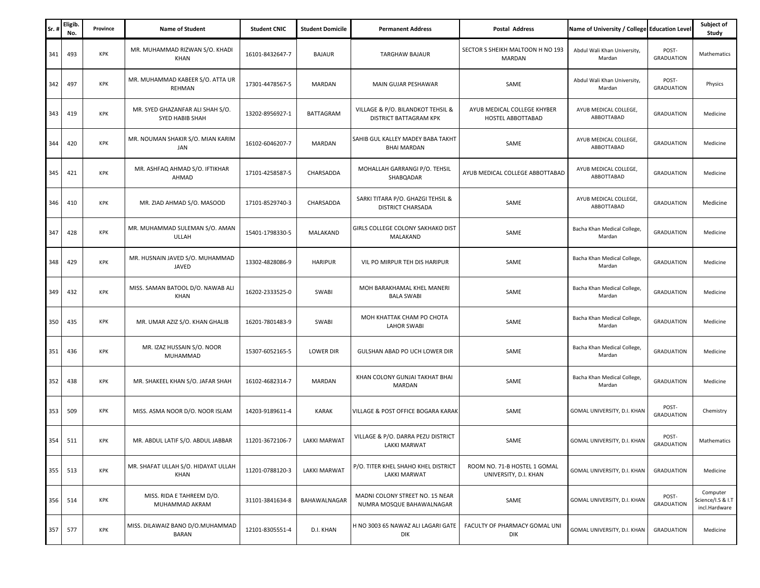| Sr. # | Eligib. No. | Province | Name of Student | Student CNIC | Student Domicile | Permanent Address | Postal Address | Name of University / College | Education Level | Subject of Study |
|---|---|---|---|---|---|---|---|---|---|---|
| 341 | 493 | KPK | MR. MUHAMMAD RIZWAN S/O. KHADI KHAN | 16101-8432647-7 | BAJAUR | TARGHAW BAJAUR | SECTOR S SHEIKH MALTOON H NO 193 MARDAN | Abdul Wali Khan University, Mardan | POST-GRADUATION | Mathematics |
| 342 | 497 | KPK | MR. MUHAMMAD KABEER S/O. ATTA UR REHMAN | 17301-4478567-5 | MARDAN | MAIN GUJAR PESHAWAR | SAME | Abdul Wali Khan University, Mardan | POST-GRADUATION | Physics |
| 343 | 419 | KPK | MR. SYED GHAZANFAR ALI SHAH S/O. SYED HABIB SHAH | 13202-8956927-1 | BATTAGRAM | VILLAGE & P/O. BILANDKOT TEHSIL & DISTRICT BATTAGRAM KPK | AYUB MEDICAL COLLEGE KHYBER HOSTEL ABBOTTABAD | AYUB MEDICAL COLLEGE, ABBOTTABAD | GRADUATION | Medicine |
| 344 | 420 | KPK | MR. NOUMAN SHAKIR S/O. MIAN KARIM JAN | 16102-6046207-7 | MARDAN | SAHIB GUL KALLEY MADEY BABA TAKHT BHAI MARDAN | SAME | AYUB MEDICAL COLLEGE, ABBOTTABAD | GRADUATION | Medicine |
| 345 | 421 | KPK | MR. ASHFAQ AHMAD S/O. IFTIKHAR AHMAD | 17101-4258587-5 | CHARSADDA | MOHALLAH GARRANGI P/O. TEHSIL SHABQADAR | AYUB MEDICAL COLLEGE ABBOTTABAD | AYUB MEDICAL COLLEGE, ABBOTTABAD | GRADUATION | Medicine |
| 346 | 410 | KPK | MR. ZIAD AHMAD S/O. MASOOD | 17101-8529740-3 | CHARSADDA | SARKI TITARA P/O. GHAZGI TEHSIL & DISTRICT CHARSADA | SAME | AYUB MEDICAL COLLEGE, ABBOTTABAD | GRADUATION | Medicine |
| 347 | 428 | KPK | MR. MUHAMMAD SULEMAN S/O. AMAN ULLAH | 15401-1798330-5 | MALAKAND | GIRLS COLLEGE COLONY SAKHAKO DIST MALAKAND | SAME | Bacha Khan Medical College, Mardan | GRADUATION | Medicine |
| 348 | 429 | KPK | MR. HUSNAIN JAVED S/O. MUHAMMAD JAVED | 13302-4828086-9 | HARIPUR | VIL PO MIRPUR TEH DIS HARIPUR | SAME | Bacha Khan Medical College, Mardan | GRADUATION | Medicine |
| 349 | 432 | KPK | MISS. SAMAN BATOOL D/O. NAWAB ALI KHAN | 16202-2333525-0 | SWABI | MOH BARAKHAMAL KHEL MANERI BALA SWABI | SAME | Bacha Khan Medical College, Mardan | GRADUATION | Medicine |
| 350 | 435 | KPK | MR. UMAR AZIZ S/O. KHAN GHALIB | 16201-7801483-9 | SWABI | MOH KHATTAK CHAM PO CHOTA LAHOR SWABI | SAME | Bacha Khan Medical College, Mardan | GRADUATION | Medicine |
| 351 | 436 | KPK | MR. IZAZ HUSSAIN S/O. NOOR MUHAMMAD | 15307-6052165-5 | LOWER DIR | GULSHAN ABAD PO UCH LOWER DIR | SAME | Bacha Khan Medical College, Mardan | GRADUATION | Medicine |
| 352 | 438 | KPK | MR. SHAKEEL KHAN S/O. JAFAR SHAH | 16102-4682314-7 | MARDAN | KHAN COLONY GUNJAI TAKHAT BHAI MARDAN | SAME | Bacha Khan Medical College, Mardan | GRADUATION | Medicine |
| 353 | 509 | KPK | MISS. ASMA NOOR D/O. NOOR ISLAM | 14203-9189611-4 | KARAK | VILLAGE & POST OFFICE BOGARA KARAK | SAME | GOMAL UNIVERSITY, D.I. KHAN | POST-GRADUATION | Chemistry |
| 354 | 511 | KPK | MR. ABDUL LATIF S/O. ABDUL JABBAR | 11201-3672106-7 | LAKKI MARWAT | VILLAGE & P/O. DARRA PEZU DISTRICT LAKKI MARWAT | SAME | GOMAL UNIVERSITY, D.I. KHAN | POST-GRADUATION | Mathematics |
| 355 | 513 | KPK | MR. SHAFAT ULLAH S/O. HIDAYAT ULLAH KHAN | 11201-0788120-3 | LAKKI MARWAT | P/O. TITER KHEL SHAHO KHEL DISTRICT LAKKI MARWAT | ROOM NO. 71-B HOSTEL 1 GOMAL UNIVERSITY, D.I. KHAN | GOMAL UNIVERSITY, D.I. KHAN | GRADUATION | Medicine |
| 356 | 514 | KPK | MISS. RIDA E TAHREEM D/O. MUHAMMAD AKRAM | 31101-3841634-8 | BAHAWALNAGAR | MADNI COLONY STREET NO. 15 NEAR NUMRA MOSQUE BAHAWALNAGAR | SAME | GOMAL UNIVERSITY, D.I. KHAN | POST-GRADUATION | Computer Science/I.S & I.T incl.Hardware |
| 357 | 577 | KPK | MISS. DILAWAIZ BANO D/O.MUHAMMAD BARAN | 12101-8305551-4 | D.I. KHAN | H NO 3003 65 NAWAZ ALI LAGARI GATE DIK | FACULTY OF PHARMACY GOMAL UNI DIK | GOMAL UNIVERSITY, D.I. KHAN | GRADUATION | Medicine |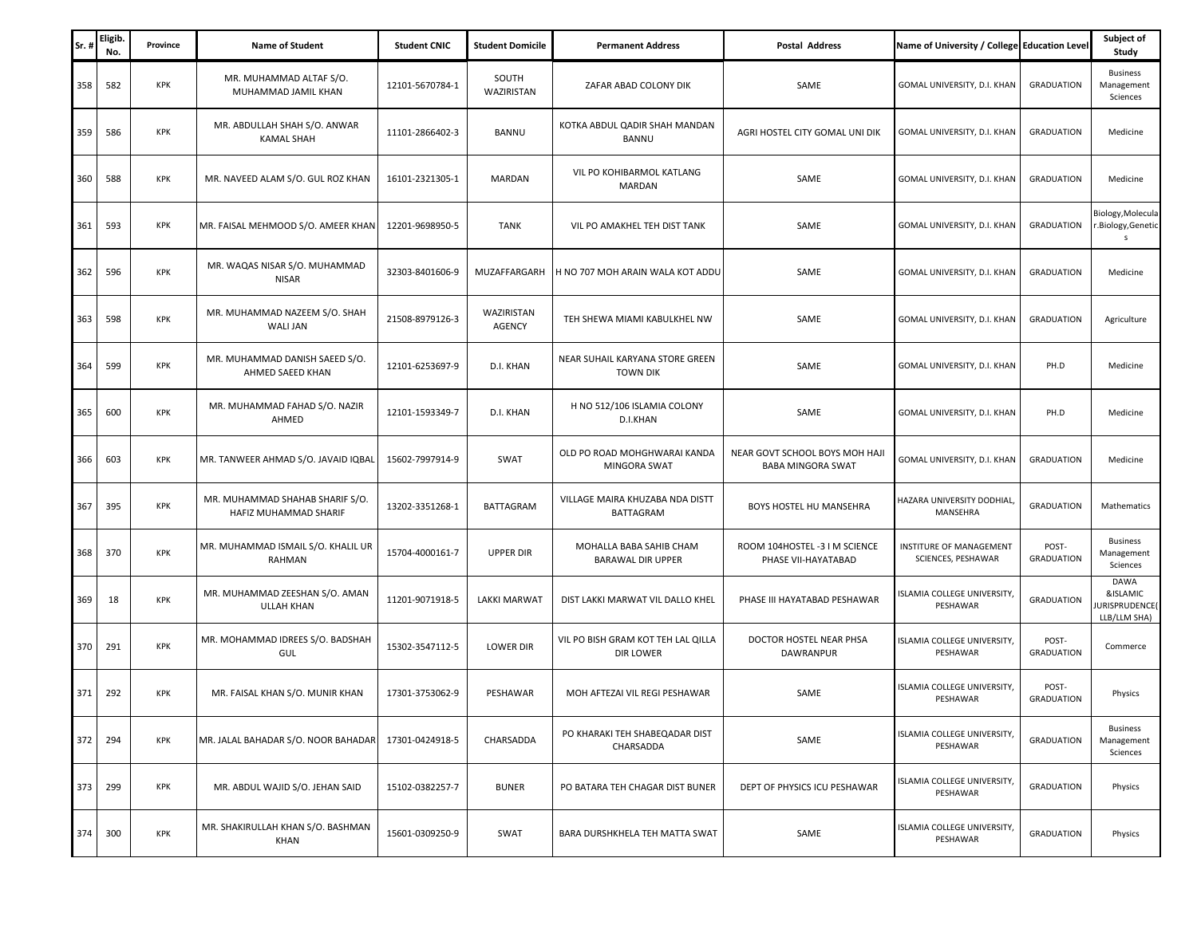| Sr. # | Eligib. No. | Province | Name of Student | Student CNIC | Student Domicile | Permanent Address | Postal Address | Name of University / College | Education Level | Subject of Study |
|---|---|---|---|---|---|---|---|---|---|---|
| 358 | 582 | KPK | MR. MUHAMMAD ALTAF S/O. MUHAMMAD JAMIL KHAN | 12101-5670784-1 | SOUTH WAZIRISTAN | ZAFAR ABAD COLONY DIK | SAME | GOMAL UNIVERSITY, D.I. KHAN | GRADUATION | Business Management Sciences |
| 359 | 586 | KPK | MR. ABDULLAH SHAH S/O. ANWAR KAMAL SHAH | 11101-2866402-3 | BANNU | KOTKA ABDUL QADIR SHAH MANDAN BANNU | AGRI HOSTEL CITY GOMAL UNI DIK | GOMAL UNIVERSITY, D.I. KHAN | GRADUATION | Medicine |
| 360 | 588 | KPK | MR. NAVEED ALAM S/O. GUL ROZ KHAN | 16101-2321305-1 | MARDAN | VIL PO KOHIBARMOL KATLANG MARDAN | SAME | GOMAL UNIVERSITY, D.I. KHAN | GRADUATION | Medicine |
| 361 | 593 | KPK | MR. FAISAL MEHMOOD S/O. AMEER KHAN | 12201-9698950-5 | TANK | VIL PO AMAKHEL TEH DIST TANK | SAME | GOMAL UNIVERSITY, D.I. KHAN | GRADUATION | Biology,Molecular.Biology,Genetics |
| 362 | 596 | KPK | MR. WAQAS NISAR S/O. MUHAMMAD NISAR | 32303-8401606-9 | MUZAFFARGARH | H NO 707 MOH ARAIN WALA KOT ADDU | SAME | GOMAL UNIVERSITY, D.I. KHAN | GRADUATION | Medicine |
| 363 | 598 | KPK | MR. MUHAMMAD NAZEEM S/O. SHAH WALI JAN | 21508-8979126-3 | WAZIRISTAN AGENCY | TEH SHEWA MIAMI KABULKHEL NW | SAME | GOMAL UNIVERSITY, D.I. KHAN | GRADUATION | Agriculture |
| 364 | 599 | KPK | MR. MUHAMMAD DANISH SAEED S/O. AHMED SAEED KHAN | 12101-6253697-9 | D.I. KHAN | NEAR SUHAIL KARYANA STORE GREEN TOWN DIK | SAME | GOMAL UNIVERSITY, D.I. KHAN | PH.D | Medicine |
| 365 | 600 | KPK | MR. MUHAMMAD FAHAD S/O. NAZIR AHMED | 12101-1593349-7 | D.I. KHAN | H NO 512/106 ISLAMIA COLONY D.I.KHAN | SAME | GOMAL UNIVERSITY, D.I. KHAN | PH.D | Medicine |
| 366 | 603 | KPK | MR. TANWEER AHMAD S/O. JAVAID IQBAL | 15602-7997914-9 | SWAT | OLD PO ROAD MOHGHWARAI KANDA MINGORA SWAT | NEAR GOVT SCHOOL BOYS MOH HAJI BABA MINGORA SWAT | GOMAL UNIVERSITY, D.I. KHAN | GRADUATION | Medicine |
| 367 | 395 | KPK | MR. MUHAMMAD SHAHAB SHARIF S/O. HAFIZ MUHAMMAD SHARIF | 13202-3351268-1 | BATTAGRAM | VILLAGE MAIRA KHUZABA NDA DISTT BATTAGRAM | BOYS HOSTEL HU MANSEHRA | HAZARA UNIVERSITY DODHIAL, MANSEHRA | GRADUATION | Mathematics |
| 368 | 370 | KPK | MR. MUHAMMAD ISMAIL S/O. KHALIL UR RAHMAN | 15704-4000161-7 | UPPER DIR | MOHALLA BABA SAHIB CHAM BARAWAL DIR UPPER | ROOM 104HOSTEL -3 I M SCIENCE PHASE VII-HAYATABAD | INSTITURE OF MANAGEMENT SCIENCES, PESHAWAR | POST-GRADUATION | Business Management Sciences |
| 369 | 18 | KPK | MR. MUHAMMAD ZEESHAN S/O. AMAN ULLAH KHAN | 11201-9071918-5 | LAKKI MARWAT | DIST LAKKI MARWAT VIL DALLO KHEL | PHASE III HAYATABAD PESHAWAR | ISLAMIA COLLEGE UNIVERSITY, PESHAWAR | GRADUATION | DAWA &ISLAMIC JURISPRUDENCE(LLB/LLM SHA) |
| 370 | 291 | KPK | MR. MOHAMMAD IDREES S/O. BADSHAH GUL | 15302-3547112-5 | LOWER DIR | VIL PO BISH GRAM KOT TEH LAL QILLA DIR LOWER | DOCTOR HOSTEL NEAR PHSA DAWRANPUR | ISLAMIA COLLEGE UNIVERSITY, PESHAWAR | POST-GRADUATION | Commerce |
| 371 | 292 | KPK | MR. FAISAL KHAN S/O. MUNIR KHAN | 17301-3753062-9 | PESHAWAR | MOH AFTEZAI VIL REGI PESHAWAR | SAME | ISLAMIA COLLEGE UNIVERSITY, PESHAWAR | POST-GRADUATION | Physics |
| 372 | 294 | KPK | MR. JALAL BAHADAR S/O. NOOR BAHADAR | 17301-0424918-5 | CHARSADDA | PO KHARAKI TEH SHABEQADAR DIST CHARSADDA | SAME | ISLAMIA COLLEGE UNIVERSITY, PESHAWAR | GRADUATION | Business Management Sciences |
| 373 | 299 | KPK | MR. ABDUL WAJID S/O. JEHAN SAID | 15102-0382257-7 | BUNER | PO BATARA TEH CHAGAR DIST BUNER | DEPT OF PHYSICS ICU PESHAWAR | ISLAMIA COLLEGE UNIVERSITY, PESHAWAR | GRADUATION | Physics |
| 374 | 300 | KPK | MR. SHAKIRULLAH KHAN S/O. BASHMAN KHAN | 15601-0309250-9 | SWAT | BARA DURSHKHELA TEH MATTA SWAT | SAME | ISLAMIA COLLEGE UNIVERSITY, PESHAWAR | GRADUATION | Physics |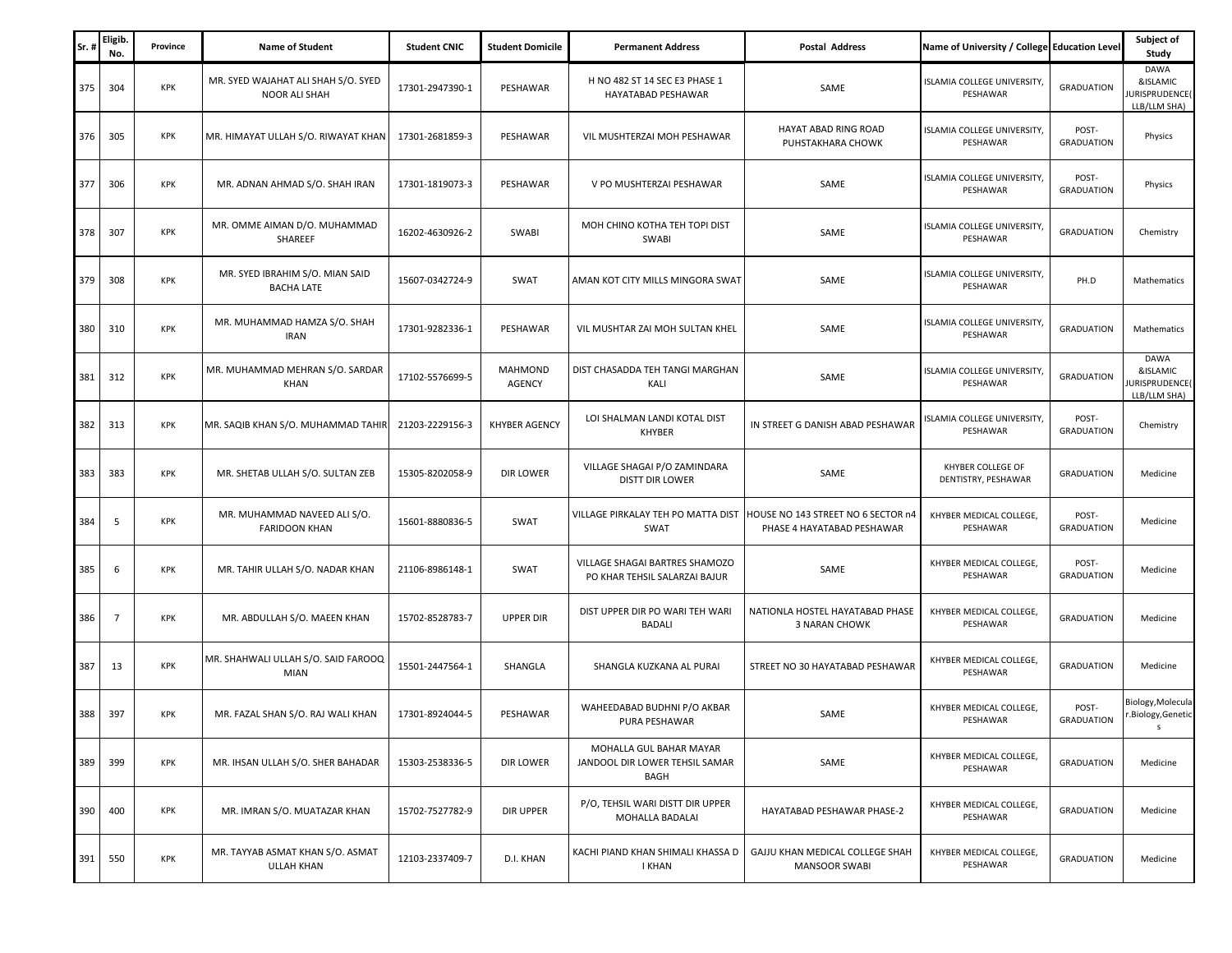| Sr. # | Eligib. No. | Province | Name of Student | Student CNIC | Student Domicile | Permanent Address | Postal Address | Name of University / College | Education Level | Subject of Study |
|---|---|---|---|---|---|---|---|---|---|---|
| 375 | 304 | KPK | MR. SYED WAJAHAT ALI SHAH S/O. SYED NOOR ALI SHAH | 17301-2947390-1 | PESHAWAR | H NO 482 ST 14 SEC E3 PHASE 1 HAYATABAD PESHAWAR | SAME | ISLAMIA COLLEGE UNIVERSITY, PESHAWAR | GRADUATION | DAWA &ISLAMIC JURISPRUDENCE( LLB/LLM SHA) |
| 376 | 305 | KPK | MR. HIMAYAT ULLAH S/O. RIWAYAT KHAN | 17301-2681859-3 | PESHAWAR | VIL MUSHTERZAI MOH PESHAWAR | HAYAT ABAD RING ROAD PUHSTAKHARA CHOWK | ISLAMIA COLLEGE UNIVERSITY, PESHAWAR | POST-GRADUATION | Physics |
| 377 | 306 | KPK | MR. ADNAN AHMAD S/O. SHAH IRAN | 17301-1819073-3 | PESHAWAR | V PO MUSHTERZAI PESHAWAR | SAME | ISLAMIA COLLEGE UNIVERSITY, PESHAWAR | POST-GRADUATION | Physics |
| 378 | 307 | KPK | MR. OMME AIMAN D/O. MUHAMMAD SHAREEF | 16202-4630926-2 | SWABI | MOH CHINO KOTHA TEH TOPI DIST SWABI | SAME | ISLAMIA COLLEGE UNIVERSITY, PESHAWAR | GRADUATION | Chemistry |
| 379 | 308 | KPK | MR. SYED IBRAHIM S/O. MIAN SAID BACHA LATE | 15607-0342724-9 | SWAT | AMAN KOT CITY MILLS MINGORA SWAT | SAME | ISLAMIA COLLEGE UNIVERSITY, PESHAWAR | PH.D | Mathematics |
| 380 | 310 | KPK | MR. MUHAMMAD HAMZA S/O. SHAH IRAN | 17301-9282336-1 | PESHAWAR | VIL MUSHTAR ZAI MOH SULTAN KHEL | SAME | ISLAMIA COLLEGE UNIVERSITY, PESHAWAR | GRADUATION | Mathematics |
| 381 | 312 | KPK | MR. MUHAMMAD MEHRAN S/O. SARDAR KHAN | 17102-5576699-5 | MAHMOND AGENCY | DIST CHASADDA TEH TANGI MARGHAN KALI | SAME | ISLAMIA COLLEGE UNIVERSITY, PESHAWAR | GRADUATION | DAWA &ISLAMIC JURISPRUDENCE( LLB/LLM SHA) |
| 382 | 313 | KPK | MR. SAQIB KHAN S/O. MUHAMMAD TAHIR | 21203-2229156-3 | KHYBER AGENCY | LOI SHALMAN LANDI KOTAL DIST KHYBER | IN STREET G DANISH ABAD PESHAWAR | ISLAMIA COLLEGE UNIVERSITY, PESHAWAR | POST-GRADUATION | Chemistry |
| 383 | 383 | KPK | MR. SHETAB ULLAH S/O. SULTAN ZEB | 15305-8202058-9 | DIR LOWER | VILLAGE SHAGAI P/O ZAMINDARA DISTT DIR LOWER | SAME | KHYBER COLLEGE OF DENTISTRY, PESHAWAR | GRADUATION | Medicine |
| 384 | 5 | KPK | MR. MUHAMMAD NAVEED ALI S/O. FARIDOON KHAN | 15601-8880836-5 | SWAT | VILLAGE PIRKALAY TEH PO MATTA DIST SWAT | HOUSE NO 143 STREET NO 6 SECTOR n4 PHASE 4 HAYATABAD PESHAWAR | KHYBER MEDICAL COLLEGE, PESHAWAR | POST-GRADUATION | Medicine |
| 385 | 6 | KPK | MR. TAHIR ULLAH S/O. NADAR KHAN | 21106-8986148-1 | SWAT | VILLAGE SHAGAI BARTRES SHAMOZO PO KHAR TEHSIL SALARZAI BAJUR | SAME | KHYBER MEDICAL COLLEGE, PESHAWAR | POST-GRADUATION | Medicine |
| 386 | 7 | KPK | MR. ABDULLAH S/O. MAEEN KHAN | 15702-8528783-7 | UPPER DIR | DIST UPPER DIR PO WARI TEH WARI BADALI | NATIONLA HOSTEL HAYATABAD PHASE 3 NARAN CHOWK | KHYBER MEDICAL COLLEGE, PESHAWAR | GRADUATION | Medicine |
| 387 | 13 | KPK | MR. SHAHWALI ULLAH S/O. SAID FAROOQ MIAN | 15501-2447564-1 | SHANGLA | SHANGLA KUZKANA AL PURAI | STREET NO 30 HAYATABAD PESHAWAR | KHYBER MEDICAL COLLEGE, PESHAWAR | GRADUATION | Medicine |
| 388 | 397 | KPK | MR. FAZAL SHAN S/O. RAJ WALI KHAN | 17301-8924044-5 | PESHAWAR | WAHEEDABAD BUDHNI P/O AKBAR PURA PESHAWAR | SAME | KHYBER MEDICAL COLLEGE, PESHAWAR | POST-GRADUATION | Biology,Molecular.Biology,Genetics |
| 389 | 399 | KPK | MR. IHSAN ULLAH S/O. SHER BAHADAR | 15303-2538336-5 | DIR LOWER | MOHALLA GUL BAHAR MAYAR JANDOOL DIR LOWER TEHSIL SAMAR BAGH | SAME | KHYBER MEDICAL COLLEGE, PESHAWAR | GRADUATION | Medicine |
| 390 | 400 | KPK | MR. IMRAN S/O. MUATAZAR KHAN | 15702-7527782-9 | DIR UPPER | P/O, TEHSIL WARI DISTT DIR UPPER MOHALLA BADALAI | HAYATABAD PESHAWAR PHASE-2 | KHYBER MEDICAL COLLEGE, PESHAWAR | GRADUATION | Medicine |
| 391 | 550 | KPK | MR. TAYYAB ASMAT KHAN S/O. ASMAT ULLAH KHAN | 12103-2337409-7 | D.I. KHAN | KACHI PIAND KHAN SHIMALI KHASSA D I KHAN | GAJJU KHAN MEDICAL COLLEGE SHAH MANSOOR SWABI | KHYBER MEDICAL COLLEGE, PESHAWAR | GRADUATION | Medicine |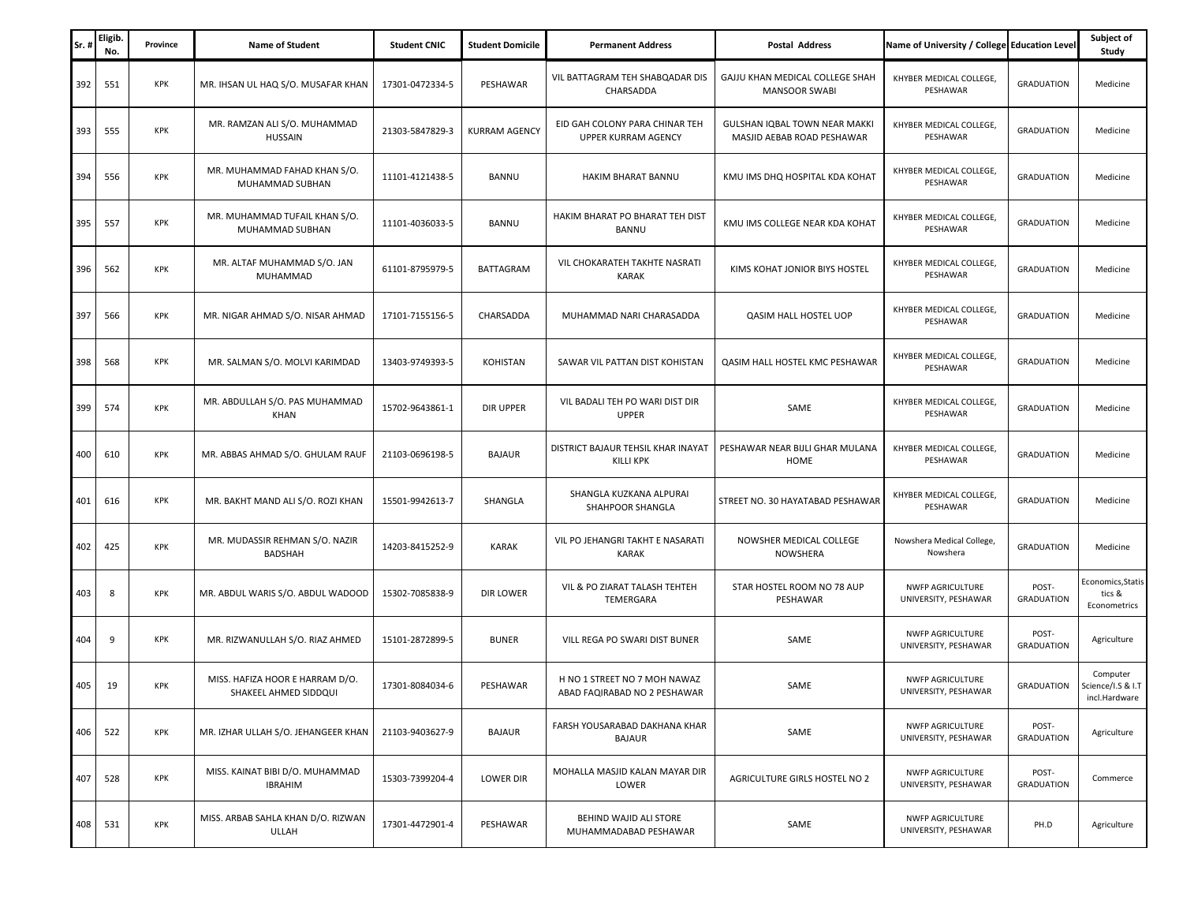| Sr. # | Eligib. No. | Province | Name of Student | Student CNIC | Student Domicile | Permanent Address | Postal Address | Name of University / College | Education Level | Subject of Study |
|---|---|---|---|---|---|---|---|---|---|---|
| 392 | 551 | KPK | MR. IHSAN UL HAQ S/O. MUSAFAR KHAN | 17301-0472334-5 | PESHAWAR | VIL BATTAGRAM TEH SHABQADAR DIS CHARSADDA | GAJJU KHAN MEDICAL COLLEGE SHAH MANSOOR SWABI | KHYBER MEDICAL COLLEGE, PESHAWAR | GRADUATION | Medicine |
| 393 | 555 | KPK | MR. RAMZAN ALI S/O. MUHAMMAD HUSSAIN | 21303-5847829-3 | KURRAM AGENCY | EID GAH COLONY PARA CHINAR TEH UPPER KURRAM AGENCY | GULSHAN IQBAL TOWN NEAR MAKKI MASJID AEBAB ROAD PESHAWAR | KHYBER MEDICAL COLLEGE, PESHAWAR | GRADUATION | Medicine |
| 394 | 556 | KPK | MR. MUHAMMAD FAHAD KHAN S/O. MUHAMMAD SUBHAN | 11101-4121438-5 | BANNU | HAKIM BHARAT BANNU | KMU IMS DHQ HOSPITAL KDA KOHAT | KHYBER MEDICAL COLLEGE, PESHAWAR | GRADUATION | Medicine |
| 395 | 557 | KPK | MR. MUHAMMAD TUFAIL KHAN S/O. MUHAMMAD SUBHAN | 11101-4036033-5 | BANNU | HAKIM BHARAT PO BHARAT TEH DIST BANNU | KMU IMS COLLEGE NEAR KDA KOHAT | KHYBER MEDICAL COLLEGE, PESHAWAR | GRADUATION | Medicine |
| 396 | 562 | KPK | MR. ALTAF MUHAMMAD S/O. JAN MUHAMMAD | 61101-8795979-5 | BATTAGRAM | VIL CHOKARATEH TAKHTE NASRATI KARAK | KIMS KOHAT JONIOR BIYS HOSTEL | KHYBER MEDICAL COLLEGE, PESHAWAR | GRADUATION | Medicine |
| 397 | 566 | KPK | MR. NIGAR AHMAD S/O. NISAR AHMAD | 17101-7155156-5 | CHARSADDA | MUHAMMAD NARI CHARASADDA | QASIM HALL HOSTEL UOP | KHYBER MEDICAL COLLEGE, PESHAWAR | GRADUATION | Medicine |
| 398 | 568 | KPK | MR. SALMAN S/O. MOLVI KARIMDAD | 13403-9749393-5 | KOHISTAN | SAWAR VIL PATTAN DIST KOHISTAN | QASIM HALL HOSTEL KMC PESHAWAR | KHYBER MEDICAL COLLEGE, PESHAWAR | GRADUATION | Medicine |
| 399 | 574 | KPK | MR. ABDULLAH S/O. PAS MUHAMMAD KHAN | 15702-9643861-1 | DIR UPPER | VIL BADALI TEH PO WARI DIST DIR UPPER | SAME | KHYBER MEDICAL COLLEGE, PESHAWAR | GRADUATION | Medicine |
| 400 | 610 | KPK | MR. ABBAS AHMAD S/O. GHULAM RAUF | 21103-0696198-5 | BAJAUR | DISTRICT BAJAUR TEHSIL KHAR INAYAT KILLI KPK | PESHAWAR NEAR BIJLI GHAR MULANA HOME | KHYBER MEDICAL COLLEGE, PESHAWAR | GRADUATION | Medicine |
| 401 | 616 | KPK | MR. BAKHT MAND ALI S/O. ROZI KHAN | 15501-9942613-7 | SHANGLA | SHANGLA KUZKANA ALPURAI SHAHPOOR SHANGLA | STREET NO. 30 HAYATABAD PESHAWAR | KHYBER MEDICAL COLLEGE, PESHAWAR | GRADUATION | Medicine |
| 402 | 425 | KPK | MR. MUDASSIR REHMAN S/O. NAZIR BADSHAH | 14203-8415252-9 | KARAK | VIL PO JEHANGRI TAKHT E NASARATI KARAK | NOWSHER MEDICAL COLLEGE NOWSHERA | Nowshera Medical College, Nowshera | GRADUATION | Medicine |
| 403 | 8 | KPK | MR. ABDUL WARIS S/O. ABDUL WADOOD | 15302-7085838-9 | DIR LOWER | VIL & PO ZIARAT TALASH TEHTEH TEMERGARA | STAR HOSTEL ROOM NO 78 AUP PESHAWAR | NWFP AGRICULTURE UNIVERSITY, PESHAWAR | POST-GRADUATION | Economics,Statistics & Econometrics |
| 404 | 9 | KPK | MR. RIZWANULLAH S/O. RIAZ AHMED | 15101-2872899-5 | BUNER | VILL REGA PO SWARI DIST BUNER | SAME | NWFP AGRICULTURE UNIVERSITY, PESHAWAR | POST-GRADUATION | Agriculture |
| 405 | 19 | KPK | MISS. HAFIZA HOOR E HARRAM D/O. SHAKEEL AHMED SIDDQUI | 17301-8084034-6 | PESHAWAR | H NO 1 STREET NO 7 MOH NAWAZ ABAD FAQIRABAD NO 2 PESHAWAR | SAME | NWFP AGRICULTURE UNIVERSITY, PESHAWAR | GRADUATION | Computer Science/I.S & I.T incl.Hardware |
| 406 | 522 | KPK | MR. IZHAR ULLAH S/O. JEHANGEER KHAN | 21103-9403627-9 | BAJAUR | FARSH YOUSARABAD DAKHANA KHAR BAJAUR | SAME | NWFP AGRICULTURE UNIVERSITY, PESHAWAR | POST-GRADUATION | Agriculture |
| 407 | 528 | KPK | MISS. KAINAT BIBI D/O. MUHAMMAD IBRAHIM | 15303-7399204-4 | LOWER DIR | MOHALLA MASJID KALAN MAYAR DIR LOWER | AGRICULTURE GIRLS HOSTEL NO 2 | NWFP AGRICULTURE UNIVERSITY, PESHAWAR | POST-GRADUATION | Commerce |
| 408 | 531 | KPK | MISS. ARBAB SAHLA KHAN D/O. RIZWAN ULLAH | 17301-4472901-4 | PESHAWAR | BEHIND WAJID ALI STORE MUHAMMADABAD PESHAWAR | SAME | NWFP AGRICULTURE UNIVERSITY, PESHAWAR | PH.D | Agriculture |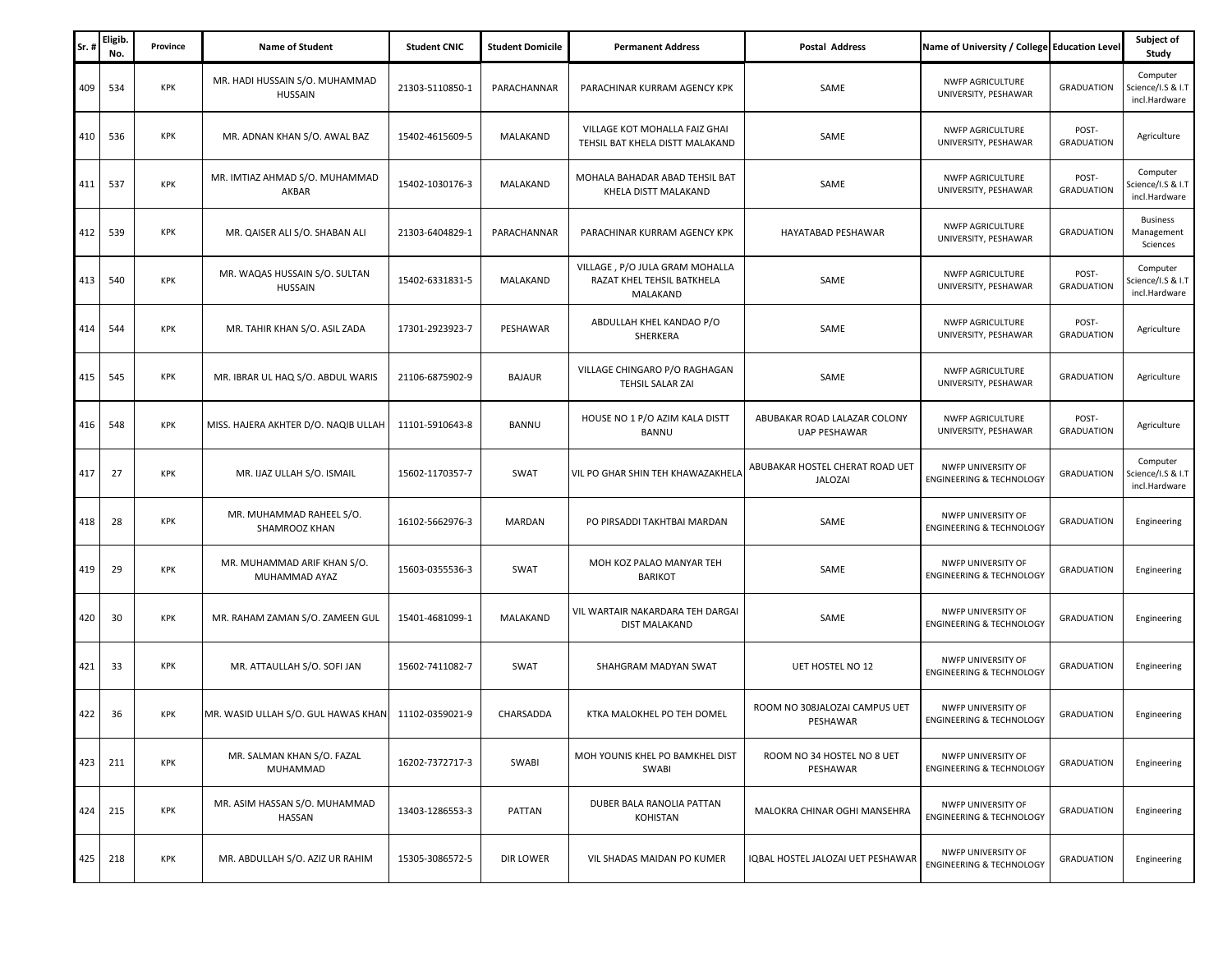| Sr. # | Eligib. No. | Province | Name of Student | Student CNIC | Student Domicile | Permanent Address | Postal Address | Name of University / College | Education Level | Subject of Study |
|---|---|---|---|---|---|---|---|---|---|---|
| 409 | 534 | KPK | MR. HADI HUSSAIN S/O. MUHAMMAD HUSSAIN | 21303-5110850-1 | PARACHANNAR | PARACHINAR KURRAM AGENCY KPK | SAME | NWFP AGRICULTURE UNIVERSITY, PESHAWAR | GRADUATION | Computer Science/I.S & I.T incl.Hardware |
| 410 | 536 | KPK | MR. ADNAN KHAN S/O. AWAL BAZ | 15402-4615609-5 | MALAKAND | VILLAGE KOT MOHALLA FAIZ GHAI TEHSIL BAT KHELA DISTT MALAKAND | SAME | NWFP AGRICULTURE UNIVERSITY, PESHAWAR | POST-GRADUATION | Agriculture |
| 411 | 537 | KPK | MR. IMTIAZ AHMAD S/O. MUHAMMAD AKBAR | 15402-1030176-3 | MALAKAND | MOHALA BAHADAR ABAD TEHSIL BAT KHELA DISTT MALAKAND | SAME | NWFP AGRICULTURE UNIVERSITY, PESHAWAR | POST-GRADUATION | Computer Science/I.S & I.T incl.Hardware |
| 412 | 539 | KPK | MR. QAISER ALI S/O. SHABAN ALI | 21303-6404829-1 | PARACHANNAR | PARACHINAR KURRAM AGENCY KPK | HAYATABAD PESHAWAR | NWFP AGRICULTURE UNIVERSITY, PESHAWAR | GRADUATION | Business Management Sciences |
| 413 | 540 | KPK | MR. WAQAS HUSSAIN S/O. SULTAN HUSSAIN | 15402-6331831-5 | MALAKAND | VILLAGE , P/O JULA GRAM MOHALLA RAZAT KHEL TEHSIL BATKHELA MALAKAND | SAME | NWFP AGRICULTURE UNIVERSITY, PESHAWAR | POST-GRADUATION | Computer Science/I.S & I.T incl.Hardware |
| 414 | 544 | KPK | MR. TAHIR KHAN S/O. ASIL ZADA | 17301-2923923-7 | PESHAWAR | ABDULLAH KHEL KANDAO P/O SHERKERA | SAME | NWFP AGRICULTURE UNIVERSITY, PESHAWAR | POST-GRADUATION | Agriculture |
| 415 | 545 | KPK | MR. IBRAR UL HAQ S/O. ABDUL WARIS | 21106-6875902-9 | BAJAUR | VILLAGE CHINGARO P/O RAGHAGAN TEHSIL SALAR ZAI | SAME | NWFP AGRICULTURE UNIVERSITY, PESHAWAR | GRADUATION | Agriculture |
| 416 | 548 | KPK | MISS. HAJERA AKHTER D/O. NAQIB ULLAH | 11101-5910643-8 | BANNU | HOUSE NO 1 P/O AZIM KALA DISTT BANNU | ABUBAKAR ROAD LALAZAR COLONY UAP PESHAWAR | NWFP AGRICULTURE UNIVERSITY, PESHAWAR | POST-GRADUATION | Agriculture |
| 417 | 27 | KPK | MR. IJAZ ULLAH S/O. ISMAIL | 15602-1170357-7 | SWAT | VIL PO GHAR SHIN TEH KHAWAZAKHELA | ABUBAKAR HOSTEL CHERAT ROAD UET JALOZAI | NWFP UNIVERSITY OF ENGINEERING & TECHNOLOGY | GRADUATION | Computer Science/I.S & I.T incl.Hardware |
| 418 | 28 | KPK | MR. MUHAMMAD RAHEEL S/O. SHAMROOZ KHAN | 16102-5662976-3 | MARDAN | PO PIRSADDI TAKHTBAI MARDAN | SAME | NWFP UNIVERSITY OF ENGINEERING & TECHNOLOGY | GRADUATION | Engineering |
| 419 | 29 | KPK | MR. MUHAMMAD ARIF KHAN S/O. MUHAMMAD AYAZ | 15603-0355536-3 | SWAT | MOH KOZ PALAO MANYAR TEH BARIKOT | SAME | NWFP UNIVERSITY OF ENGINEERING & TECHNOLOGY | GRADUATION | Engineering |
| 420 | 30 | KPK | MR. RAHAM ZAMAN S/O. ZAMEEN GUL | 15401-4681099-1 | MALAKAND | VIL WARTAIR NAKARDARA TEH DARGAI DIST MALAKAND | SAME | NWFP UNIVERSITY OF ENGINEERING & TECHNOLOGY | GRADUATION | Engineering |
| 421 | 33 | KPK | MR. ATTAULLAH S/O. SOFI JAN | 15602-7411082-7 | SWAT | SHAHGRAM MADYAN SWAT | UET HOSTEL NO 12 | NWFP UNIVERSITY OF ENGINEERING & TECHNOLOGY | GRADUATION | Engineering |
| 422 | 36 | KPK | MR. WASID ULLAH S/O. GUL HAWAS KHAN | 11102-0359021-9 | CHARSADDA | KTKA MALOKHEL PO TEH DOMEL | ROOM NO 308JALOZAI CAMPUS UET PESHAWAR | NWFP UNIVERSITY OF ENGINEERING & TECHNOLOGY | GRADUATION | Engineering |
| 423 | 211 | KPK | MR. SALMAN KHAN S/O. FAZAL MUHAMMAD | 16202-7372717-3 | SWABI | MOH YOUNIS KHEL PO BAMKHEL DIST SWABI | ROOM NO 34 HOSTEL NO 8 UET PESHAWAR | NWFP UNIVERSITY OF ENGINEERING & TECHNOLOGY | GRADUATION | Engineering |
| 424 | 215 | KPK | MR. ASIM HASSAN S/O. MUHAMMAD HASSAN | 13403-1286553-3 | PATTAN | DUBER BALA RANOLIA PATTAN KOHISTAN | MALOKRA CHINAR OGHI MANSEHRA | NWFP UNIVERSITY OF ENGINEERING & TECHNOLOGY | GRADUATION | Engineering |
| 425 | 218 | KPK | MR. ABDULLAH S/O. AZIZ UR RAHIM | 15305-3086572-5 | DIR LOWER | VIL SHADAS MAIDAN PO KUMER | IQBAL HOSTEL JALOZAI UET PESHAWAR | NWFP UNIVERSITY OF ENGINEERING & TECHNOLOGY | GRADUATION | Engineering |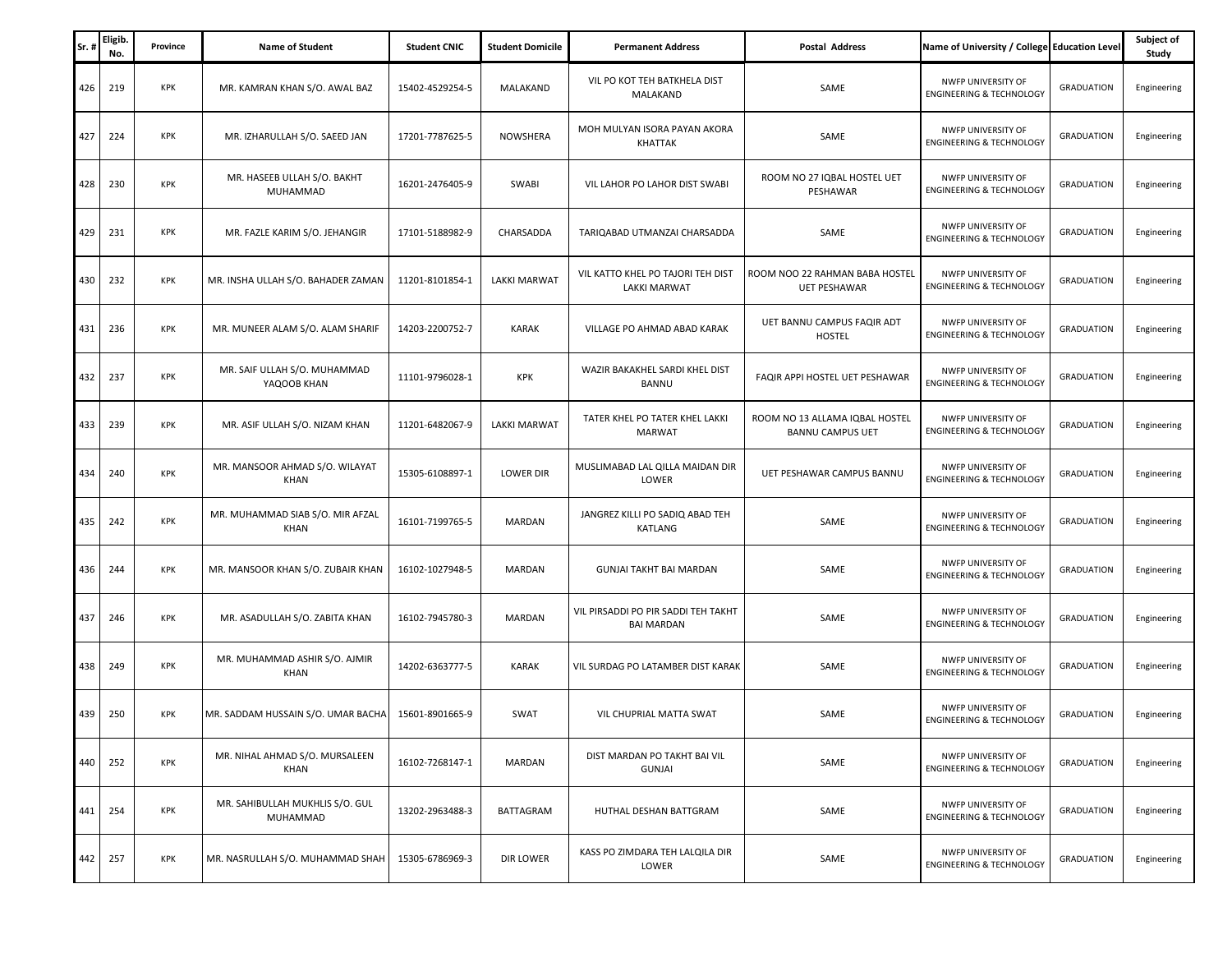| Sr. # | Eligib. No. | Province | Name of Student | Student CNIC | Student Domicile | Permanent Address | Postal Address | Name of University / College | Education Level | Subject of Study |
|---|---|---|---|---|---|---|---|---|---|---|
| 426 | 219 | KPK | MR. KAMRAN KHAN S/O. AWAL BAZ | 15402-4529254-5 | MALAKAND | VIL PO KOT TEH BATKHELA DIST MALAKAND | SAME | NWFP UNIVERSITY OF ENGINEERING & TECHNOLOGY | GRADUATION | Engineering |
| 427 | 224 | KPK | MR. IZHARULLAH S/O. SAEED JAN | 17201-7787625-5 | NOWSHERA | MOH MULYAN ISORA PAYAN AKORA KHATTAK | SAME | NWFP UNIVERSITY OF ENGINEERING & TECHNOLOGY | GRADUATION | Engineering |
| 428 | 230 | KPK | MR. HASEEB ULLAH S/O. BAKHT MUHAMMAD | 16201-2476405-9 | SWABI | VIL LAHOR PO LAHOR DIST SWABI | ROOM NO 27 IQBAL HOSTEL UET PESHAWAR | NWFP UNIVERSITY OF ENGINEERING & TECHNOLOGY | GRADUATION | Engineering |
| 429 | 231 | KPK | MR. FAZLE KARIM S/O. JEHANGIR | 17101-5188982-9 | CHARSADDA | TARIQABAD UTMANZAI CHARSADDA | SAME | NWFP UNIVERSITY OF ENGINEERING & TECHNOLOGY | GRADUATION | Engineering |
| 430 | 232 | KPK | MR. INSHA ULLAH S/O. BAHADER ZAMAN | 11201-8101854-1 | LAKKI MARWAT | VIL KATTO KHEL PO TAJORI TEH DIST LAKKI MARWAT | ROOM NOO 22 RAHMAN BABA HOSTEL UET PESHAWAR | NWFP UNIVERSITY OF ENGINEERING & TECHNOLOGY | GRADUATION | Engineering |
| 431 | 236 | KPK | MR. MUNEER ALAM S/O. ALAM SHARIF | 14203-2200752-7 | KARAK | VILLAGE PO AHMAD ABAD KARAK | UET BANNU CAMPUS FAQIR ADT HOSTEL | NWFP UNIVERSITY OF ENGINEERING & TECHNOLOGY | GRADUATION | Engineering |
| 432 | 237 | KPK | MR. SAIF ULLAH S/O. MUHAMMAD YAQOOB KHAN | 11101-9796028-1 | KPK | WAZIR BAKAKHEL SARDI KHEL DIST BANNU | FAQIR APPI HOSTEL UET PESHAWAR | NWFP UNIVERSITY OF ENGINEERING & TECHNOLOGY | GRADUATION | Engineering |
| 433 | 239 | KPK | MR. ASIF ULLAH S/O. NIZAM KHAN | 11201-6482067-9 | LAKKI MARWAT | TATER KHEL PO TATER KHEL LAKKI MARWAT | ROOM NO 13 ALLAMA IQBAL HOSTEL BANNU CAMPUS UET | NWFP UNIVERSITY OF ENGINEERING & TECHNOLOGY | GRADUATION | Engineering |
| 434 | 240 | KPK | MR. MANSOOR AHMAD S/O. WILAYAT KHAN | 15305-6108897-1 | LOWER DIR | MUSLIMABAD LAL QILLA MAIDAN DIR LOWER | UET PESHAWAR CAMPUS BANNU | NWFP UNIVERSITY OF ENGINEERING & TECHNOLOGY | GRADUATION | Engineering |
| 435 | 242 | KPK | MR. MUHAMMAD SIAB S/O. MIR AFZAL KHAN | 16101-7199765-5 | MARDAN | JANGREZ KILLI PO SADIQ ABAD TEH KATLANG | SAME | NWFP UNIVERSITY OF ENGINEERING & TECHNOLOGY | GRADUATION | Engineering |
| 436 | 244 | KPK | MR. MANSOOR KHAN S/O. ZUBAIR KHAN | 16102-1027948-5 | MARDAN | GUNJAI TAKHT BAI MARDAN | SAME | NWFP UNIVERSITY OF ENGINEERING & TECHNOLOGY | GRADUATION | Engineering |
| 437 | 246 | KPK | MR. ASADULLAH S/O. ZABITA KHAN | 16102-7945780-3 | MARDAN | VIL PIRSADDI PO PIR SADDI TEH TAKHT BAI MARDAN | SAME | NWFP UNIVERSITY OF ENGINEERING & TECHNOLOGY | GRADUATION | Engineering |
| 438 | 249 | KPK | MR. MUHAMMAD ASHIR S/O. AJMIR KHAN | 14202-6363777-5 | KARAK | VIL SURDAG PO LATAMBER DIST KARAK | SAME | NWFP UNIVERSITY OF ENGINEERING & TECHNOLOGY | GRADUATION | Engineering |
| 439 | 250 | KPK | MR. SADDAM HUSSAIN S/O. UMAR BACHA | 15601-8901665-9 | SWAT | VIL CHUPRIAL MATTA SWAT | SAME | NWFP UNIVERSITY OF ENGINEERING & TECHNOLOGY | GRADUATION | Engineering |
| 440 | 252 | KPK | MR. NIHAL AHMAD S/O. MURSALEEN KHAN | 16102-7268147-1 | MARDAN | DIST MARDAN PO TAKHT BAI VIL GUNJAI | SAME | NWFP UNIVERSITY OF ENGINEERING & TECHNOLOGY | GRADUATION | Engineering |
| 441 | 254 | KPK | MR. SAHIBULLAH MUKHLIS S/O. GUL MUHAMMAD | 13202-2963488-3 | BATTAGRAM | HUTHAL DESHAN BATTGRAM | SAME | NWFP UNIVERSITY OF ENGINEERING & TECHNOLOGY | GRADUATION | Engineering |
| 442 | 257 | KPK | MR. NASRULLAH S/O. MUHAMMAD SHAH | 15305-6786969-3 | DIR LOWER | KASS PO ZIMDARA TEH LALQILA DIR LOWER | SAME | NWFP UNIVERSITY OF ENGINEERING & TECHNOLOGY | GRADUATION | Engineering |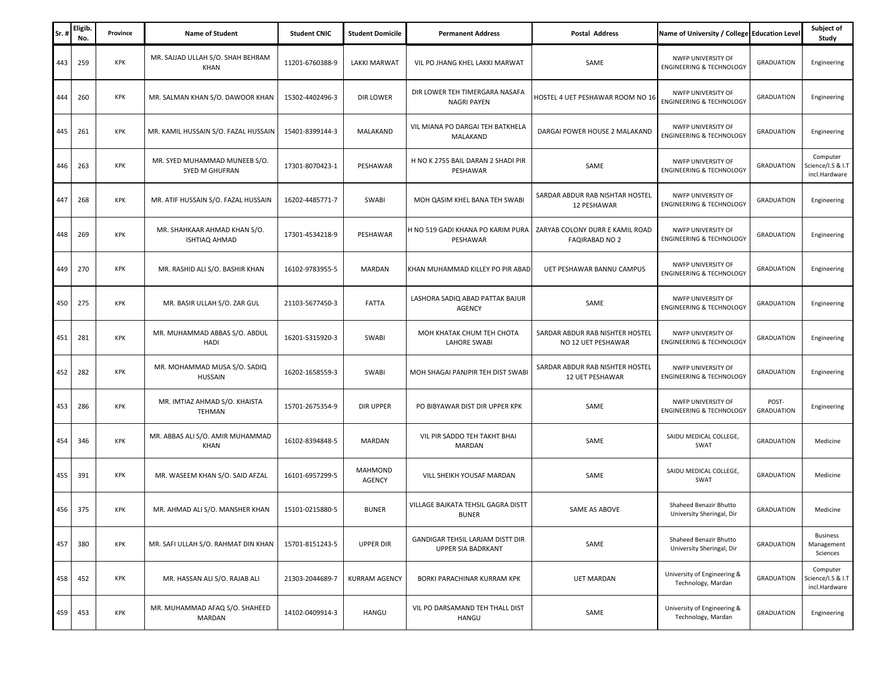| Sr. # | Eligib. No. | Province | Name of Student | Student CNIC | Student Domicile | Permanent Address | Postal Address | Name of University / College | Education Level | Subject of Study |
|---|---|---|---|---|---|---|---|---|---|---|
| 443 | 259 | KPK | MR. SAJJAD ULLAH S/O. SHAH BEHRAM KHAN | 11201-6760388-9 | LAKKI MARWAT | VIL PO JHANG KHEL LAKKI MARWAT | SAME | NWFP UNIVERSITY OF ENGINEERING & TECHNOLOGY | GRADUATION | Engineering |
| 444 | 260 | KPK | MR. SALMAN KHAN S/O. DAWOOR KHAN | 15302-4402496-3 | DIR LOWER | DIR LOWER TEH TIMERGARA NASAFA NAGRI PAYEN | HOSTEL 4 UET PESHAWAR ROOM NO 16 | NWFP UNIVERSITY OF ENGINEERING & TECHNOLOGY | GRADUATION | Engineering |
| 445 | 261 | KPK | MR. KAMIL HUSSAIN S/O. FAZAL HUSSAIN | 15401-8399144-3 | MALAKAND | VIL MIANA PO DARGAI TEH BATKHELA MALAKAND | DARGAI POWER HOUSE 2 MALAKAND | NWFP UNIVERSITY OF ENGINEERING & TECHNOLOGY | GRADUATION | Engineering |
| 446 | 263 | KPK | MR. SYED MUHAMMAD MUNEEB S/O. SYED M GHUFRAN | 17301-8070423-1 | PESHAWAR | H NO K 2755 BAIL DARAN 2 SHADI PIR PESHAWAR | SAME | NWFP UNIVERSITY OF ENGINEERING & TECHNOLOGY | GRADUATION | Computer Science/I.S & I.T incl.Hardware |
| 447 | 268 | KPK | MR. ATIF HUSSAIN S/O. FAZAL HUSSAIN | 16202-4485771-7 | SWABI | MOH QASIM KHEL BANA TEH SWABI | SARDAR ABDUR RAB NISHTAR HOSTEL 12 PESHAWAR | NWFP UNIVERSITY OF ENGINEERING & TECHNOLOGY | GRADUATION | Engineering |
| 448 | 269 | KPK | MR. SHAHKAAR AHMAD KHAN S/O. ISHTIAQ AHMAD | 17301-4534218-9 | PESHAWAR | H NO 519 GADI KHANA PO KARIM PURA PESHAWAR | ZARYAB COLONY DURR E KAMIL ROAD FAQIRABAD NO 2 | NWFP UNIVERSITY OF ENGINEERING & TECHNOLOGY | GRADUATION | Engineering |
| 449 | 270 | KPK | MR. RASHID ALI S/O. BASHIR KHAN | 16102-9783955-5 | MARDAN | KHAN MUHAMMAD KILLEY PO PIR ABAD | UET PESHAWAR BANNU CAMPUS | NWFP UNIVERSITY OF ENGINEERING & TECHNOLOGY | GRADUATION | Engineering |
| 450 | 275 | KPK | MR. BASIR ULLAH S/O. ZAR GUL | 21103-5677450-3 | FATTA | LASHORA SADIQ ABAD PATTAK BAJUR AGENCY | SAME | NWFP UNIVERSITY OF ENGINEERING & TECHNOLOGY | GRADUATION | Engineering |
| 451 | 281 | KPK | MR. MUHAMMAD ABBAS S/O. ABDUL HADI | 16201-5315920-3 | SWABI | MOH KHATAK CHUM TEH CHOTA LAHORE SWABI | SARDAR ABDUR RAB NISHTER HOSTEL NO 12 UET PESHAWAR | NWFP UNIVERSITY OF ENGINEERING & TECHNOLOGY | GRADUATION | Engineering |
| 452 | 282 | KPK | MR. MOHAMMAD MUSA S/O. SADIQ HUSSAIN | 16202-1658559-3 | SWABI | MOH SHAGAI PANJPIR TEH DIST SWABI | SARDAR ABDUR RAB NISHTER HOSTEL 12 UET PESHAWAR | NWFP UNIVERSITY OF ENGINEERING & TECHNOLOGY | GRADUATION | Engineering |
| 453 | 286 | KPK | MR. IMTIAZ AHMAD S/O. KHAISTA TEHMAN | 15701-2675354-9 | DIR UPPER | PO BIBYAWAR DIST DIR UPPER KPK | SAME | NWFP UNIVERSITY OF ENGINEERING & TECHNOLOGY | POST-GRADUATION | Engineering |
| 454 | 346 | KPK | MR. ABBAS ALI S/O. AMIR MUHAMMAD KHAN | 16102-8394848-5 | MARDAN | VIL PIR SADDO TEH TAKHT BHAI MARDAN | SAME | SAIDU MEDICAL COLLEGE, SWAT | GRADUATION | Medicine |
| 455 | 391 | KPK | MR. WASEEM KHAN S/O. SAID AFZAL | 16101-6957299-5 | MAHMOND AGENCY | VILL SHEIKH YOUSAF MARDAN | SAME | SAIDU MEDICAL COLLEGE, SWAT | GRADUATION | Medicine |
| 456 | 375 | KPK | MR. AHMAD ALI S/O. MANSHER KHAN | 15101-0215880-5 | BUNER | VILLAGE BAJKATA TEHSIL GAGRA DISTT BUNER | SAME AS ABOVE | Shaheed Benazir Bhutto University Sheringal, Dir | GRADUATION | Medicine |
| 457 | 380 | KPK | MR. SAFI ULLAH S/O. RAHMAT DIN KHAN | 15701-8151243-5 | UPPER DIR | GANDIGAR TEHSIL LARJAM DISTT DIR UPPER SIA BADRKANT | SAME | Shaheed Benazir Bhutto University Sheringal, Dir | GRADUATION | Business Management Sciences |
| 458 | 452 | KPK | MR. HASSAN ALI S/O. RAJAB ALI | 21303-2044689-7 | KURRAM AGENCY | BORKI PARACHINAR KURRAM KPK | UET MARDAN | University of Engineering & Technology, Mardan | GRADUATION | Computer Science/I.S & I.T incl.Hardware |
| 459 | 453 | KPK | MR. MUHAMMAD AFAQ S/O. SHAHEED MARDAN | 14102-0409914-3 | HANGU | VIL PO DARSAMAND TEH THALL DIST HANGU | SAME | University of Engineering & Technology, Mardan | GRADUATION | Engineering |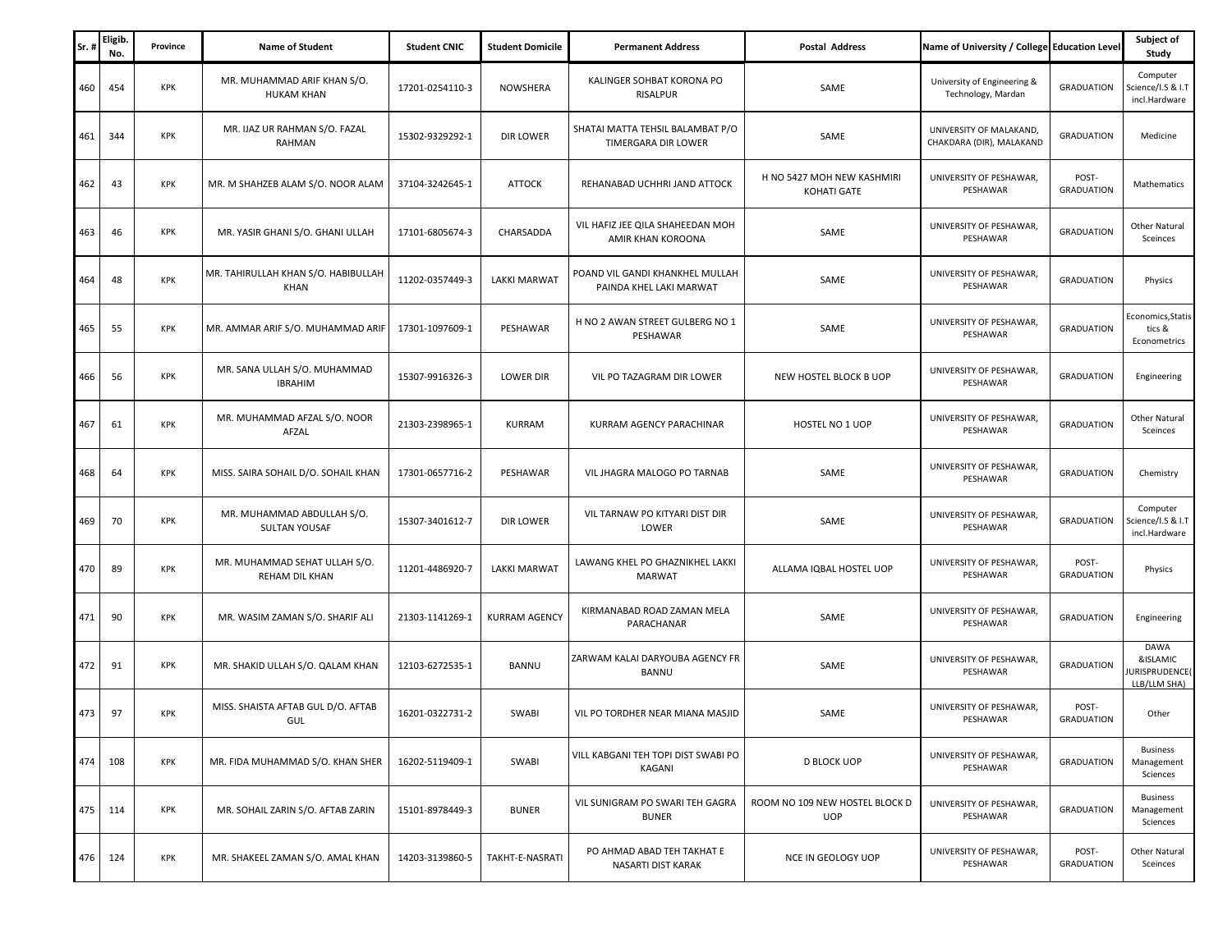| Sr. # | Eligib. No. | Province | Name of Student | Student CNIC | Student Domicile | Permanent Address | Postal Address | Name of University / College | Education Level | Subject of Study |
|---|---|---|---|---|---|---|---|---|---|---|
| 460 | 454 | KPK | MR. MUHAMMAD ARIF KHAN S/O. HUKAM KHAN | 17201-0254110-3 | NOWSHERA | KALINGER SOHBAT KORONA PO RISALPUR | SAME | University of Engineering & Technology, Mardan | GRADUATION | Computer Science/I.S & I.T incl.Hardware |
| 461 | 344 | KPK | MR. IJAZ UR RAHMAN S/O. FAZAL RAHMAN | 15302-9329292-1 | DIR LOWER | SHATAI MATTA TEHSIL BALAMBAT P/O TIMERGARA DIR LOWER | SAME | UNIVERSITY OF MALAKAND, CHAKDARA (DIR), MALAKAND | GRADUATION | Medicine |
| 462 | 43 | KPK | MR. M SHAHZEB ALAM S/O. NOOR ALAM | 37104-3242645-1 | ATTOCK | REHANABAD UCHHRI JAND ATTOCK | H NO 5427 MOH NEW KASHMIRI KOHATI GATE | UNIVERSITY OF PESHAWAR, PESHAWAR | POST-GRADUATION | Mathematics |
| 463 | 46 | KPK | MR. YASIR GHANI S/O. GHANI ULLAH | 17101-6805674-3 | CHARSADDA | VIL HAFIZ JEE QILA SHAHEEDAN MOH AMIR KHAN KOROONA | SAME | UNIVERSITY OF PESHAWAR, PESHAWAR | GRADUATION | Other Natural Sceinces |
| 464 | 48 | KPK | MR. TAHIRULLAH KHAN S/O. HABIBULLAH KHAN | 11202-0357449-3 | LAKKI MARWAT | POAND VIL GANDI KHANKHEL MULLAH PAINDA KHEL LAKI MARWAT | SAME | UNIVERSITY OF PESHAWAR, PESHAWAR | GRADUATION | Physics |
| 465 | 55 | KPK | MR. AMMAR ARIF S/O. MUHAMMAD ARIF | 17301-1097609-1 | PESHAWAR | H NO 2 AWAN STREET GULBERG NO 1 PESHAWAR | SAME | UNIVERSITY OF PESHAWAR, PESHAWAR | GRADUATION | Economics,Statistics & Econometrics |
| 466 | 56 | KPK | MR. SANA ULLAH S/O. MUHAMMAD IBRAHIM | 15307-9916326-3 | LOWER DIR | VIL PO TAZAGRAM DIR LOWER | NEW HOSTEL BLOCK B UOP | UNIVERSITY OF PESHAWAR, PESHAWAR | GRADUATION | Engineering |
| 467 | 61 | KPK | MR. MUHAMMAD AFZAL S/O. NOOR AFZAL | 21303-2398965-1 | KURRAM | KURRAM AGENCY PARACHINAR | HOSTEL NO 1 UOP | UNIVERSITY OF PESHAWAR, PESHAWAR | GRADUATION | Other Natural Sceinces |
| 468 | 64 | KPK | MISS. SAIRA SOHAIL D/O. SOHAIL KHAN | 17301-0657716-2 | PESHAWAR | VIL JHAGRA MALOGO PO TARNAB | SAME | UNIVERSITY OF PESHAWAR, PESHAWAR | GRADUATION | Chemistry |
| 469 | 70 | KPK | MR. MUHAMMAD ABDULLAH S/O. SULTAN YOUSAF | 15307-3401612-7 | DIR LOWER | VIL TARNAW PO KITYARI DIST DIR LOWER | SAME | UNIVERSITY OF PESHAWAR, PESHAWAR | GRADUATION | Computer Science/I.S & I.T incl.Hardware |
| 470 | 89 | KPK | MR. MUHAMMAD SEHAT ULLAH S/O. REHAM DIL KHAN | 11201-4486920-7 | LAKKI MARWAT | LAWANG KHEL PO GHAZNIKHEL LAKKI MARWAT | ALLAMA IQBAL HOSTEL UOP | UNIVERSITY OF PESHAWAR, PESHAWAR | POST-GRADUATION | Physics |
| 471 | 90 | KPK | MR. WASIM ZAMAN S/O. SHARIF ALI | 21303-1141269-1 | KURRAM AGENCY | KIRMANABAD ROAD ZAMAN MELA PARACHANAR | SAME | UNIVERSITY OF PESHAWAR, PESHAWAR | GRADUATION | Engineering |
| 472 | 91 | KPK | MR. SHAKID ULLAH S/O. QALAM KHAN | 12103-6272535-1 | BANNU | ZARWAM KALAI DARYOUBA AGENCY FR BANNU | SAME | UNIVERSITY OF PESHAWAR, PESHAWAR | GRADUATION | DAWA &ISLAMIC JURISPRUDENCE( LLB/LLM SHA) |
| 473 | 97 | KPK | MISS. SHAISTA AFTAB GUL D/O. AFTAB GUL | 16201-0322731-2 | SWABI | VIL PO TORDHER NEAR MIANA MASJID | SAME | UNIVERSITY OF PESHAWAR, PESHAWAR | POST-GRADUATION | Other |
| 474 | 108 | KPK | MR. FIDA MUHAMMAD S/O. KHAN SHER | 16202-5119409-1 | SWABI | VILL KABGANI TEH TOPI DIST SWABI PO KAGANI | D BLOCK UOP | UNIVERSITY OF PESHAWAR, PESHAWAR | GRADUATION | Business Management Sciences |
| 475 | 114 | KPK | MR. SOHAIL ZARIN S/O. AFTAB ZARIN | 15101-8978449-3 | BUNER | VIL SUNIGRAM PO SWARI TEH GAGRA BUNER | ROOM NO 109 NEW HOSTEL BLOCK D UOP | UNIVERSITY OF PESHAWAR, PESHAWAR | GRADUATION | Business Management Sciences |
| 476 | 124 | KPK | MR. SHAKEEL ZAMAN S/O. AMAL KHAN | 14203-3139860-5 | TAKHT-E-NASRATI | PO AHMAD ABAD TEH TAKHAT E NASARTI DIST KARAK | NCE IN GEOLOGY UOP | UNIVERSITY OF PESHAWAR, PESHAWAR | POST-GRADUATION | Other Natural Sceinces |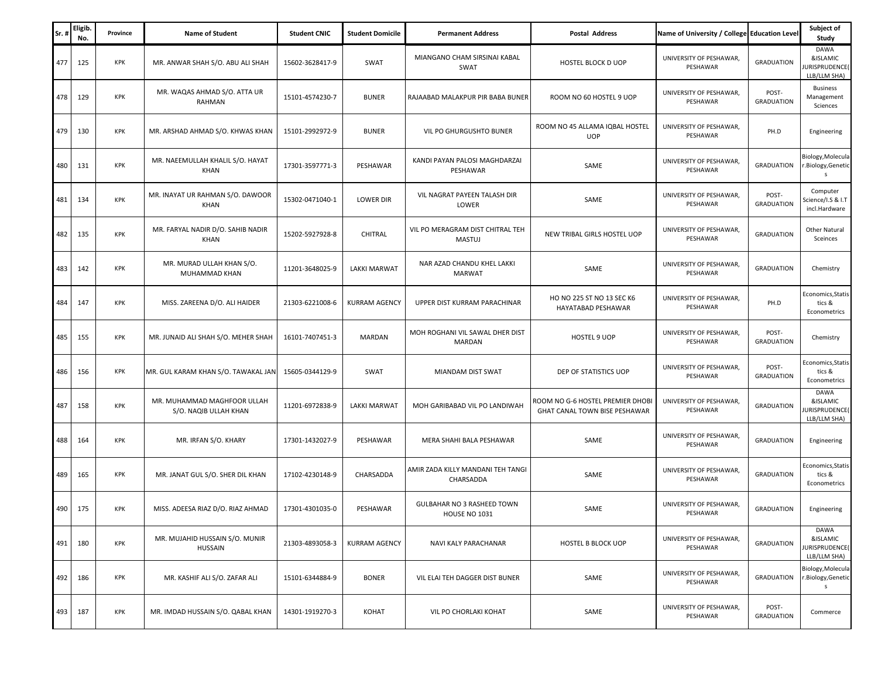| Sr. # | Eligib. No. | Province | Name of Student | Student CNIC | Student Domicile | Permanent Address | Postal Address | Name of University / College | Education Level | Subject of Study |
|---|---|---|---|---|---|---|---|---|---|---|
| 477 | 125 | KPK | MR. ANWAR SHAH S/O. ABU ALI SHAH | 15602-3628417-9 | SWAT | MIANGANO CHAM SIRSINAI KABAL SWAT | HOSTEL BLOCK D UOP | UNIVERSITY OF PESHAWAR, PESHAWAR | GRADUATION | DAWA &ISLAMIC JURISPRUDENCE( LLB/LLM SHA) |
| 478 | 129 | KPK | MR. WAQAS AHMAD S/O. ATTA UR RAHMAN | 15101-4574230-7 | BUNER | RAJAABAD MALAKPUR PIR BABA BUNER | ROOM NO 60 HOSTEL 9 UOP | UNIVERSITY OF PESHAWAR, PESHAWAR | POST-GRADUATION | Business Management Sciences |
| 479 | 130 | KPK | MR. ARSHAD AHMAD S/O. KHWAS KHAN | 15101-2992972-9 | BUNER | VIL PO GHURGUSHTO BUNER | ROOM NO 45 ALLAMA IQBAL HOSTEL UOP | UNIVERSITY OF PESHAWAR, PESHAWAR | PH.D | Engineering |
| 480 | 131 | KPK | MR. NAEEMULLAH KHALIL S/O. HAYAT KHAN | 17301-3597771-3 | PESHAWAR | KANDI PAYAN PALOSI MAGHDARZAI PESHAWAR | SAME | UNIVERSITY OF PESHAWAR, PESHAWAR | GRADUATION | Biology,Molecular.Biology,Genetics |
| 481 | 134 | KPK | MR. INAYAT UR RAHMAN S/O. DAWOOR KHAN | 15302-0471040-1 | LOWER DIR | VIL NAGRAT PAYEEN TALASH DIR LOWER | SAME | UNIVERSITY OF PESHAWAR, PESHAWAR | POST-GRADUATION | Computer Science/I.S & I.T incl.Hardware |
| 482 | 135 | KPK | MR. FARYAL NADIR D/O. SAHIB NADIR KHAN | 15202-5927928-8 | CHITRAL | VIL PO MERAGRAM DIST CHITRAL TEH MASTUJ | NEW TRIBAL GIRLS HOSTEL UOP | UNIVERSITY OF PESHAWAR, PESHAWAR | GRADUATION | Other Natural Sceinces |
| 483 | 142 | KPK | MR. MURAD ULLAH KHAN S/O. MUHAMMAD KHAN | 11201-3648025-9 | LAKKI MARWAT | NAR AZAD CHANDU KHEL LAKKI MARWAT | SAME | UNIVERSITY OF PESHAWAR, PESHAWAR | GRADUATION | Chemistry |
| 484 | 147 | KPK | MISS. ZAREENA D/O. ALI HAIDER | 21303-6221008-6 | KURRAM AGENCY | UPPER DIST KURRAM PARACHINAR | HO NO 225 ST NO 13 SEC K6 HAYATABAD PESHAWAR | UNIVERSITY OF PESHAWAR, PESHAWAR | PH.D | Economics,Statistics & Econometrics |
| 485 | 155 | KPK | MR. JUNAID ALI SHAH S/O. MEHER SHAH | 16101-7407451-3 | MARDAN | MOH ROGHANI VIL SAWAL DHER DIST MARDAN | HOSTEL 9 UOP | UNIVERSITY OF PESHAWAR, PESHAWAR | POST-GRADUATION | Chemistry |
| 486 | 156 | KPK | MR. GUL KARAM KHAN S/O. TAWAKAL JAN | 15605-0344129-9 | SWAT | MIANDAM DIST SWAT | DEP OF STATISTICS UOP | UNIVERSITY OF PESHAWAR, PESHAWAR | POST-GRADUATION | Economics,Statistics & Econometrics |
| 487 | 158 | KPK | MR. MUHAMMAD MAGHFOOR ULLAH S/O. NAQIB ULLAH KHAN | 11201-6972838-9 | LAKKI MARWAT | MOH GARIBABAD VIL PO LANDIWAH | ROOM NO G-6 HOSTEL PREMIER DHOBI GHAT CANAL TOWN BISE PESHAWAR | UNIVERSITY OF PESHAWAR, PESHAWAR | GRADUATION | DAWA &ISLAMIC JURISPRUDENCE( LLB/LLM SHA) |
| 488 | 164 | KPK | MR. IRFAN S/O. KHARY | 17301-1432027-9 | PESHAWAR | MERA SHAHI BALA PESHAWAR | SAME | UNIVERSITY OF PESHAWAR, PESHAWAR | GRADUATION | Engineering |
| 489 | 165 | KPK | MR. JANAT GUL S/O. SHER DIL KHAN | 17102-4230148-9 | CHARSADDA | AMIR ZADA KILLY MANDANI TEH TANGI CHARSADDA | SAME | UNIVERSITY OF PESHAWAR, PESHAWAR | GRADUATION | Economics,Statistics & Econometrics |
| 490 | 175 | KPK | MISS. ADEESA RIAZ D/O. RIAZ AHMAD | 17301-4301035-0 | PESHAWAR | GULBAHAR NO 3 RASHEED TOWN HOUSE NO 1031 | SAME | UNIVERSITY OF PESHAWAR, PESHAWAR | GRADUATION | Engineering |
| 491 | 180 | KPK | MR. MUJAHID HUSSAIN S/O. MUNIR HUSSAIN | 21303-4893058-3 | KURRAM AGENCY | NAVI KALY PARACHANAR | HOSTEL B BLOCK UOP | UNIVERSITY OF PESHAWAR, PESHAWAR | GRADUATION | DAWA &ISLAMIC JURISPRUDENCE( LLB/LLM SHA) |
| 492 | 186 | KPK | MR. KASHIF ALI S/O. ZAFAR ALI | 15101-6344884-9 | BONER | VIL ELAI TEH DAGGER DIST BUNER | SAME | UNIVERSITY OF PESHAWAR, PESHAWAR | GRADUATION | Biology,Molecular.Biology,Genetics |
| 493 | 187 | KPK | MR. IMDAD HUSSAIN S/O. QABAL KHAN | 14301-1919270-3 | KOHAT | VIL PO CHORLAKI KOHAT | SAME | UNIVERSITY OF PESHAWAR, PESHAWAR | POST-GRADUATION | Commerce |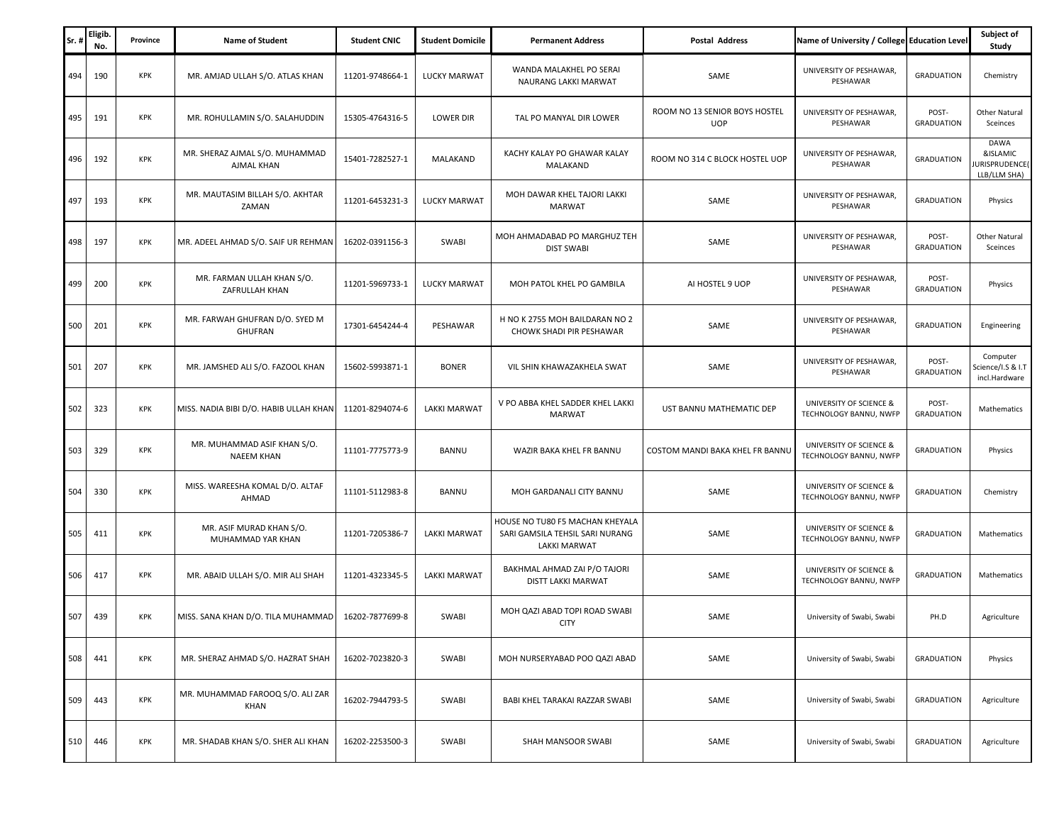| Sr. # | Eligib. No. | Province | Name of Student | Student CNIC | Student Domicile | Permanent Address | Postal Address | Name of University / College | Education Level | Subject of Study |
|---|---|---|---|---|---|---|---|---|---|---|
| 494 | 190 | KPK | MR. AMJAD ULLAH S/O. ATLAS KHAN | 11201-9748664-1 | LUCKY MARWAT | WANDA MALAKHEL PO SERAI NAURANG LAKKI MARWAT | SAME | UNIVERSITY OF PESHAWAR, PESHAWAR | GRADUATION | Chemistry |
| 495 | 191 | KPK | MR. ROHULLAMIN S/O. SALAHUDDIN | 15305-4764316-5 | LOWER DIR | TAL PO MANYAL DIR LOWER | ROOM NO 13 SENIOR BOYS HOSTEL UOP | UNIVERSITY OF PESHAWAR, PESHAWAR | POST-GRADUATION | Other Natural Sceinces |
| 496 | 192 | KPK | MR. SHERAZ AJMAL S/O. MUHAMMAD AJMAL KHAN | 15401-7282527-1 | MALAKAND | KACHY KALAY PO GHAWAR KALAY MALAKAND | ROOM NO 314 C BLOCK HOSTEL UOP | UNIVERSITY OF PESHAWAR, PESHAWAR | GRADUATION | DAWA &ISLAMIC JURISPRUDENCE( LLB/LLM SHA) |
| 497 | 193 | KPK | MR. MAUTASIM BILLAH S/O. AKHTAR ZAMAN | 11201-6453231-3 | LUCKY MARWAT | MOH DAWAR KHEL TAJORI LAKKI MARWAT | SAME | UNIVERSITY OF PESHAWAR, PESHAWAR | GRADUATION | Physics |
| 498 | 197 | KPK | MR. ADEEL AHMAD S/O. SAIF UR REHMAN | 16202-0391156-3 | SWABI | MOH AHMADABAD PO MARGHUZ TEH DIST SWABI | SAME | UNIVERSITY OF PESHAWAR, PESHAWAR | POST-GRADUATION | Other Natural Sceinces |
| 499 | 200 | KPK | MR. FARMAN ULLAH KHAN S/O. ZAFRULLAH KHAN | 11201-5969733-1 | LUCKY MARWAT | MOH PATOL KHEL PO GAMBILA | AI HOSTEL 9 UOP | UNIVERSITY OF PESHAWAR, PESHAWAR | POST-GRADUATION | Physics |
| 500 | 201 | KPK | MR. FARWAH GHUFRAN D/O. SYED M GHUFRAN | 17301-6454244-4 | PESHAWAR | H NO K 2755 MOH BAILDARAN NO 2 CHOWK SHADI PIR PESHAWAR | SAME | UNIVERSITY OF PESHAWAR, PESHAWAR | GRADUATION | Engineering |
| 501 | 207 | KPK | MR. JAMSHED ALI S/O. FAZOOL KHAN | 15602-5993871-1 | BONER | VIL SHIN KHAWAZAKHELA SWAT | SAME | UNIVERSITY OF PESHAWAR, PESHAWAR | POST-GRADUATION | Computer Science/I.S & I.T incl.Hardware |
| 502 | 323 | KPK | MISS. NADIA BIBI D/O. HABIB ULLAH KHAN | 11201-8294074-6 | LAKKI MARWAT | V PO ABBA KHEL SADDER KHEL LAKKI MARWAT | UST BANNU MATHEMATIC DEP | UNIVERSITY OF SCIENCE & TECHNOLOGY BANNU, NWFP | POST-GRADUATION | Mathematics |
| 503 | 329 | KPK | MR. MUHAMMAD ASIF KHAN S/O. NAEEM KHAN | 11101-7775773-9 | BANNU | WAZIR BAKA KHEL FR BANNU | COSTOM MANDI BAKA KHEL FR BANNU | UNIVERSITY OF SCIENCE & TECHNOLOGY BANNU, NWFP | GRADUATION | Physics |
| 504 | 330 | KPK | MISS. WAREESHA KOMAL D/O. ALTAF AHMAD | 11101-5112983-8 | BANNU | MOH GARDANALI CITY BANNU | SAME | UNIVERSITY OF SCIENCE & TECHNOLOGY BANNU, NWFP | GRADUATION | Chemistry |
| 505 | 411 | KPK | MR. ASIF MURAD KHAN S/O. MUHAMMAD YAR KHAN | 11201-7205386-7 | LAKKI MARWAT | HOUSE NO TU80 F5 MACHAN KHEYALA SARI GAMSILA TEHSIL SARI NURANG LAKKI MARWAT | SAME | UNIVERSITY OF SCIENCE & TECHNOLOGY BANNU, NWFP | GRADUATION | Mathematics |
| 506 | 417 | KPK | MR. ABAID ULLAH S/O. MIR ALI SHAH | 11201-4323345-5 | LAKKI MARWAT | BAKHMAL AHMAD ZAI P/O TAJORI DISTT LAKKI MARWAT | SAME | UNIVERSITY OF SCIENCE & TECHNOLOGY BANNU, NWFP | GRADUATION | Mathematics |
| 507 | 439 | KPK | MISS. SANA KHAN D/O. TILA MUHAMMAD | 16202-7877699-8 | SWABI | MOH QAZI ABAD TOPI ROAD SWABI CITY | SAME | University of Swabi, Swabi | PH.D | Agriculture |
| 508 | 441 | KPK | MR. SHERAZ AHMAD S/O. HAZRAT SHAH | 16202-7023820-3 | SWABI | MOH NURSERYABAD POO QAZI ABAD | SAME | University of Swabi, Swabi | GRADUATION | Physics |
| 509 | 443 | KPK | MR. MUHAMMAD FAROOQ S/O. ALI ZAR KHAN | 16202-7944793-5 | SWABI | BABI KHEL TARAKAI RAZZAR SWABI | SAME | University of Swabi, Swabi | GRADUATION | Agriculture |
| 510 | 446 | KPK | MR. SHADAB KHAN S/O. SHER ALI KHAN | 16202-2253500-3 | SWABI | SHAH MANSOOR SWABI | SAME | University of Swabi, Swabi | GRADUATION | Agriculture |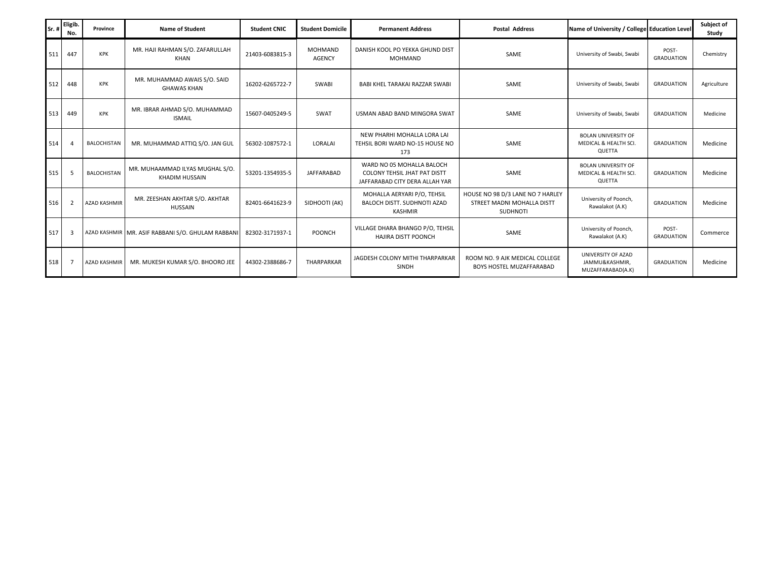| Sr. # | Eligib. No. | Province | Name of Student | Student CNIC | Student Domicile | Permanent Address | Postal Address | Name of University / College | Education Level | Subject of Study |
|---|---|---|---|---|---|---|---|---|---|---|
| 511 | 447 | KPK | MR. HAJI RAHMAN S/O. ZAFARULLAH KHAN | 21403-6083815-3 | MOHMAND AGENCY | DANISH KOOL PO YEKKA GHUND DIST MOHMAND | SAME | University of Swabi, Swabi | POST-GRADUATION | Chemistry |
| 512 | 448 | KPK | MR. MUHAMMAD AWAIS S/O. SAID GHAWAS KHAN | 16202-6265722-7 | SWABI | BABI KHEL TARAKAI RAZZAR SWABI | SAME | University of Swabi, Swabi | GRADUATION | Agriculture |
| 513 | 449 | KPK | MR. IBRAR AHMAD S/O. MUHAMMAD ISMAIL | 15607-0405249-5 | SWAT | USMAN ABAD BAND MINGORA SWAT | SAME | University of Swabi, Swabi | GRADUATION | Medicine |
| 514 | 4 | BALOCHISTAN | MR. MUHAMMAD ATTIQ S/O. JAN GUL | 56302-1087572-1 | LORALAI | NEW PHARHI MOHALLA LORA LAI TEHSIL BORI WARD NO-15 HOUSE NO 173 | SAME | BOLAN UNIVERSITY OF MEDICAL & HEALTH SCI. QUETTA | GRADUATION | Medicine |
| 515 | 5 | BALOCHISTAN | MR. MUHAAMMAD ILYAS MUGHAL S/O. KHADIM HUSSAIN | 53201-1354935-5 | JAFFARABAD | WARD NO 05 MOHALLA BALOCH COLONY TEHSIL JHAT PAT DISTT JAFFARABAD CITY DERA ALLAH YAR | SAME | BOLAN UNIVERSITY OF MEDICAL & HEALTH SCI. QUETTA | GRADUATION | Medicine |
| 516 | 2 | AZAD KASHMIR | MR. ZEESHAN AKHTAR S/O. AKHTAR HUSSAIN | 82401-6641623-9 | SIDHOOTI (AK) | MOHALLA AERYARI P/O, TEHSIL BALOCH DISTT. SUDHNOTI AZAD KASHMIR | HOUSE NO 98 D/3 LANE NO 7 HARLEY STREET MADNI MOHALLA DISTT SUDHNOTI | University of Poonch, Rawalakot (A.K) | GRADUATION | Medicine |
| 517 | 3 | AZAD KASHMIR | MR. ASIF RABBANI S/O. GHULAM RABBANI | 82302-3171937-1 | POONCH | VILLAGE DHARA BHANGO P/O, TEHSIL HAJIRA DISTT POONCH | SAME | University of Poonch, Rawalakot (A.K) | POST-GRADUATION | Commerce |
| 518 | 7 | AZAD KASHMIR | MR. MUKESH KUMAR S/O. BHOORO JEE | 44302-2388686-7 | THARPARKAR | JAGDESH COLONY MITHI THARPARKAR SINDH | ROOM NO. 9 AJK MEDICAL COLLEGE BOYS HOSTEL MUZAFFARABAD | UNIVERSITY OF AZAD JAMMU&KASHMIR, MUZAFFARABAD(A.K) | GRADUATION | Medicine |